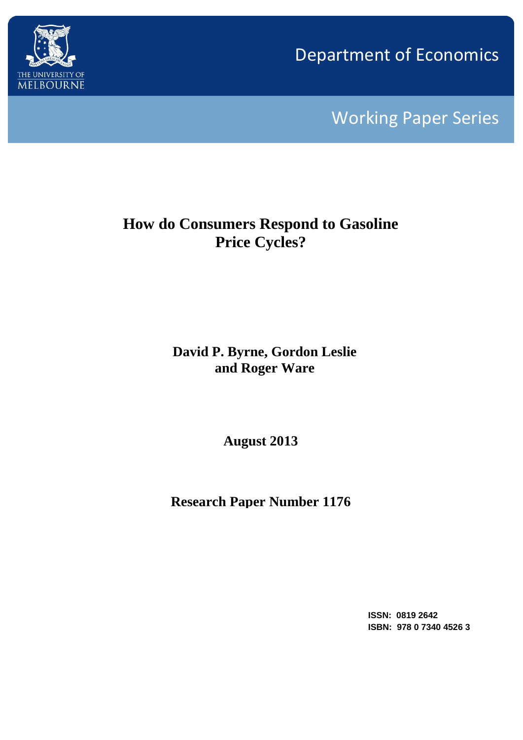THE UNIVERSITY OF MELBOURNE

Department of Economics

Working Paper Series

# How do Consumers Respond to Gasoline Price Cycles?

**David P. Byrne, Gordon Leslie and Roger Ware**

**August 2013**

**Research Paper Number 1176**

**ISSN: 0819 2642**
**ISBN: 978 0 7340 4526 3**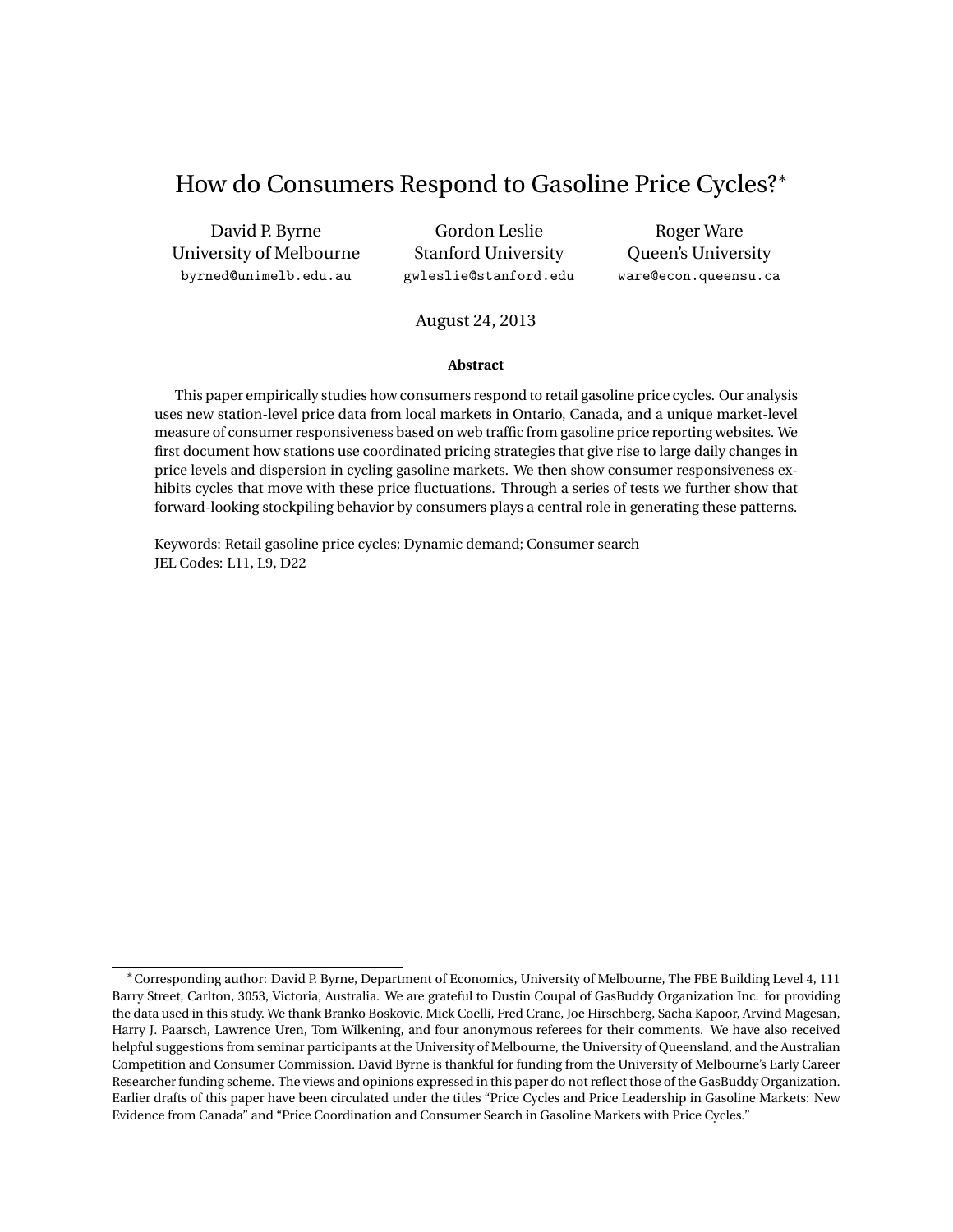# How do Consumers Respond to Gasoline Price Cycles?*

David P. Byrne
University of Melbourne
byrned@unimelb.edu.au

Gordon Leslie
Stanford University
gwleslie@stanford.edu

Roger Ware
Queen's University
ware@econ.queensu.ca

August 24, 2013

**Abstract**

This paper empirically studies how consumers respond to retail gasoline price cycles. Our analysis uses new station-level price data from local markets in Ontario, Canada, and a unique market-level measure of consumer responsiveness based on web traffic from gasoline price reporting websites. We first document how stations use coordinated pricing strategies that give rise to large daily changes in price levels and dispersion in cycling gasoline markets. We then show consumer responsiveness exhibits cycles that move with these price fluctuations. Through a series of tests we further show that forward-looking stockpiling behavior by consumers plays a central role in generating these patterns.

Keywords: Retail gasoline price cycles; Dynamic demand; Consumer search
JEL Codes: L11, L9, D22

*Corresponding author: David P. Byrne, Department of Economics, University of Melbourne, The FBE Building Level 4, 111 Barry Street, Carlton, 3053, Victoria, Australia. We are grateful to Dustin Coupal of GasBuddy Organization Inc. for providing the data used in this study. We thank Branko Boskovic, Mick Coelli, Fred Crane, Joe Hirschberg, Sacha Kapoor, Arvind Magesan, Harry J. Paarsch, Lawrence Uren, Tom Wilkening, and four anonymous referees for their comments. We have also received helpful suggestions from seminar participants at the University of Melbourne, the University of Queensland, and the Australian Competition and Consumer Commission. David Byrne is thankful for funding from the University of Melbourne's Early Career Researcher funding scheme. The views and opinions expressed in this paper do not reflect those of the GasBuddy Organization. Earlier drafts of this paper have been circulated under the titles "Price Cycles and Price Leadership in Gasoline Markets: New Evidence from Canada" and "Price Coordination and Consumer Search in Gasoline Markets with Price Cycles."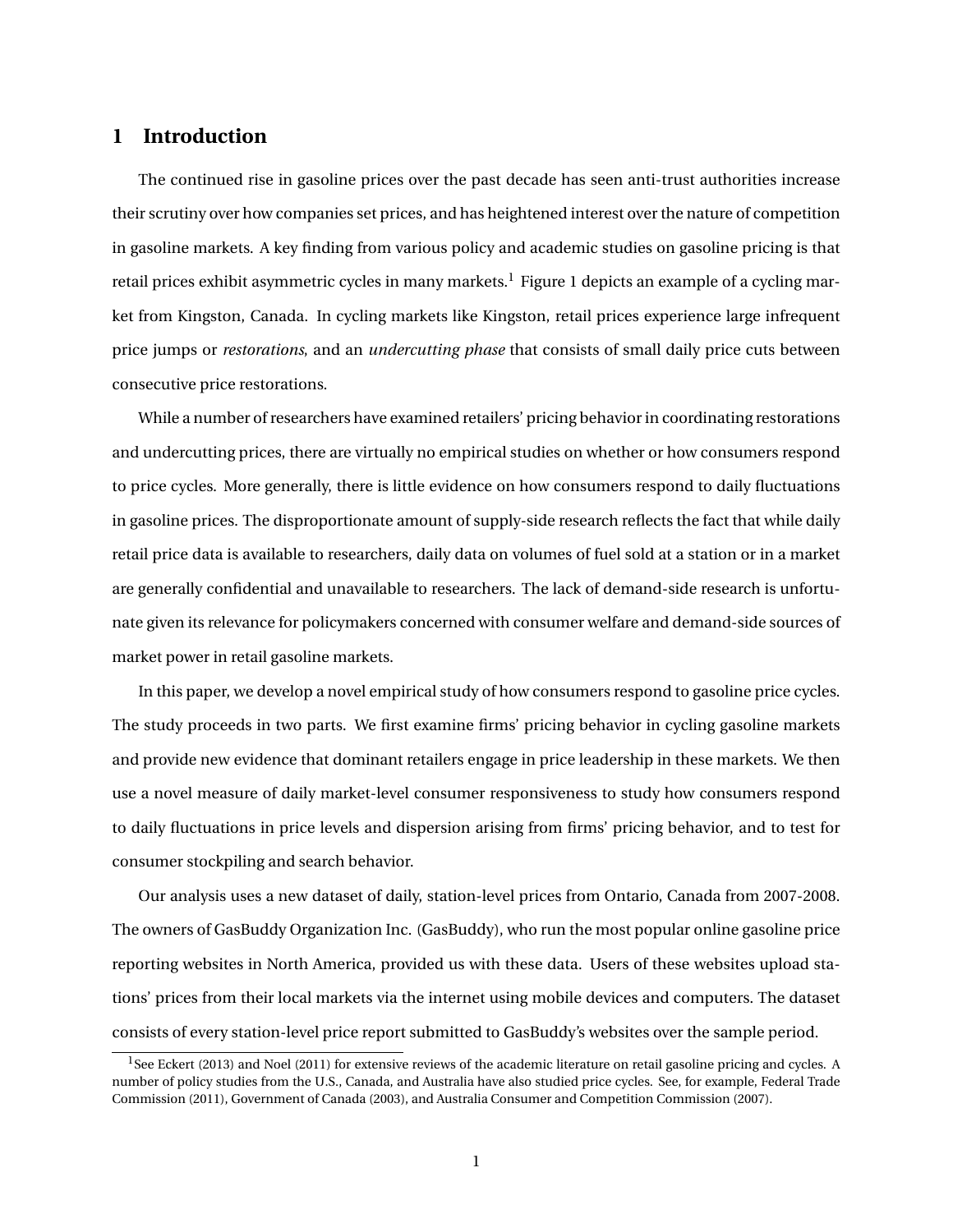# 1 Introduction

The continued rise in gasoline prices over the past decade has seen anti-trust authorities increase their scrutiny over how companies set prices, and has heightened interest over the nature of competition in gasoline markets. A key finding from various policy and academic studies on gasoline pricing is that retail prices exhibit asymmetric cycles in many markets.[1] Figure 1 depicts an example of a cycling market from Kingston, Canada. In cycling markets like Kingston, retail prices experience large infrequent price jumps or *restorations*, and an *undercutting phase* that consists of small daily price cuts between consecutive price restorations.

While a number of researchers have examined retailers' pricing behavior in coordinating restorations and undercutting prices, there are virtually no empirical studies on whether or how consumers respond to price cycles. More generally, there is little evidence on how consumers respond to daily fluctuations in gasoline prices. The disproportionate amount of supply-side research reflects the fact that while daily retail price data is available to researchers, daily data on volumes of fuel sold at a station or in a market are generally confidential and unavailable to researchers. The lack of demand-side research is unfortunate given its relevance for policymakers concerned with consumer welfare and demand-side sources of market power in retail gasoline markets.

In this paper, we develop a novel empirical study of how consumers respond to gasoline price cycles. The study proceeds in two parts. We first examine firms' pricing behavior in cycling gasoline markets and provide new evidence that dominant retailers engage in price leadership in these markets. We then use a novel measure of daily market-level consumer responsiveness to study how consumers respond to daily fluctuations in price levels and dispersion arising from firms' pricing behavior, and to test for consumer stockpiling and search behavior.

Our analysis uses a new dataset of daily, station-level prices from Ontario, Canada from 2007-2008. The owners of GasBuddy Organization Inc. (GasBuddy), who run the most popular online gasoline price reporting websites in North America, provided us with these data. Users of these websites upload stations' prices from their local markets via the internet using mobile devices and computers. The dataset consists of every station-level price report submitted to GasBuddy's websites over the sample period.

[1] See Eckert (2013) and Noel (2011) for extensive reviews of the academic literature on retail gasoline pricing and cycles. A number of policy studies from the U.S., Canada, and Australia have also studied price cycles. See, for example, Federal Trade Commission (2011), Government of Canada (2003), and Australia Consumer and Competition Commission (2007).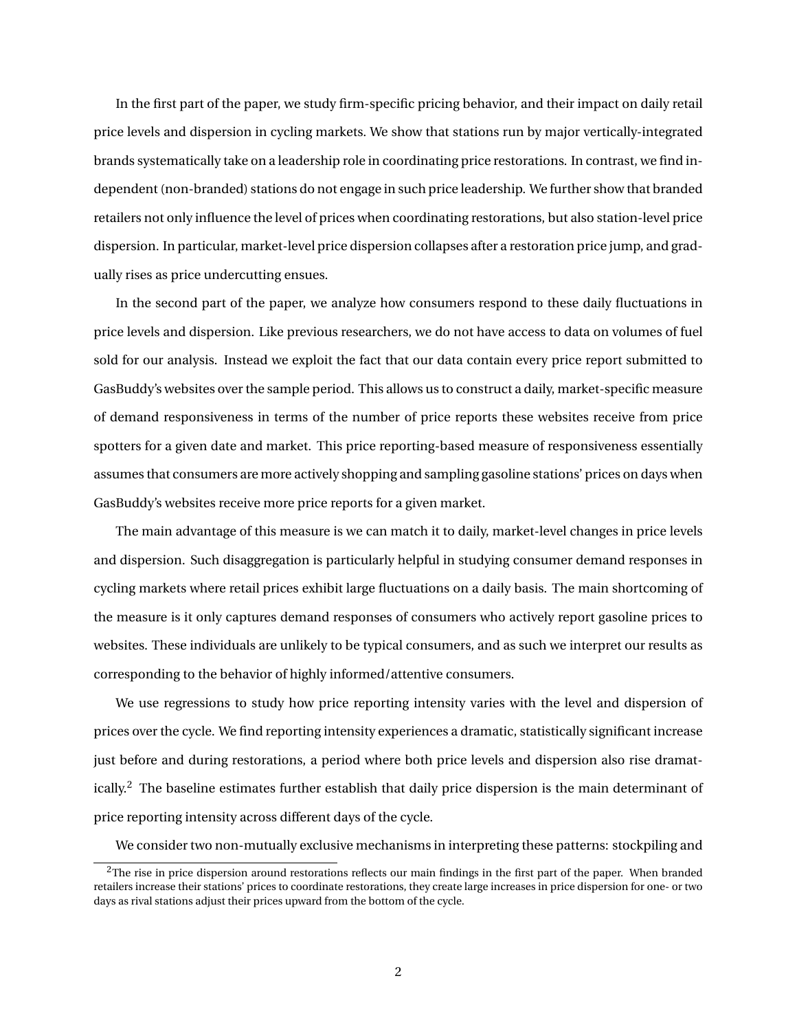In the first part of the paper, we study firm-specific pricing behavior, and their impact on daily retail price levels and dispersion in cycling markets. We show that stations run by major vertically-integrated brands systematically take on a leadership role in coordinating price restorations. In contrast, we find independent (non-branded) stations do not engage in such price leadership. We further show that branded retailers not only influence the level of prices when coordinating restorations, but also station-level price dispersion. In particular, market-level price dispersion collapses after a restoration price jump, and gradually rises as price undercutting ensues.

In the second part of the paper, we analyze how consumers respond to these daily fluctuations in price levels and dispersion. Like previous researchers, we do not have access to data on volumes of fuel sold for our analysis. Instead we exploit the fact that our data contain every price report submitted to GasBuddy's websites over the sample period. This allows us to construct a daily, market-specific measure of demand responsiveness in terms of the number of price reports these websites receive from price spotters for a given date and market. This price reporting-based measure of responsiveness essentially assumes that consumers are more actively shopping and sampling gasoline stations' prices on days when GasBuddy's websites receive more price reports for a given market.

The main advantage of this measure is we can match it to daily, market-level changes in price levels and dispersion. Such disaggregation is particularly helpful in studying consumer demand responses in cycling markets where retail prices exhibit large fluctuations on a daily basis. The main shortcoming of the measure is it only captures demand responses of consumers who actively report gasoline prices to websites. These individuals are unlikely to be typical consumers, and as such we interpret our results as corresponding to the behavior of highly informed/attentive consumers.

We use regressions to study how price reporting intensity varies with the level and dispersion of prices over the cycle. We find reporting intensity experiences a dramatic, statistically significant increase just before and during restorations, a period where both price levels and dispersion also rise dramatically.[2] The baseline estimates further establish that daily price dispersion is the main determinant of price reporting intensity across different days of the cycle.

We consider two non-mutually exclusive mechanisms in interpreting these patterns: stockpiling and

[2]The rise in price dispersion around restorations reflects our main findings in the first part of the paper. When branded retailers increase their stations' prices to coordinate restorations, they create large increases in price dispersion for one- or two days as rival stations adjust their prices upward from the bottom of the cycle.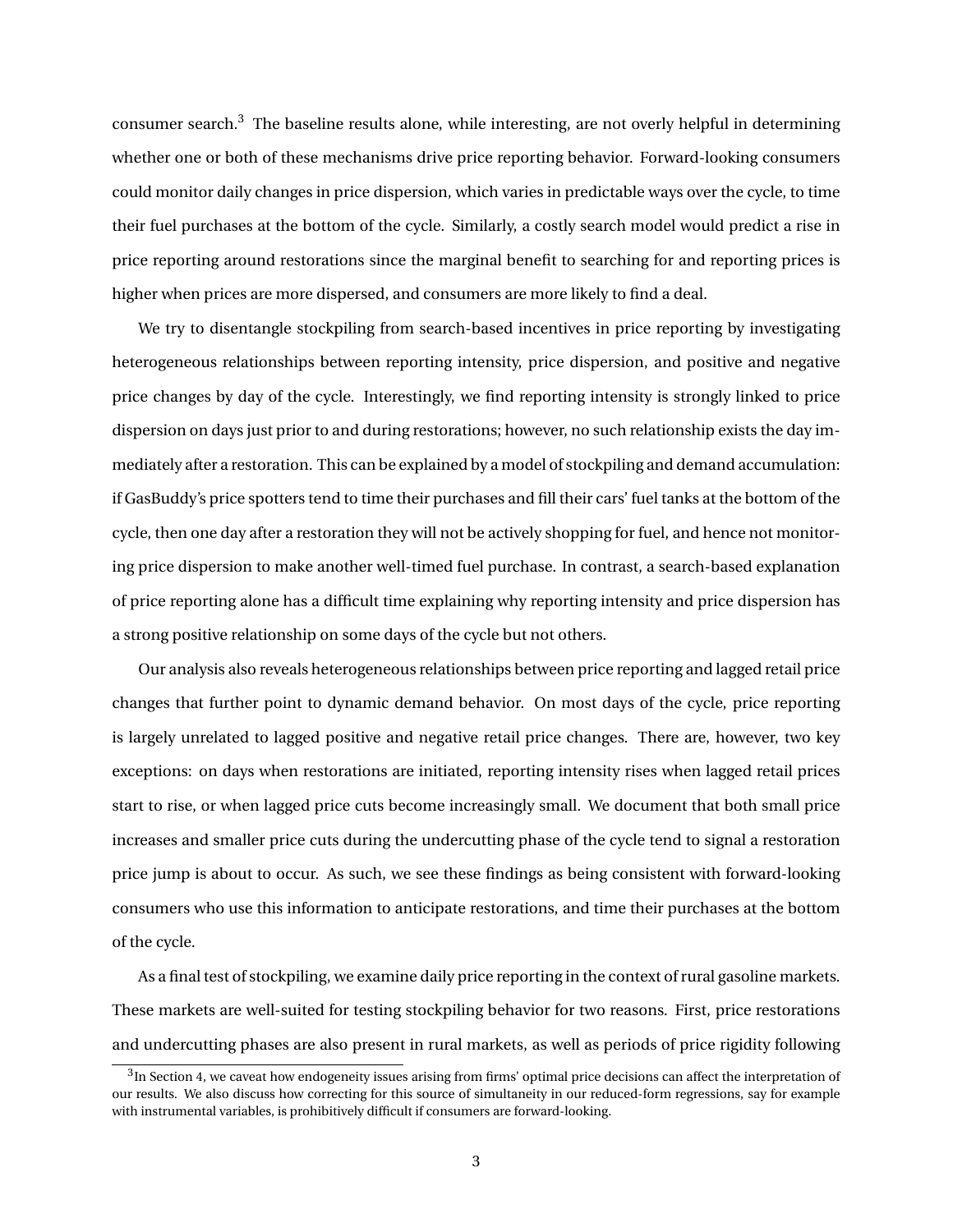consumer search.[3] The baseline results alone, while interesting, are not overly helpful in determining whether one or both of these mechanisms drive price reporting behavior. Forward-looking consumers could monitor daily changes in price dispersion, which varies in predictable ways over the cycle, to time their fuel purchases at the bottom of the cycle. Similarly, a costly search model would predict a rise in price reporting around restorations since the marginal benefit to searching for and reporting prices is higher when prices are more dispersed, and consumers are more likely to find a deal.

We try to disentangle stockpiling from search-based incentives in price reporting by investigating heterogeneous relationships between reporting intensity, price dispersion, and positive and negative price changes by day of the cycle. Interestingly, we find reporting intensity is strongly linked to price dispersion on days just prior to and during restorations; however, no such relationship exists the day immediately after a restoration. This can be explained by a model of stockpiling and demand accumulation: if GasBuddy's price spotters tend to time their purchases and fill their cars' fuel tanks at the bottom of the cycle, then one day after a restoration they will not be actively shopping for fuel, and hence not monitoring price dispersion to make another well-timed fuel purchase. In contrast, a search-based explanation of price reporting alone has a difficult time explaining why reporting intensity and price dispersion has a strong positive relationship on some days of the cycle but not others.

Our analysis also reveals heterogeneous relationships between price reporting and lagged retail price changes that further point to dynamic demand behavior. On most days of the cycle, price reporting is largely unrelated to lagged positive and negative retail price changes. There are, however, two key exceptions: on days when restorations are initiated, reporting intensity rises when lagged retail prices start to rise, or when lagged price cuts become increasingly small. We document that both small price increases and smaller price cuts during the undercutting phase of the cycle tend to signal a restoration price jump is about to occur. As such, we see these findings as being consistent with forward-looking consumers who use this information to anticipate restorations, and time their purchases at the bottom of the cycle.

As a final test of stockpiling, we examine daily price reporting in the context of rural gasoline markets. These markets are well-suited for testing stockpiling behavior for two reasons. First, price restorations and undercutting phases are also present in rural markets, as well as periods of price rigidity following

[3] In Section 4, we caveat how endogeneity issues arising from firms' optimal price decisions can affect the interpretation of our results. We also discuss how correcting for this source of simultaneity in our reduced-form regressions, say for example with instrumental variables, is prohibitively difficult if consumers are forward-looking.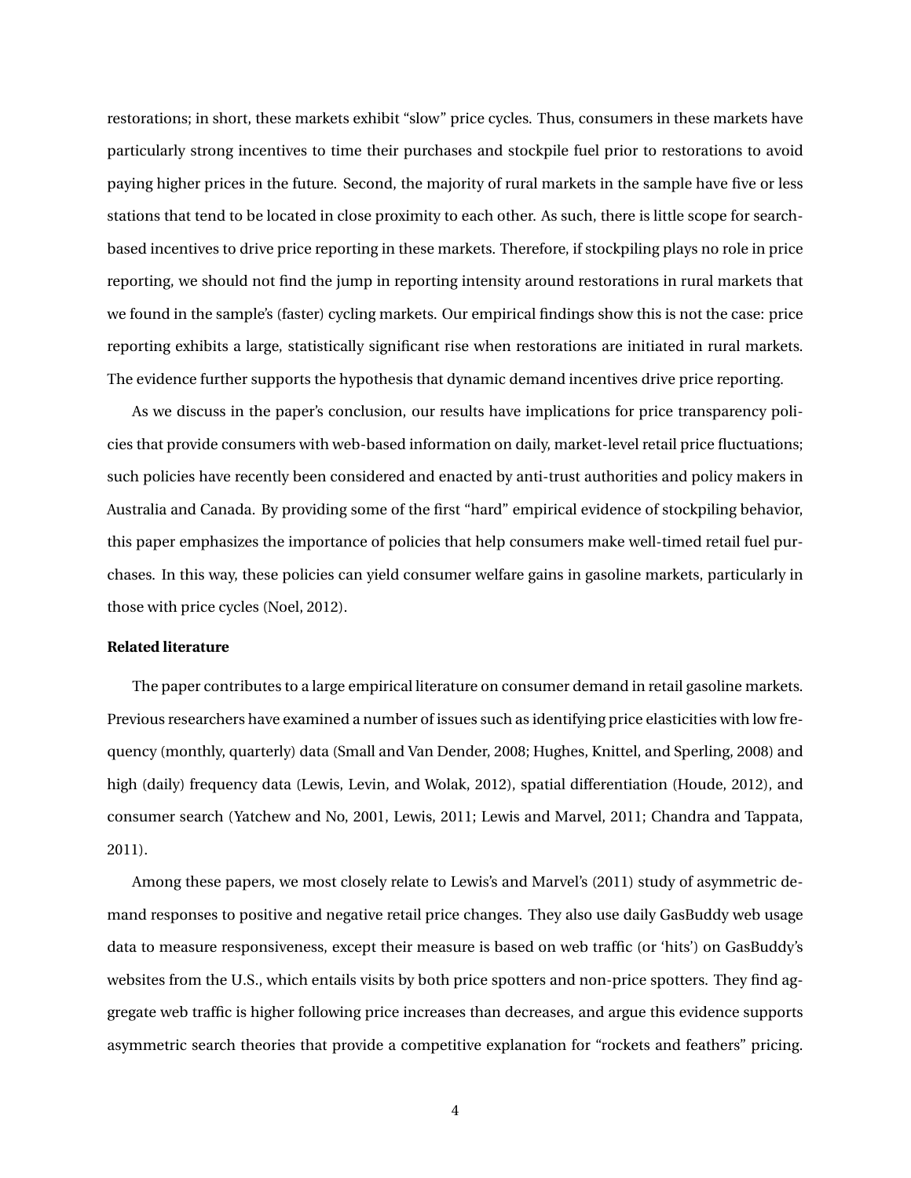restorations; in short, these markets exhibit "slow" price cycles. Thus, consumers in these markets have particularly strong incentives to time their purchases and stockpile fuel prior to restorations to avoid paying higher prices in the future. Second, the majority of rural markets in the sample have five or less stations that tend to be located in close proximity to each other. As such, there is little scope for search-based incentives to drive price reporting in these markets. Therefore, if stockpiling plays no role in price reporting, we should not find the jump in reporting intensity around restorations in rural markets that we found in the sample's (faster) cycling markets. Our empirical findings show this is not the case: price reporting exhibits a large, statistically significant rise when restorations are initiated in rural markets. The evidence further supports the hypothesis that dynamic demand incentives drive price reporting.

As we discuss in the paper's conclusion, our results have implications for price transparency policies that provide consumers with web-based information on daily, market-level retail price fluctuations; such policies have recently been considered and enacted by anti-trust authorities and policy makers in Australia and Canada. By providing some of the first "hard" empirical evidence of stockpiling behavior, this paper emphasizes the importance of policies that help consumers make well-timed retail fuel purchases. In this way, these policies can yield consumer welfare gains in gasoline markets, particularly in those with price cycles (Noel, 2012).

**Related literature**

The paper contributes to a large empirical literature on consumer demand in retail gasoline markets. Previous researchers have examined a number of issues such as identifying price elasticities with low frequency (monthly, quarterly) data (Small and Van Dender, 2008; Hughes, Knittel, and Sperling, 2008) and high (daily) frequency data (Lewis, Levin, and Wolak, 2012), spatial differentiation (Houde, 2012), and consumer search (Yatchew and No, 2001, Lewis, 2011; Lewis and Marvel, 2011; Chandra and Tappata, 2011).

Among these papers, we most closely relate to Lewis's and Marvel's (2011) study of asymmetric demand responses to positive and negative retail price changes. They also use daily GasBuddy web usage data to measure responsiveness, except their measure is based on web traffic (or 'hits') on GasBuddy's websites from the U.S., which entails visits by both price spotters and non-price spotters. They find aggregate web traffic is higher following price increases than decreases, and argue this evidence supports asymmetric search theories that provide a competitive explanation for "rockets and feathers" pricing.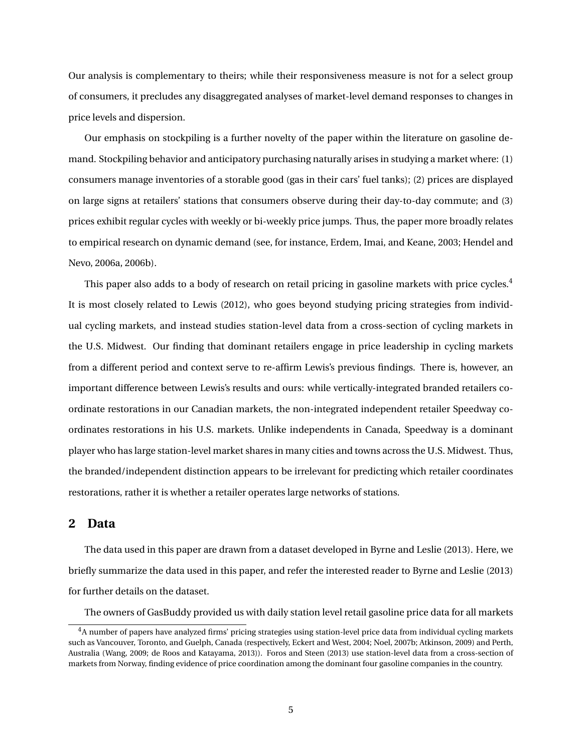Our analysis is complementary to theirs; while their responsiveness measure is not for a select group of consumers, it precludes any disaggregated analyses of market-level demand responses to changes in price levels and dispersion.

Our emphasis on stockpiling is a further novelty of the paper within the literature on gasoline demand. Stockpiling behavior and anticipatory purchasing naturally arises in studying a market where: (1) consumers manage inventories of a storable good (gas in their cars' fuel tanks); (2) prices are displayed on large signs at retailers' stations that consumers observe during their day-to-day commute; and (3) prices exhibit regular cycles with weekly or bi-weekly price jumps. Thus, the paper more broadly relates to empirical research on dynamic demand (see, for instance, Erdem, Imai, and Keane, 2003; Hendel and Nevo, 2006a, 2006b).

This paper also adds to a body of research on retail pricing in gasoline markets with price cycles.[4] It is most closely related to Lewis (2012), who goes beyond studying pricing strategies from individual cycling markets, and instead studies station-level data from a cross-section of cycling markets in the U.S. Midwest. Our finding that dominant retailers engage in price leadership in cycling markets from a different period and context serve to re-affirm Lewis's previous findings. There is, however, an important difference between Lewis's results and ours: while vertically-integrated branded retailers coordinate restorations in our Canadian markets, the non-integrated independent retailer Speedway coordinates restorations in his U.S. markets. Unlike independents in Canada, Speedway is a dominant player who has large station-level market shares in many cities and towns across the U.S. Midwest. Thus, the branded/independent distinction appears to be irrelevant for predicting which retailer coordinates restorations, rather it is whether a retailer operates large networks of stations.

## 2 Data

The data used in this paper are drawn from a dataset developed in Byrne and Leslie (2013). Here, we briefly summarize the data used in this paper, and refer the interested reader to Byrne and Leslie (2013) for further details on the dataset.

The owners of GasBuddy provided us with daily station level retail gasoline price data for all markets

[4] A number of papers have analyzed firms' pricing strategies using station-level price data from individual cycling markets such as Vancouver, Toronto, and Guelph, Canada (respectively, Eckert and West, 2004; Noel, 2007b; Atkinson, 2009) and Perth, Australia (Wang, 2009; de Roos and Katayama, 2013)). Foros and Steen (2013) use station-level data from a cross-section of markets from Norway, finding evidence of price coordination among the dominant four gasoline companies in the country.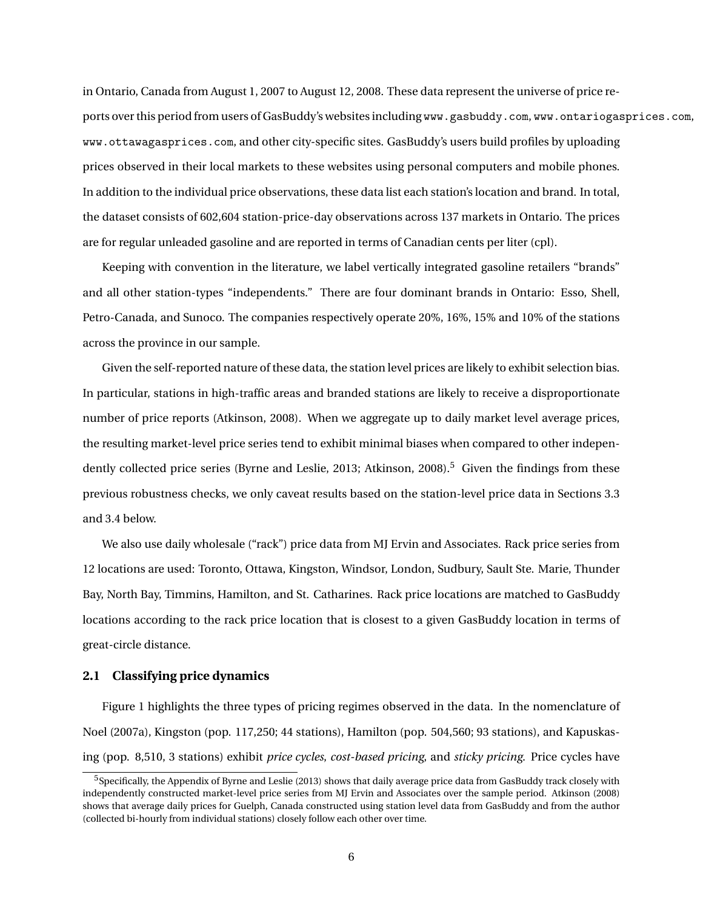in Ontario, Canada from August 1, 2007 to August 12, 2008. These data represent the universe of price reports over this period from users of GasBuddy's websites including www.gasbuddy.com, www.ontariogasprices.com, www.ottawagasprices.com, and other city-specific sites. GasBuddy's users build profiles by uploading prices observed in their local markets to these websites using personal computers and mobile phones. In addition to the individual price observations, these data list each station's location and brand. In total, the dataset consists of 602,604 station-price-day observations across 137 markets in Ontario. The prices are for regular unleaded gasoline and are reported in terms of Canadian cents per liter (cpl).

Keeping with convention in the literature, we label vertically integrated gasoline retailers "brands" and all other station-types "independents." There are four dominant brands in Ontario: Esso, Shell, Petro-Canada, and Sunoco. The companies respectively operate 20%, 16%, 15% and 10% of the stations across the province in our sample.

Given the self-reported nature of these data, the station level prices are likely to exhibit selection bias. In particular, stations in high-traffic areas and branded stations are likely to receive a disproportionate number of price reports (Atkinson, 2008). When we aggregate up to daily market level average prices, the resulting market-level price series tend to exhibit minimal biases when compared to other independently collected price series (Byrne and Leslie, 2013; Atkinson, 2008).[5] Given the findings from these previous robustness checks, we only caveat results based on the station-level price data in Sections 3.3 and 3.4 below.

We also use daily wholesale ("rack") price data from MJ Ervin and Associates. Rack price series from 12 locations are used: Toronto, Ottawa, Kingston, Windsor, London, Sudbury, Sault Ste. Marie, Thunder Bay, North Bay, Timmins, Hamilton, and St. Catharines. Rack price locations are matched to GasBuddy locations according to the rack price location that is closest to a given GasBuddy location in terms of great-circle distance.

## 2.1 Classifying price dynamics

Figure 1 highlights the three types of pricing regimes observed in the data. In the nomenclature of Noel (2007a), Kingston (pop. 117,250; 44 stations), Hamilton (pop. 504,560; 93 stations), and Kapuskasing (pop. 8,510, 3 stations) exhibit *price cycles*, *cost-based pricing,* and *sticky pricing*. Price cycles have

[5] Specifically, the Appendix of Byrne and Leslie (2013) shows that daily average price data from GasBuddy track closely with independently constructed market-level price series from MJ Ervin and Associates over the sample period. Atkinson (2008) shows that average daily prices for Guelph, Canada constructed using station level data from GasBuddy and from the author (collected bi-hourly from individual stations) closely follow each other over time.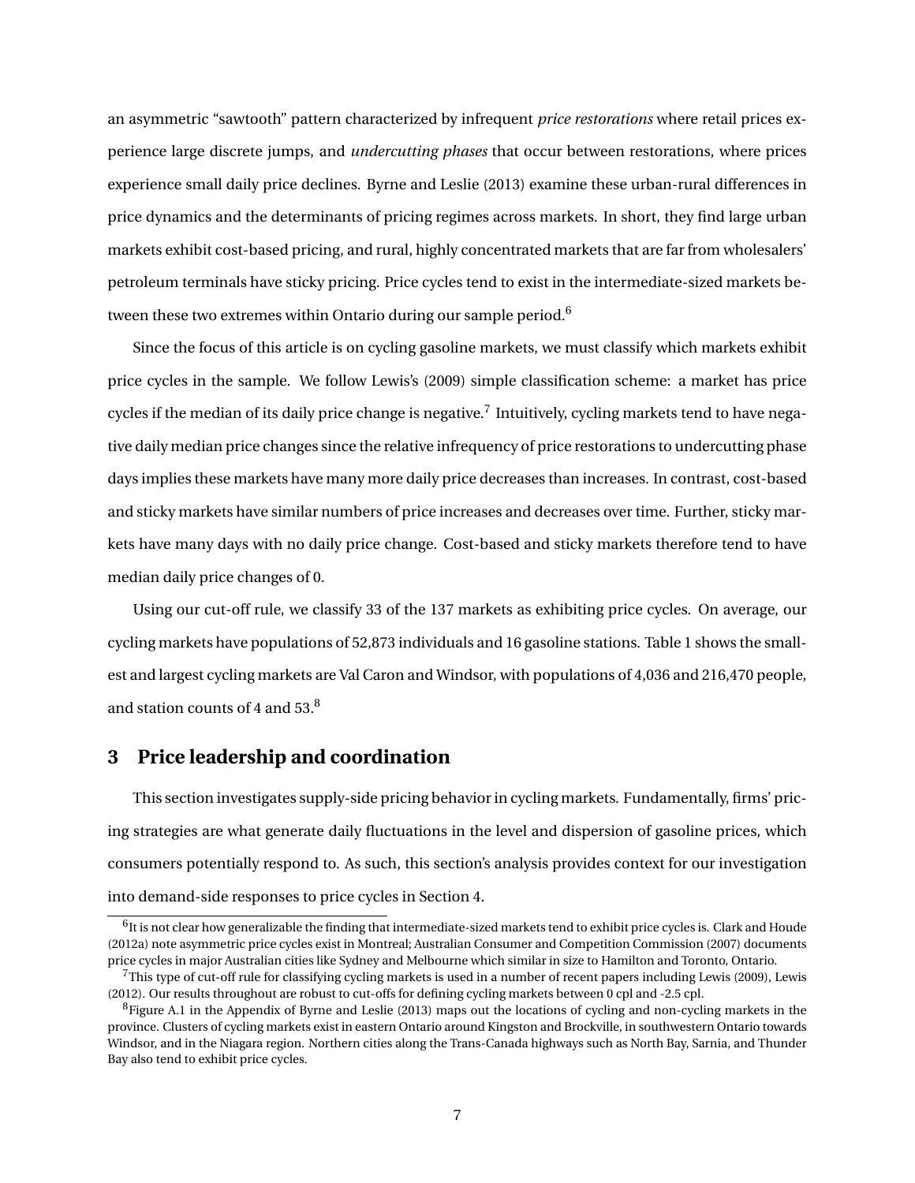an asymmetric "sawtooth" pattern characterized by infrequent *price restorations* where retail prices experience large discrete jumps, and *undercutting phases* that occur between restorations, where prices experience small daily price declines. Byrne and Leslie (2013) examine these urban-rural differences in price dynamics and the determinants of pricing regimes across markets. In short, they find large urban markets exhibit cost-based pricing, and rural, highly concentrated markets that are far from wholesalers' petroleum terminals have sticky pricing. Price cycles tend to exist in the intermediate-sized markets between these two extremes within Ontario during our sample period.[6]

Since the focus of this article is on cycling gasoline markets, we must classify which markets exhibit price cycles in the sample. We follow Lewis's (2009) simple classification scheme: a market has price cycles if the median of its daily price change is negative.[7] Intuitively, cycling markets tend to have negative daily median price changes since the relative infrequency of price restorations to undercutting phase days implies these markets have many more daily price decreases than increases. In contrast, cost-based and sticky markets have similar numbers of price increases and decreases over time. Further, sticky markets have many days with no daily price change. Cost-based and sticky markets therefore tend to have median daily price changes of 0.

Using our cut-off rule, we classify 33 of the 137 markets as exhibiting price cycles. On average, our cycling markets have populations of 52,873 individuals and 16 gasoline stations. Table 1 shows the smallest and largest cycling markets are Val Caron and Windsor, with populations of 4,036 and 216,470 people, and station counts of 4 and 53.[8]

## 3 Price leadership and coordination

This section investigates supply-side pricing behavior in cycling markets. Fundamentally, firms' pricing strategies are what generate daily fluctuations in the level and dispersion of gasoline prices, which consumers potentially respond to. As such, this section's analysis provides context for our investigation into demand-side responses to price cycles in Section 4.

[6] It is not clear how generalizable the finding that intermediate-sized markets tend to exhibit price cycles is. Clark and Houde (2012a) note asymmetric price cycles exist in Montreal; Australian Consumer and Competition Commission (2007) documents price cycles in major Australian cities like Sydney and Melbourne which similar in size to Hamilton and Toronto, Ontario.

[7] This type of cut-off rule for classifying cycling markets is used in a number of recent papers including Lewis (2009), Lewis (2012). Our results throughout are robust to cut-offs for defining cycling markets between 0 cpl and -2.5 cpl.

[8] Figure A.1 in the Appendix of Byrne and Leslie (2013) maps out the locations of cycling and non-cycling markets in the province. Clusters of cycling markets exist in eastern Ontario around Kingston and Brockville, in southwestern Ontario towards Windsor, and in the Niagara region. Northern cities along the Trans-Canada highways such as North Bay, Sarnia, and Thunder Bay also tend to exhibit price cycles.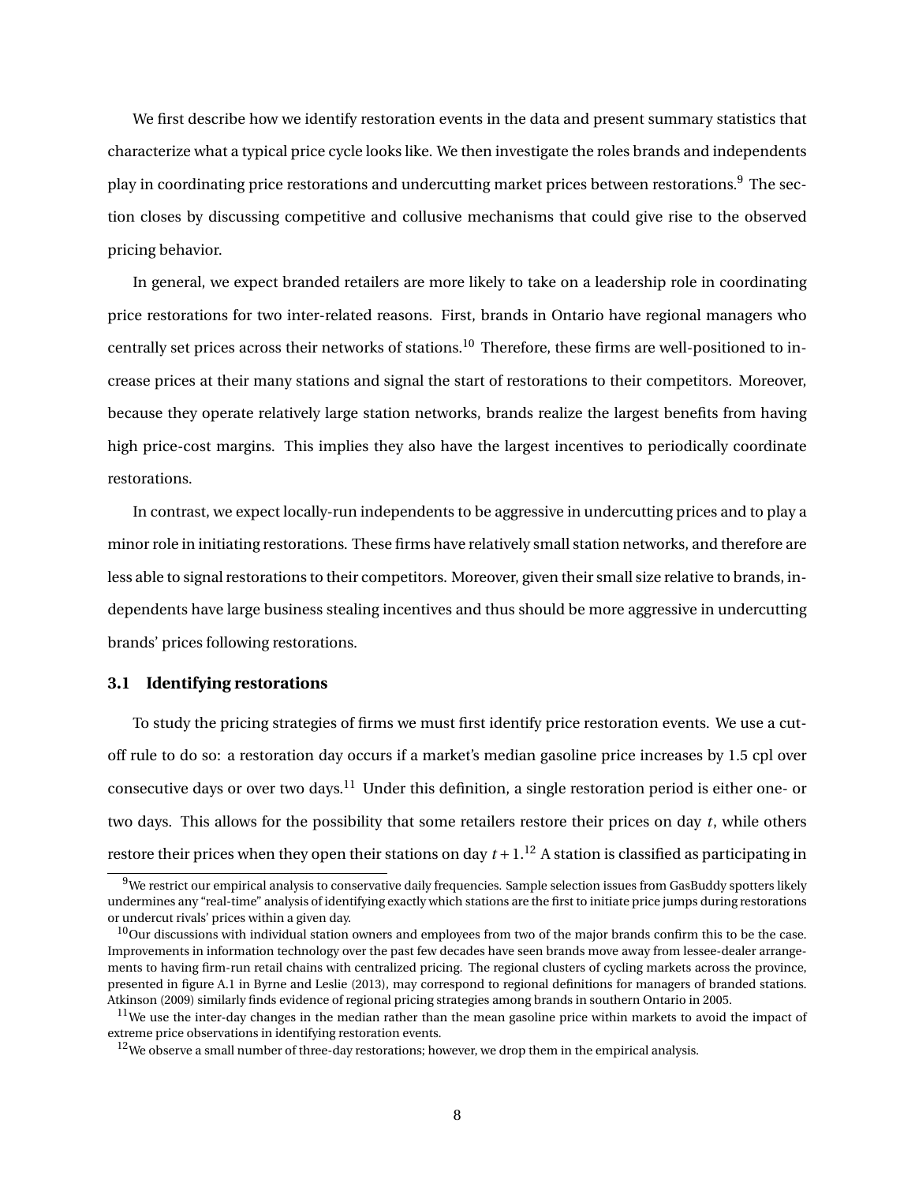We first describe how we identify restoration events in the data and present summary statistics that characterize what a typical price cycle looks like. We then investigate the roles brands and independents play in coordinating price restorations and undercutting market prices between restorations.[9] The section closes by discussing competitive and collusive mechanisms that could give rise to the observed pricing behavior.

In general, we expect branded retailers are more likely to take on a leadership role in coordinating price restorations for two inter-related reasons. First, brands in Ontario have regional managers who centrally set prices across their networks of stations.[10] Therefore, these firms are well-positioned to increase prices at their many stations and signal the start of restorations to their competitors. Moreover, because they operate relatively large station networks, brands realize the largest benefits from having high price-cost margins. This implies they also have the largest incentives to periodically coordinate restorations.

In contrast, we expect locally-run independents to be aggressive in undercutting prices and to play a minor role in initiating restorations. These firms have relatively small station networks, and therefore are less able to signal restorations to their competitors. Moreover, given their small size relative to brands, independents have large business stealing incentives and thus should be more aggressive in undercutting brands' prices following restorations.

### 3.1 Identifying restorations

To study the pricing strategies of firms we must first identify price restoration events. We use a cutoff rule to do so: a restoration day occurs if a market's median gasoline price increases by 1.5 cpl over consecutive days or over two days.[11] Under this definition, a single restoration period is either one- or two days. This allows for the possibility that some retailers restore their prices on day $t$, while others restore their prices when they open their stations on day $t+1$.[12] A station is classified as participating in

---

[9] We restrict our empirical analysis to conservative daily frequencies. Sample selection issues from GasBuddy spotters likely undermines any "real-time" analysis of identifying exactly which stations are the first to initiate price jumps during restorations or undercut rivals' prices within a given day.

[10] Our discussions with individual station owners and employees from two of the major brands confirm this to be the case. Improvements in information technology over the past few decades have seen brands move away from lessee-dealer arrangements to having firm-run retail chains with centralized pricing. The regional clusters of cycling markets across the province, presented in figure A.1 in Byrne and Leslie (2013), may correspond to regional definitions for managers of branded stations. Atkinson (2009) similarly finds evidence of regional pricing strategies among brands in southern Ontario in 2005.

[11] We use the inter-day changes in the median rather than the mean gasoline price within markets to avoid the impact of extreme price observations in identifying restoration events.

[12] We observe a small number of three-day restorations; however, we drop them in the empirical analysis.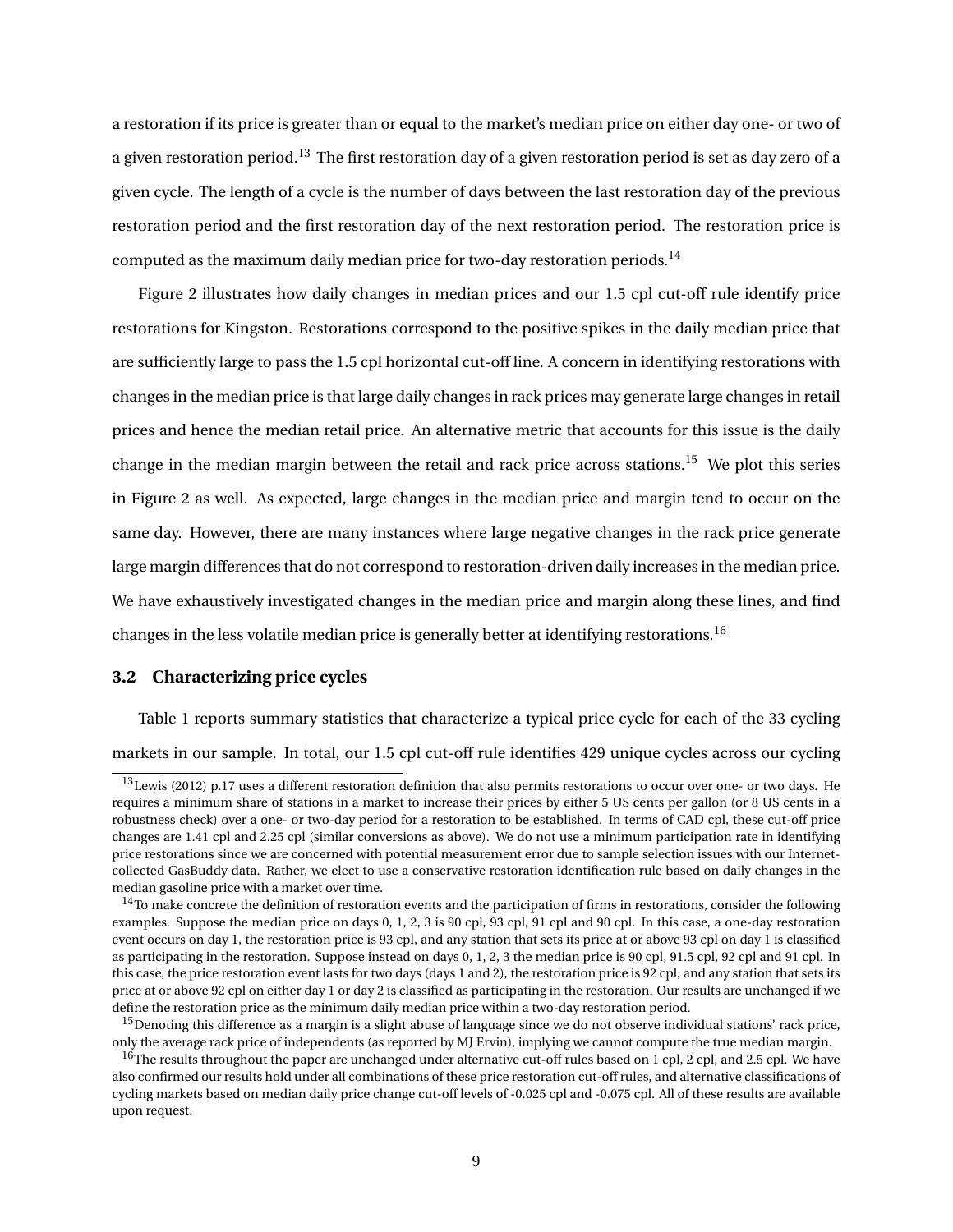a restoration if its price is greater than or equal to the market's median price on either day one- or two of a given restoration period.[13] The first restoration day of a given restoration period is set as day zero of a given cycle. The length of a cycle is the number of days between the last restoration day of the previous restoration period and the first restoration day of the next restoration period. The restoration price is computed as the maximum daily median price for two-day restoration periods.[14]

Figure 2 illustrates how daily changes in median prices and our 1.5 cpl cut-off rule identify price restorations for Kingston. Restorations correspond to the positive spikes in the daily median price that are sufficiently large to pass the 1.5 cpl horizontal cut-off line. A concern in identifying restorations with changes in the median price is that large daily changes in rack prices may generate large changes in retail prices and hence the median retail price. An alternative metric that accounts for this issue is the daily change in the median margin between the retail and rack price across stations.[15] We plot this series in Figure 2 as well. As expected, large changes in the median price and margin tend to occur on the same day. However, there are many instances where large negative changes in the rack price generate large margin differences that do not correspond to restoration-driven daily increases in the median price. We have exhaustively investigated changes in the median price and margin along these lines, and find changes in the less volatile median price is generally better at identifying restorations.[16]

### 3.2 Characterizing price cycles

Table 1 reports summary statistics that characterize a typical price cycle for each of the 33 cycling markets in our sample. In total, our 1.5 cpl cut-off rule identifies 429 unique cycles across our cycling

---

[13] Lewis (2012) p.17 uses a different restoration definition that also permits restorations to occur over one- or two days. He requires a minimum share of stations in a market to increase their prices by either 5 US cents per gallon (or 8 US cents in a robustness check) over a one- or two-day period for a restoration to be established. In terms of CAD cpl, these cut-off price changes are 1.41 cpl and 2.25 cpl (similar conversions as above). We do not use a minimum participation rate in identifying price restorations since we are concerned with potential measurement error due to sample selection issues with our Internet-collected GasBuddy data. Rather, we elect to use a conservative restoration identification rule based on daily changes in the median gasoline price with a market over time.

[14] To make concrete the definition of restoration events and the participation of firms in restorations, consider the following examples. Suppose the median price on days 0, 1, 2, 3 is 90 cpl, 93 cpl, 91 cpl and 90 cpl. In this case, a one-day restoration event occurs on day 1, the restoration price is 93 cpl, and any station that sets its price at or above 93 cpl on day 1 is classified as participating in the restoration. Suppose instead on days 0, 1, 2, 3 the median price is 90 cpl, 91.5 cpl, 92 cpl and 91 cpl. In this case, the price restoration event lasts for two days (days 1 and 2), the restoration price is 92 cpl, and any station that sets its price at or above 92 cpl on either day 1 or day 2 is classified as participating in the restoration. Our results are unchanged if we define the restoration price as the minimum daily median price within a two-day restoration period.

[15] Denoting this difference as a margin is a slight abuse of language since we do not observe individual stations' rack price, only the average rack price of independents (as reported by MJ Ervin), implying we cannot compute the true median margin.

[16] The results throughout the paper are unchanged under alternative cut-off rules based on 1 cpl, 2 cpl, and 2.5 cpl. We have also confirmed our results hold under all combinations of these price restoration cut-off rules, and alternative classifications of cycling markets based on median daily price change cut-off levels of -0.025 cpl and -0.075 cpl. All of these results are available upon request.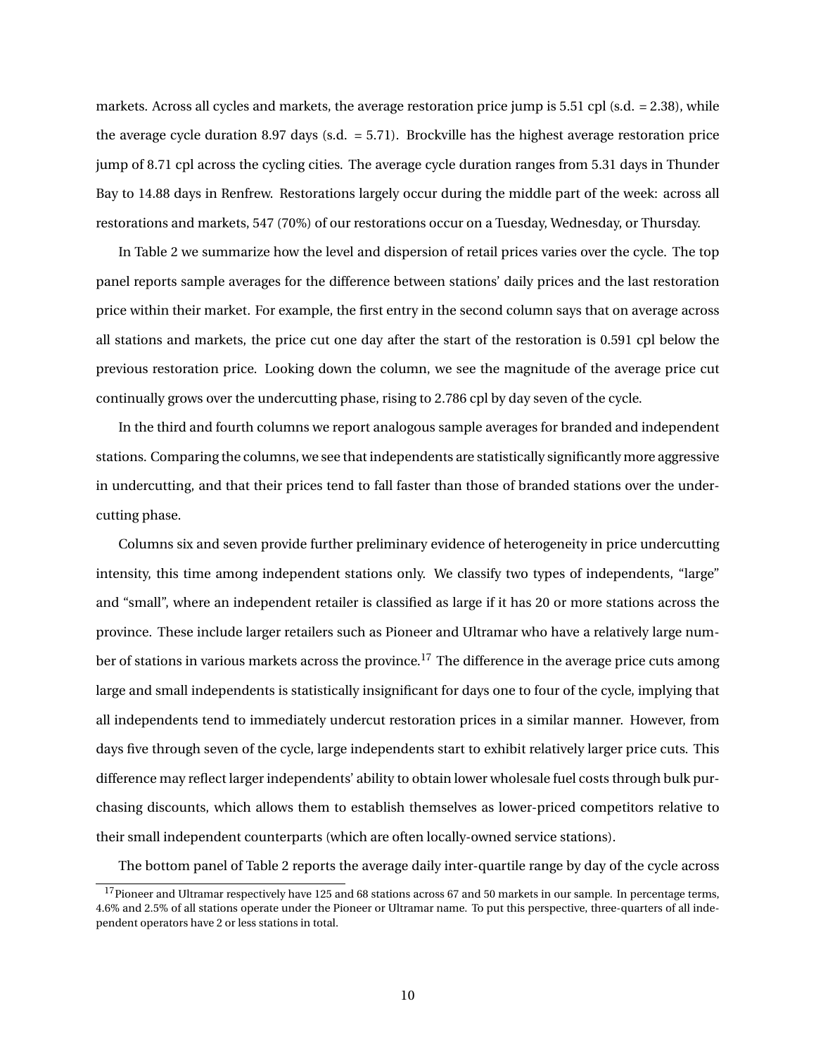markets. Across all cycles and markets, the average restoration price jump is 5.51 cpl (s.d. = 2.38), while the average cycle duration 8.97 days (s.d. = 5.71). Brockville has the highest average restoration price jump of 8.71 cpl across the cycling cities. The average cycle duration ranges from 5.31 days in Thunder Bay to 14.88 days in Renfrew. Restorations largely occur during the middle part of the week: across all restorations and markets, 547 (70%) of our restorations occur on a Tuesday, Wednesday, or Thursday.

In Table 2 we summarize how the level and dispersion of retail prices varies over the cycle. The top panel reports sample averages for the difference between stations' daily prices and the last restoration price within their market. For example, the first entry in the second column says that on average across all stations and markets, the price cut one day after the start of the restoration is 0.591 cpl below the previous restoration price. Looking down the column, we see the magnitude of the average price cut continually grows over the undercutting phase, rising to 2.786 cpl by day seven of the cycle.

In the third and fourth columns we report analogous sample averages for branded and independent stations. Comparing the columns, we see that independents are statistically significantly more aggressive in undercutting, and that their prices tend to fall faster than those of branded stations over the undercutting phase.

Columns six and seven provide further preliminary evidence of heterogeneity in price undercutting intensity, this time among independent stations only. We classify two types of independents, "large" and "small", where an independent retailer is classified as large if it has 20 or more stations across the province. These include larger retailers such as Pioneer and Ultramar who have a relatively large number of stations in various markets across the province.[17] The difference in the average price cuts among large and small independents is statistically insignificant for days one to four of the cycle, implying that all independents tend to immediately undercut restoration prices in a similar manner. However, from days five through seven of the cycle, large independents start to exhibit relatively larger price cuts. This difference may reflect larger independents' ability to obtain lower wholesale fuel costs through bulk purchasing discounts, which allows them to establish themselves as lower-priced competitors relative to their small independent counterparts (which are often locally-owned service stations).

The bottom panel of Table 2 reports the average daily inter-quartile range by day of the cycle across

[17] Pioneer and Ultramar respectively have 125 and 68 stations across 67 and 50 markets in our sample. In percentage terms, 4.6% and 2.5% of all stations operate under the Pioneer or Ultramar name. To put this perspective, three-quarters of all independent operators have 2 or less stations in total.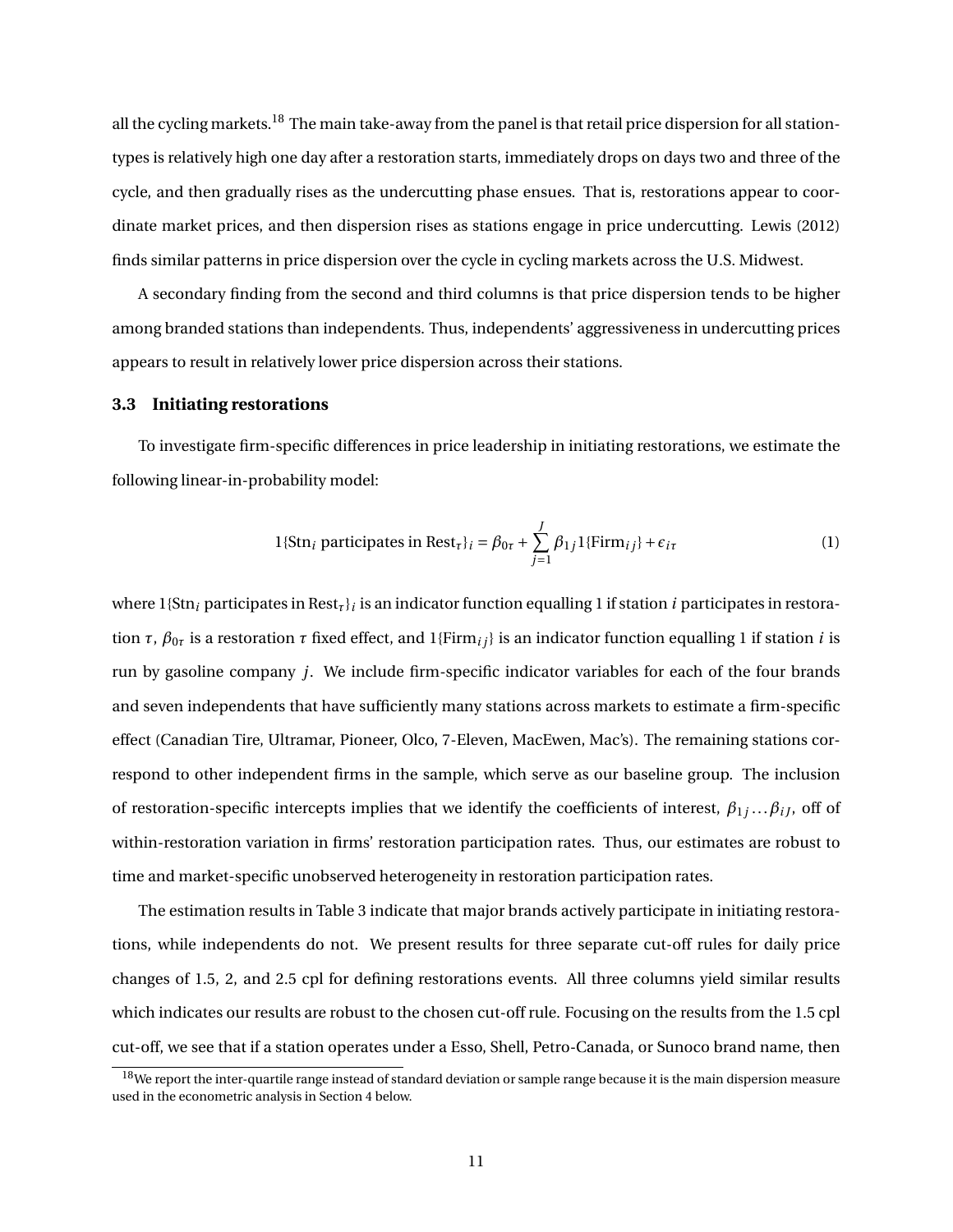all the cycling markets.[18] The main take-away from the panel is that retail price dispersion for all station-types is relatively high one day after a restoration starts, immediately drops on days two and three of the cycle, and then gradually rises as the undercutting phase ensues. That is, restorations appear to coordinate market prices, and then dispersion rises as stations engage in price undercutting. Lewis (2012) finds similar patterns in price dispersion over the cycle in cycling markets across the U.S. Midwest.

A secondary finding from the second and third columns is that price dispersion tends to be higher among branded stations than independents. Thus, independents' aggressiveness in undercutting prices appears to result in relatively lower price dispersion across their stations.

### 3.3 Initiating restorations

To investigate firm-specific differences in price leadership in initiating restorations, we estimate the following linear-in-probability model:

$$1\{\text{Stn}_i \text{ participates in Rest}_\tau\}_i = \beta_{0\tau} + \sum_{j=1}^{J} \beta_{1j} 1\{\text{Firm}_{ij}\} + \epsilon_{i\tau} \tag{1}$$

where $1\{\text{Stn}_i \text{ participates in Rest}_\tau\}_i$ is an indicator function equalling 1 if station $i$ participates in restoration $\tau$, $\beta_{0\tau}$ is a restoration $\tau$ fixed effect, and $1\{\text{Firm}_{ij}\}$ is an indicator function equalling 1 if station $i$ is run by gasoline company $j$. We include firm-specific indicator variables for each of the four brands and seven independents that have sufficiently many stations across markets to estimate a firm-specific effect (Canadian Tire, Ultramar, Pioneer, Olco, 7-Eleven, MacEwen, Mac's). The remaining stations correspond to other independent firms in the sample, which serve as our baseline group. The inclusion of restoration-specific intercepts implies that we identify the coefficients of interest, $\beta_{1j} \ldots \beta_{iJ}$, off of within-restoration variation in firms' restoration participation rates. Thus, our estimates are robust to time and market-specific unobserved heterogeneity in restoration participation rates.

The estimation results in Table 3 indicate that major brands actively participate in initiating restorations, while independents do not. We present results for three separate cut-off rules for daily price changes of 1.5, 2, and 2.5 cpl for defining restorations events. All three columns yield similar results which indicates our results are robust to the chosen cut-off rule. Focusing on the results from the 1.5 cpl cut-off, we see that if a station operates under a Esso, Shell, Petro-Canada, or Sunoco brand name, then

[18] We report the inter-quartile range instead of standard deviation or sample range because it is the main dispersion measure used in the econometric analysis in Section 4 below.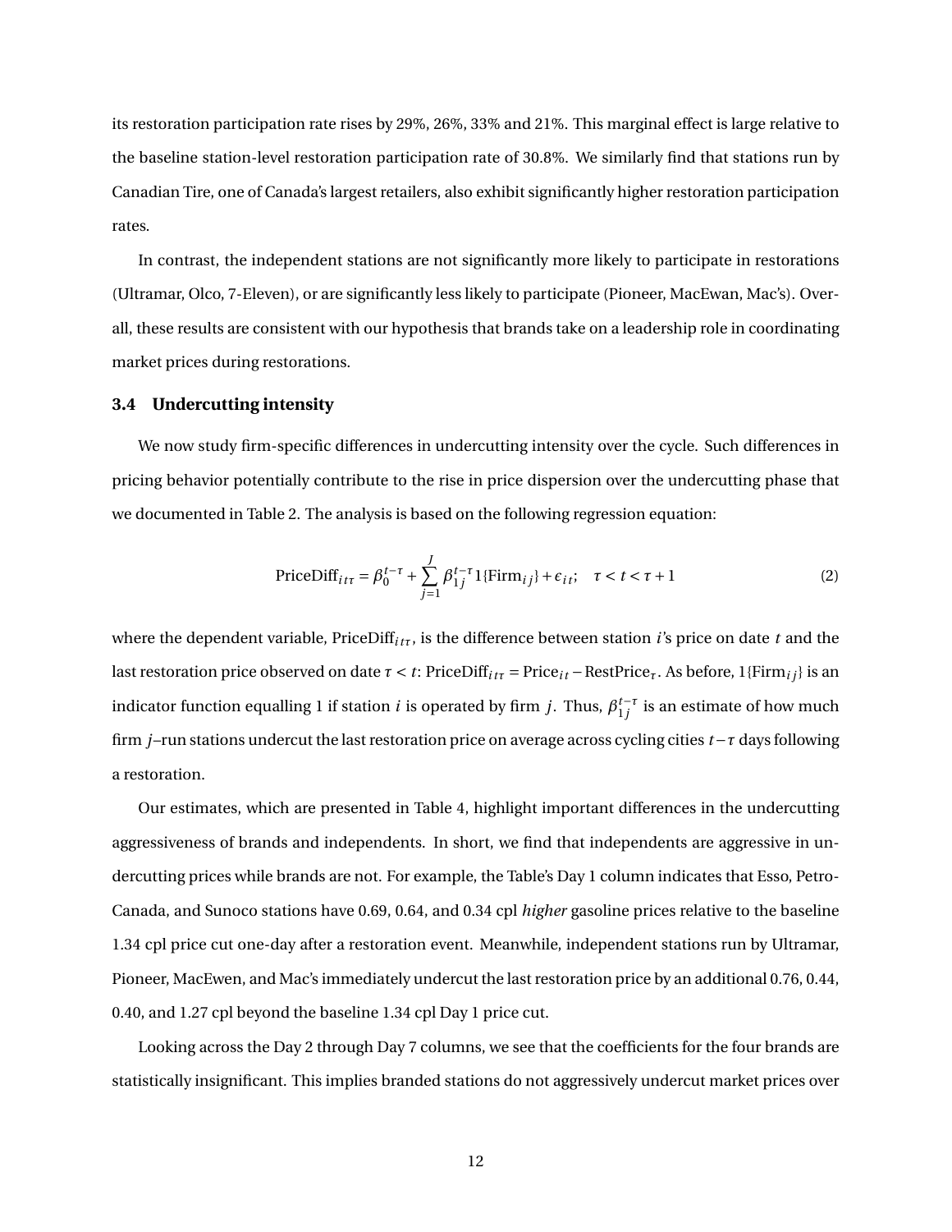its restoration participation rate rises by 29%, 26%, 33% and 21%. This marginal effect is large relative to the baseline station-level restoration participation rate of 30.8%. We similarly find that stations run by Canadian Tire, one of Canada's largest retailers, also exhibit significantly higher restoration participation rates.

In contrast, the independent stations are not significantly more likely to participate in restorations (Ultramar, Olco, 7-Eleven), or are significantly less likely to participate (Pioneer, MacEwan, Mac's). Overall, these results are consistent with our hypothesis that brands take on a leadership role in coordinating market prices during restorations.

### 3.4 Undercutting intensity

We now study firm-specific differences in undercutting intensity over the cycle. Such differences in pricing behavior potentially contribute to the rise in price dispersion over the undercutting phase that we documented in Table 2. The analysis is based on the following regression equation:

$$\text{PriceDiff}_{it\tau} = \beta_0^{t-\tau} + \sum_{j=1}^{J} \beta_{1j}^{t-\tau} 1\{\text{Firm}_{ij}\} + \epsilon_{it}; \quad \tau < t < \tau + 1 \tag{2}$$

where the dependent variable, $\text{PriceDiff}_{it\tau}$, is the difference between station $i$'s price on date $t$ and the last restoration price observed on date $\tau < t$: $\text{PriceDiff}_{it\tau} = \text{Price}_{it} - \text{RestPrice}_{\tau}$. As before, $1\{\text{Firm}_{ij}\}$ is an indicator function equalling 1 if station $i$ is operated by firm $j$. Thus, $\beta_{1j}^{t-\tau}$ is an estimate of how much firm $j$–run stations undercut the last restoration price on average across cycling cities $t-\tau$ days following a restoration.

Our estimates, which are presented in Table 4, highlight important differences in the undercutting aggressiveness of brands and independents. In short, we find that independents are aggressive in undercutting prices while brands are not. For example, the Table's Day 1 column indicates that Esso, Petro-Canada, and Sunoco stations have 0.69, 0.64, and 0.34 cpl *higher* gasoline prices relative to the baseline 1.34 cpl price cut one-day after a restoration event. Meanwhile, independent stations run by Ultramar, Pioneer, MacEwen, and Mac's immediately undercut the last restoration price by an additional 0.76, 0.44, 0.40, and 1.27 cpl beyond the baseline 1.34 cpl Day 1 price cut.

Looking across the Day 2 through Day 7 columns, we see that the coefficients for the four brands are statistically insignificant. This implies branded stations do not aggressively undercut market prices over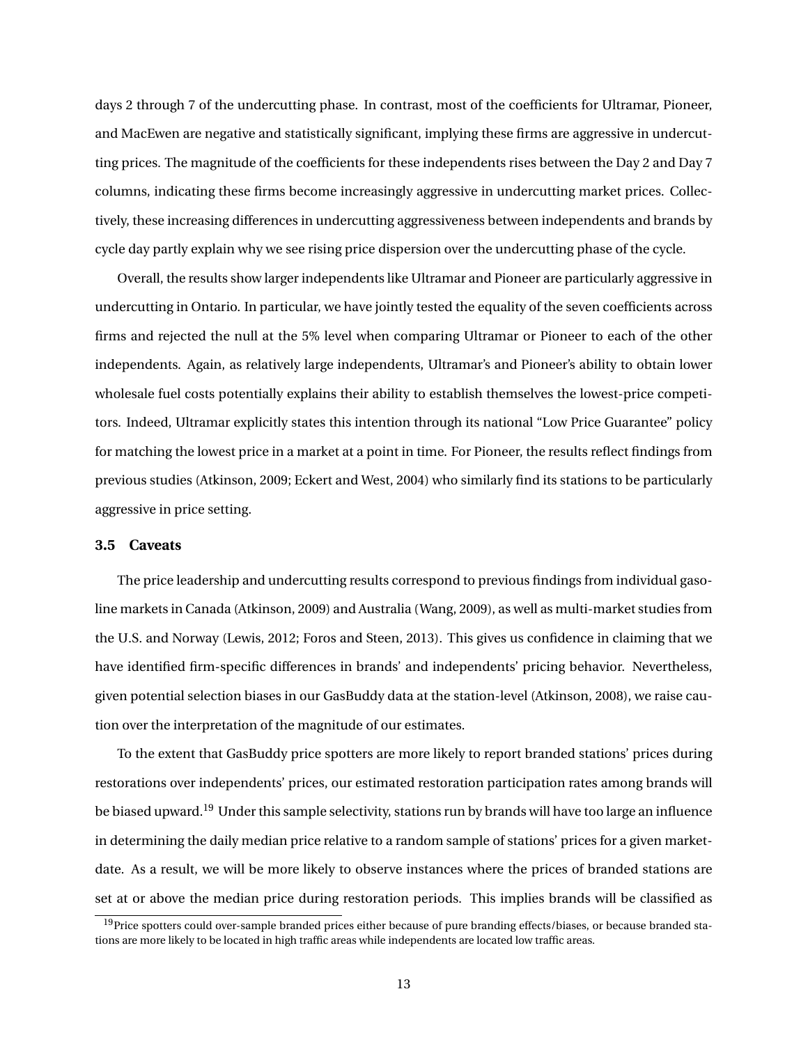days 2 through 7 of the undercutting phase. In contrast, most of the coefficients for Ultramar, Pioneer, and MacEwen are negative and statistically significant, implying these firms are aggressive in undercutting prices. The magnitude of the coefficients for these independents rises between the Day 2 and Day 7 columns, indicating these firms become increasingly aggressive in undercutting market prices. Collectively, these increasing differences in undercutting aggressiveness between independents and brands by cycle day partly explain why we see rising price dispersion over the undercutting phase of the cycle.

Overall, the results show larger independents like Ultramar and Pioneer are particularly aggressive in undercutting in Ontario. In particular, we have jointly tested the equality of the seven coefficients across firms and rejected the null at the 5% level when comparing Ultramar or Pioneer to each of the other independents. Again, as relatively large independents, Ultramar's and Pioneer's ability to obtain lower wholesale fuel costs potentially explains their ability to establish themselves the lowest-price competitors. Indeed, Ultramar explicitly states this intention through its national "Low Price Guarantee" policy for matching the lowest price in a market at a point in time. For Pioneer, the results reflect findings from previous studies (Atkinson, 2009; Eckert and West, 2004) who similarly find its stations to be particularly aggressive in price setting.

### 3.5 Caveats

The price leadership and undercutting results correspond to previous findings from individual gasoline markets in Canada (Atkinson, 2009) and Australia (Wang, 2009), as well as multi-market studies from the U.S. and Norway (Lewis, 2012; Foros and Steen, 2013). This gives us confidence in claiming that we have identified firm-specific differences in brands' and independents' pricing behavior. Nevertheless, given potential selection biases in our GasBuddy data at the station-level (Atkinson, 2008), we raise caution over the interpretation of the magnitude of our estimates.

To the extent that GasBuddy price spotters are more likely to report branded stations' prices during restorations over independents' prices, our estimated restoration participation rates among brands will be biased upward.[19] Under this sample selectivity, stations run by brands will have too large an influence in determining the daily median price relative to a random sample of stations' prices for a given market-date. As a result, we will be more likely to observe instances where the prices of branded stations are set at or above the median price during restoration periods. This implies brands will be classified as

[19] Price spotters could over-sample branded prices either because of pure branding effects/biases, or because branded stations are more likely to be located in high traffic areas while independents are located low traffic areas.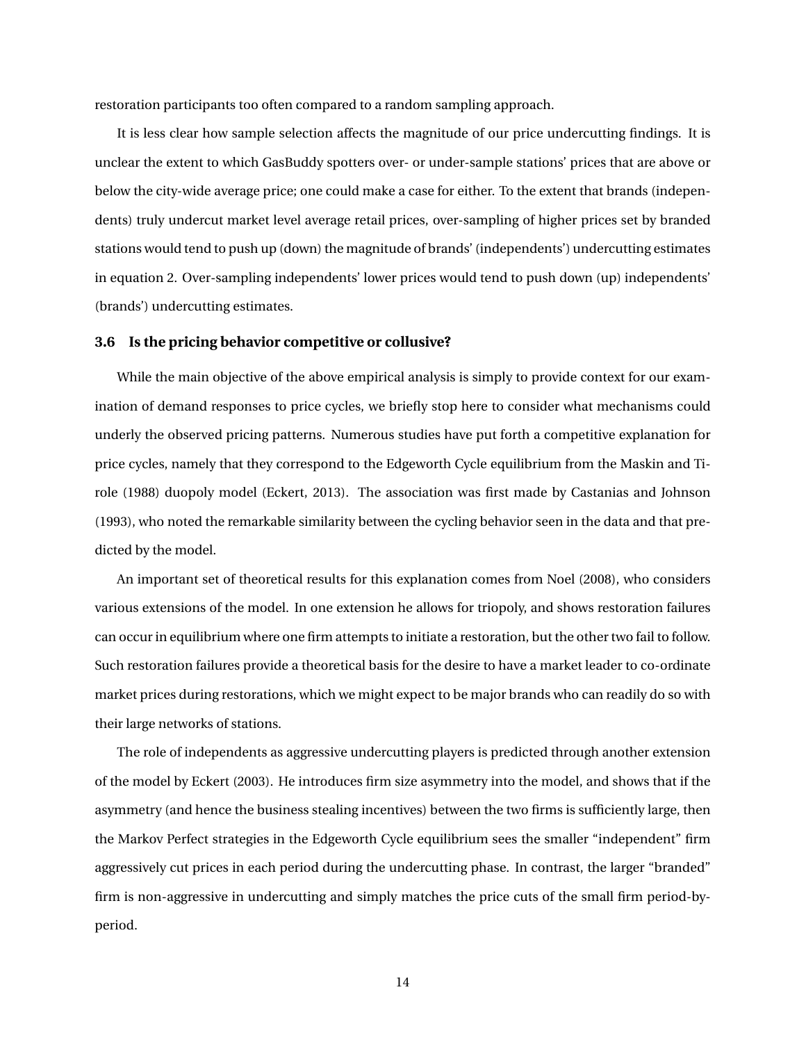restoration participants too often compared to a random sampling approach.

It is less clear how sample selection affects the magnitude of our price undercutting findings. It is unclear the extent to which GasBuddy spotters over- or under-sample stations' prices that are above or below the city-wide average price; one could make a case for either. To the extent that brands (independents) truly undercut market level average retail prices, over-sampling of higher prices set by branded stations would tend to push up (down) the magnitude of brands' (independents') undercutting estimates in equation 2. Over-sampling independents' lower prices would tend to push down (up) independents' (brands') undercutting estimates.

### 3.6 Is the pricing behavior competitive or collusive?

While the main objective of the above empirical analysis is simply to provide context for our examination of demand responses to price cycles, we briefly stop here to consider what mechanisms could underly the observed pricing patterns. Numerous studies have put forth a competitive explanation for price cycles, namely that they correspond to the Edgeworth Cycle equilibrium from the Maskin and Tirole (1988) duopoly model (Eckert, 2013). The association was first made by Castanias and Johnson (1993), who noted the remarkable similarity between the cycling behavior seen in the data and that predicted by the model.

An important set of theoretical results for this explanation comes from Noel (2008), who considers various extensions of the model. In one extension he allows for triopoly, and shows restoration failures can occur in equilibrium where one firm attempts to initiate a restoration, but the other two fail to follow. Such restoration failures provide a theoretical basis for the desire to have a market leader to co-ordinate market prices during restorations, which we might expect to be major brands who can readily do so with their large networks of stations.

The role of independents as aggressive undercutting players is predicted through another extension of the model by Eckert (2003). He introduces firm size asymmetry into the model, and shows that if the asymmetry (and hence the business stealing incentives) between the two firms is sufficiently large, then the Markov Perfect strategies in the Edgeworth Cycle equilibrium sees the smaller "independent" firm aggressively cut prices in each period during the undercutting phase. In contrast, the larger "branded" firm is non-aggressive in undercutting and simply matches the price cuts of the small firm period-by-period.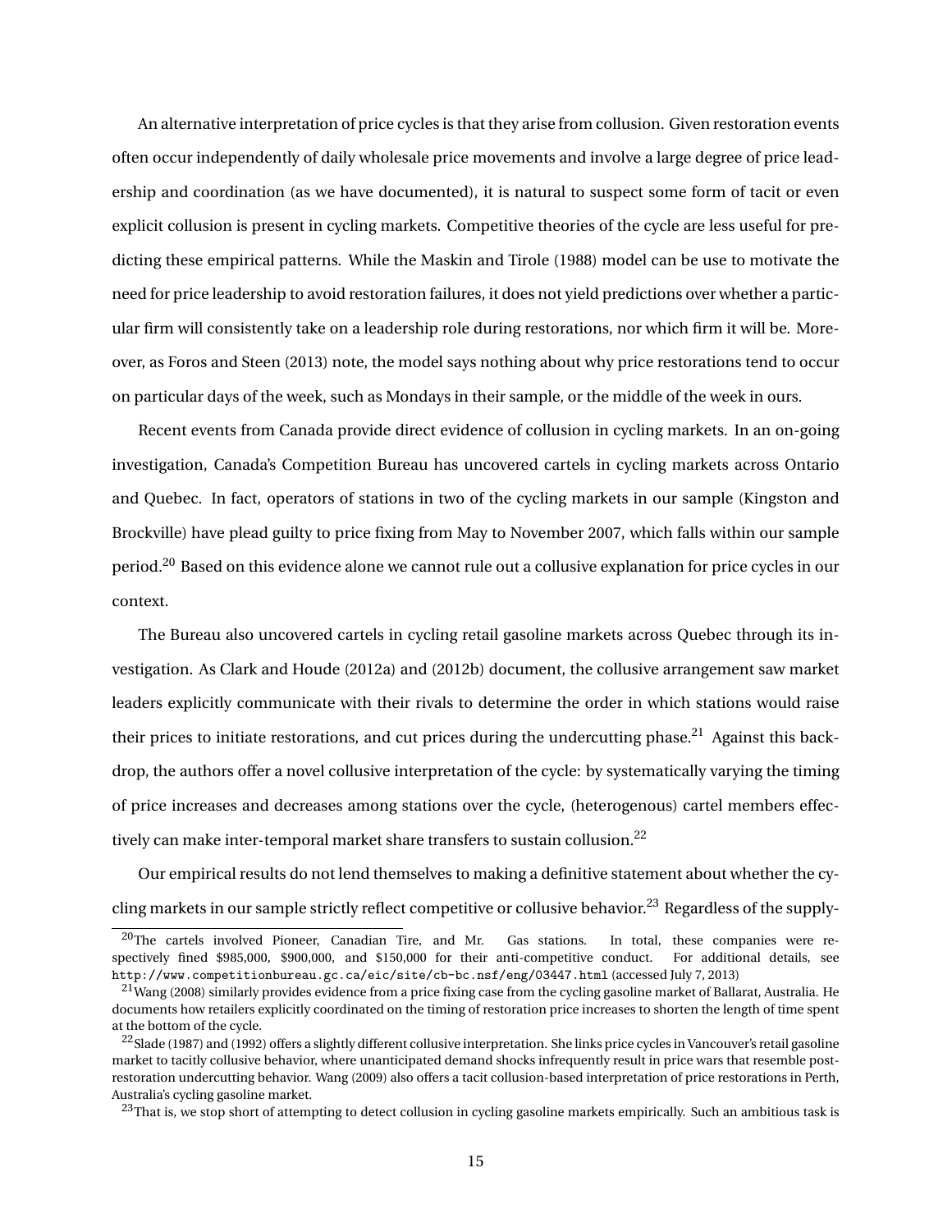An alternative interpretation of price cycles is that they arise from collusion. Given restoration events often occur independently of daily wholesale price movements and involve a large degree of price leadership and coordination (as we have documented), it is natural to suspect some form of tacit or even explicit collusion is present in cycling markets. Competitive theories of the cycle are less useful for predicting these empirical patterns. While the Maskin and Tirole (1988) model can be use to motivate the need for price leadership to avoid restoration failures, it does not yield predictions over whether a particular firm will consistently take on a leadership role during restorations, nor which firm it will be. Moreover, as Foros and Steen (2013) note, the model says nothing about why price restorations tend to occur on particular days of the week, such as Mondays in their sample, or the middle of the week in ours.

Recent events from Canada provide direct evidence of collusion in cycling markets. In an on-going investigation, Canada's Competition Bureau has uncovered cartels in cycling markets across Ontario and Quebec. In fact, operators of stations in two of the cycling markets in our sample (Kingston and Brockville) have plead guilty to price fixing from May to November 2007, which falls within our sample period.[20] Based on this evidence alone we cannot rule out a collusive explanation for price cycles in our context.

The Bureau also uncovered cartels in cycling retail gasoline markets across Quebec through its investigation. As Clark and Houde (2012a) and (2012b) document, the collusive arrangement saw market leaders explicitly communicate with their rivals to determine the order in which stations would raise their prices to initiate restorations, and cut prices during the undercutting phase.[21] Against this backdrop, the authors offer a novel collusive interpretation of the cycle: by systematically varying the timing of price increases and decreases among stations over the cycle, (heterogenous) cartel members effectively can make inter-temporal market share transfers to sustain collusion.[22]

Our empirical results do not lend themselves to making a definitive statement about whether the cycling markets in our sample strictly reflect competitive or collusive behavior.[23] Regardless of the supply-

---

[20] The cartels involved Pioneer, Canadian Tire, and Mr. Gas stations. In total, these companies were respectively fined $985,000, $900,000, and $150,000 for their anti-competitive conduct. For additional details, see http://www.competitionbureau.gc.ca/eic/site/cb-bc.nsf/eng/03447.html (accessed July 7, 2013)

[21] Wang (2008) similarly provides evidence from a price fixing case from the cycling gasoline market of Ballarat, Australia. He documents how retailers explicitly coordinated on the timing of restoration price increases to shorten the length of time spent at the bottom of the cycle.

[22] Slade (1987) and (1992) offers a slightly different collusive interpretation. She links price cycles in Vancouver's retail gasoline market to tacitly collusive behavior, where unanticipated demand shocks infrequently result in price wars that resemble post-restoration undercutting behavior. Wang (2009) also offers a tacit collusion-based interpretation of price restorations in Perth, Australia's cycling gasoline market.

[23] That is, we stop short of attempting to detect collusion in cycling gasoline markets empirically. Such an ambitious task is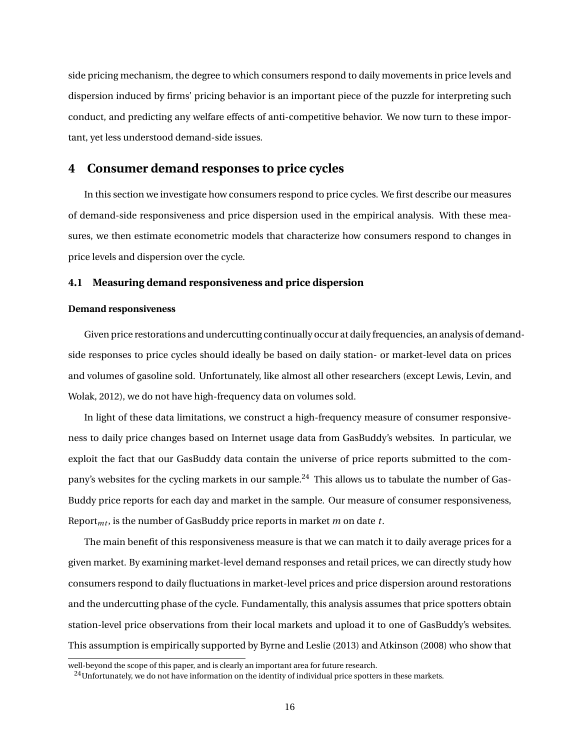side pricing mechanism, the degree to which consumers respond to daily movements in price levels and dispersion induced by firms' pricing behavior is an important piece of the puzzle for interpreting such conduct, and predicting any welfare effects of anti-competitive behavior. We now turn to these important, yet less understood demand-side issues.

## 4 Consumer demand responses to price cycles

In this section we investigate how consumers respond to price cycles. We first describe our measures of demand-side responsiveness and price dispersion used in the empirical analysis. With these measures, we then estimate econometric models that characterize how consumers respond to changes in price levels and dispersion over the cycle.

### 4.1 Measuring demand responsiveness and price dispersion

**Demand responsiveness**

Given price restorations and undercutting continually occur at daily frequencies, an analysis of demand-side responses to price cycles should ideally be based on daily station- or market-level data on prices and volumes of gasoline sold. Unfortunately, like almost all other researchers (except Lewis, Levin, and Wolak, 2012), we do not have high-frequency data on volumes sold.

In light of these data limitations, we construct a high-frequency measure of consumer responsiveness to daily price changes based on Internet usage data from GasBuddy's websites. In particular, we exploit the fact that our GasBuddy data contain the universe of price reports submitted to the company's websites for the cycling markets in our sample.[24] This allows us to tabulate the number of GasBuddy price reports for each day and market in the sample. Our measure of consumer responsiveness, $\text{Report}_{mt}$, is the number of GasBuddy price reports in market $m$ on date $t$.

The main benefit of this responsiveness measure is that we can match it to daily average prices for a given market. By examining market-level demand responses and retail prices, we can directly study how consumers respond to daily fluctuations in market-level prices and price dispersion around restorations and the undercutting phase of the cycle. Fundamentally, this analysis assumes that price spotters obtain station-level price observations from their local markets and upload it to one of GasBuddy's websites. This assumption is empirically supported by Byrne and Leslie (2013) and Atkinson (2008) who show that

well-beyond the scope of this paper, and is clearly an important area for future research.

[24] Unfortunately, we do not have information on the identity of individual price spotters in these markets.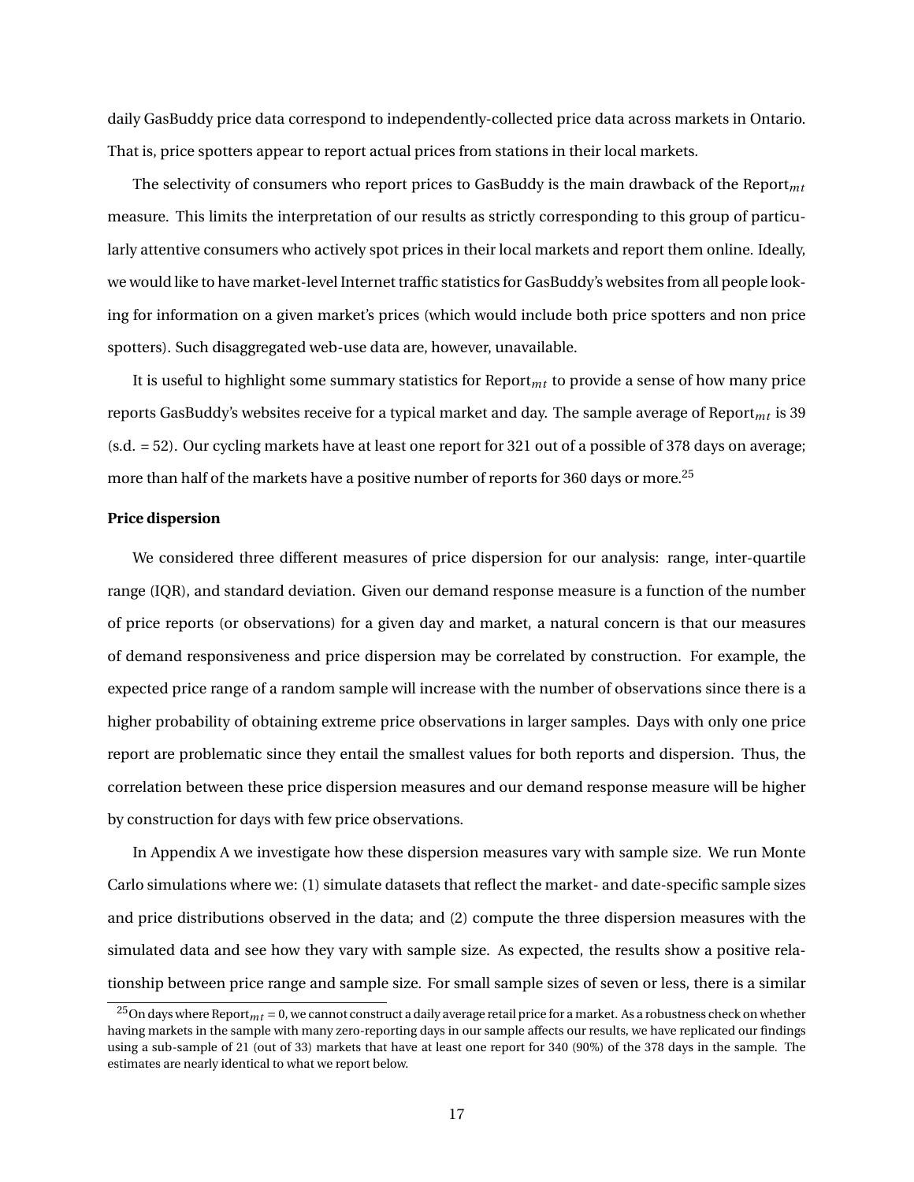daily GasBuddy price data correspond to independently-collected price data across markets in Ontario. That is, price spotters appear to report actual prices from stations in their local markets.

The selectivity of consumers who report prices to GasBuddy is the main drawback of the $\text{Report}_{mt}$ measure. This limits the interpretation of our results as strictly corresponding to this group of particularly attentive consumers who actively spot prices in their local markets and report them online. Ideally, we would like to have market-level Internet traffic statistics for GasBuddy's websites from all people looking for information on a given market's prices (which would include both price spotters and non price spotters). Such disaggregated web-use data are, however, unavailable.

It is useful to highlight some summary statistics for $\text{Report}_{mt}$ to provide a sense of how many price reports GasBuddy's websites receive for a typical market and day. The sample average of $\text{Report}_{mt}$ is 39 (s.d. = 52). Our cycling markets have at least one report for 321 out of a possible of 378 days on average; more than half of the markets have a positive number of reports for 360 days or more.[25]

**Price dispersion**

We considered three different measures of price dispersion for our analysis: range, inter-quartile range (IQR), and standard deviation. Given our demand response measure is a function of the number of price reports (or observations) for a given day and market, a natural concern is that our measures of demand responsiveness and price dispersion may be correlated by construction. For example, the expected price range of a random sample will increase with the number of observations since there is a higher probability of obtaining extreme price observations in larger samples. Days with only one price report are problematic since they entail the smallest values for both reports and dispersion. Thus, the correlation between these price dispersion measures and our demand response measure will be higher by construction for days with few price observations.

In Appendix A we investigate how these dispersion measures vary with sample size. We run Monte Carlo simulations where we: (1) simulate datasets that reflect the market- and date-specific sample sizes and price distributions observed in the data; and (2) compute the three dispersion measures with the simulated data and see how they vary with sample size. As expected, the results show a positive relationship between price range and sample size. For small sample sizes of seven or less, there is a similar

[25] On days where $\text{Report}_{mt} = 0$, we cannot construct a daily average retail price for a market. As a robustness check on whether having markets in the sample with many zero-reporting days in our sample affects our results, we have replicated our findings using a sub-sample of 21 (out of 33) markets that have at least one report for 340 (90%) of the 378 days in the sample. The estimates are nearly identical to what we report below.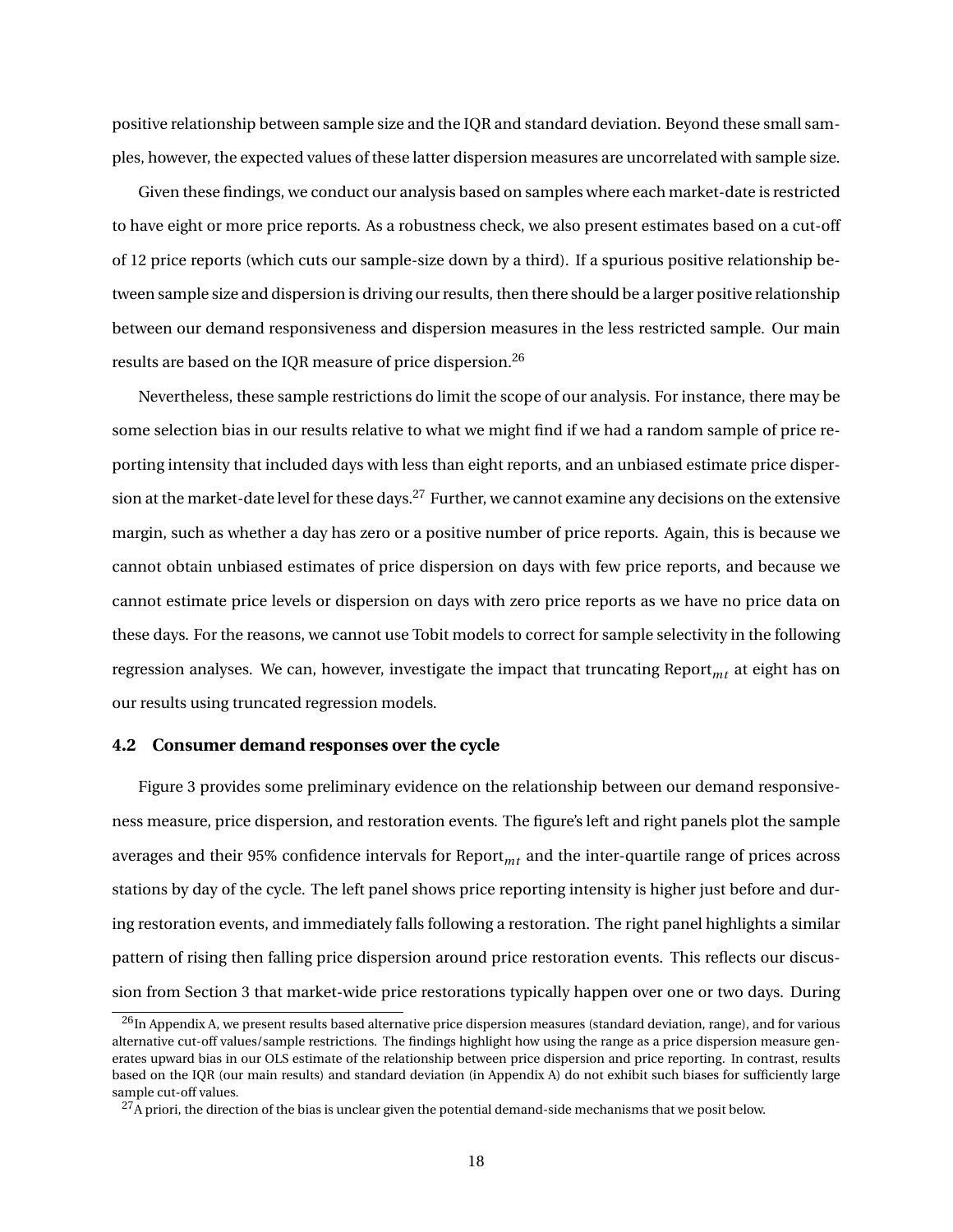positive relationship between sample size and the IQR and standard deviation. Beyond these small samples, however, the expected values of these latter dispersion measures are uncorrelated with sample size.

Given these findings, we conduct our analysis based on samples where each market-date is restricted to have eight or more price reports. As a robustness check, we also present estimates based on a cut-off of 12 price reports (which cuts our sample-size down by a third). If a spurious positive relationship between sample size and dispersion is driving our results, then there should be a larger positive relationship between our demand responsiveness and dispersion measures in the less restricted sample. Our main results are based on the IQR measure of price dispersion.[26]

Nevertheless, these sample restrictions do limit the scope of our analysis. For instance, there may be some selection bias in our results relative to what we might find if we had a random sample of price reporting intensity that included days with less than eight reports, and an unbiased estimate price dispersion at the market-date level for these days.[27] Further, we cannot examine any decisions on the extensive margin, such as whether a day has zero or a positive number of price reports. Again, this is because we cannot obtain unbiased estimates of price dispersion on days with few price reports, and because we cannot estimate price levels or dispersion on days with zero price reports as we have no price data on these days. For the reasons, we cannot use Tobit models to correct for sample selectivity in the following regression analyses. We can, however, investigate the impact that truncating $\text{Report}_{mt}$ at eight has on our results using truncated regression models.

### 4.2 Consumer demand responses over the cycle

Figure 3 provides some preliminary evidence on the relationship between our demand responsiveness measure, price dispersion, and restoration events. The figure's left and right panels plot the sample averages and their 95% confidence intervals for $\text{Report}_{mt}$ and the inter-quartile range of prices across stations by day of the cycle. The left panel shows price reporting intensity is higher just before and during restoration events, and immediately falls following a restoration. The right panel highlights a similar pattern of rising then falling price dispersion around price restoration events. This reflects our discussion from Section 3 that market-wide price restorations typically happen over one or two days. During

[26] In Appendix A, we present results based alternative price dispersion measures (standard deviation, range), and for various alternative cut-off values/sample restrictions. The findings highlight how using the range as a price dispersion measure generates upward bias in our OLS estimate of the relationship between price dispersion and price reporting. In contrast, results based on the IQR (our main results) and standard deviation (in Appendix A) do not exhibit such biases for sufficiently large sample cut-off values.

[27] A priori, the direction of the bias is unclear given the potential demand-side mechanisms that we posit below.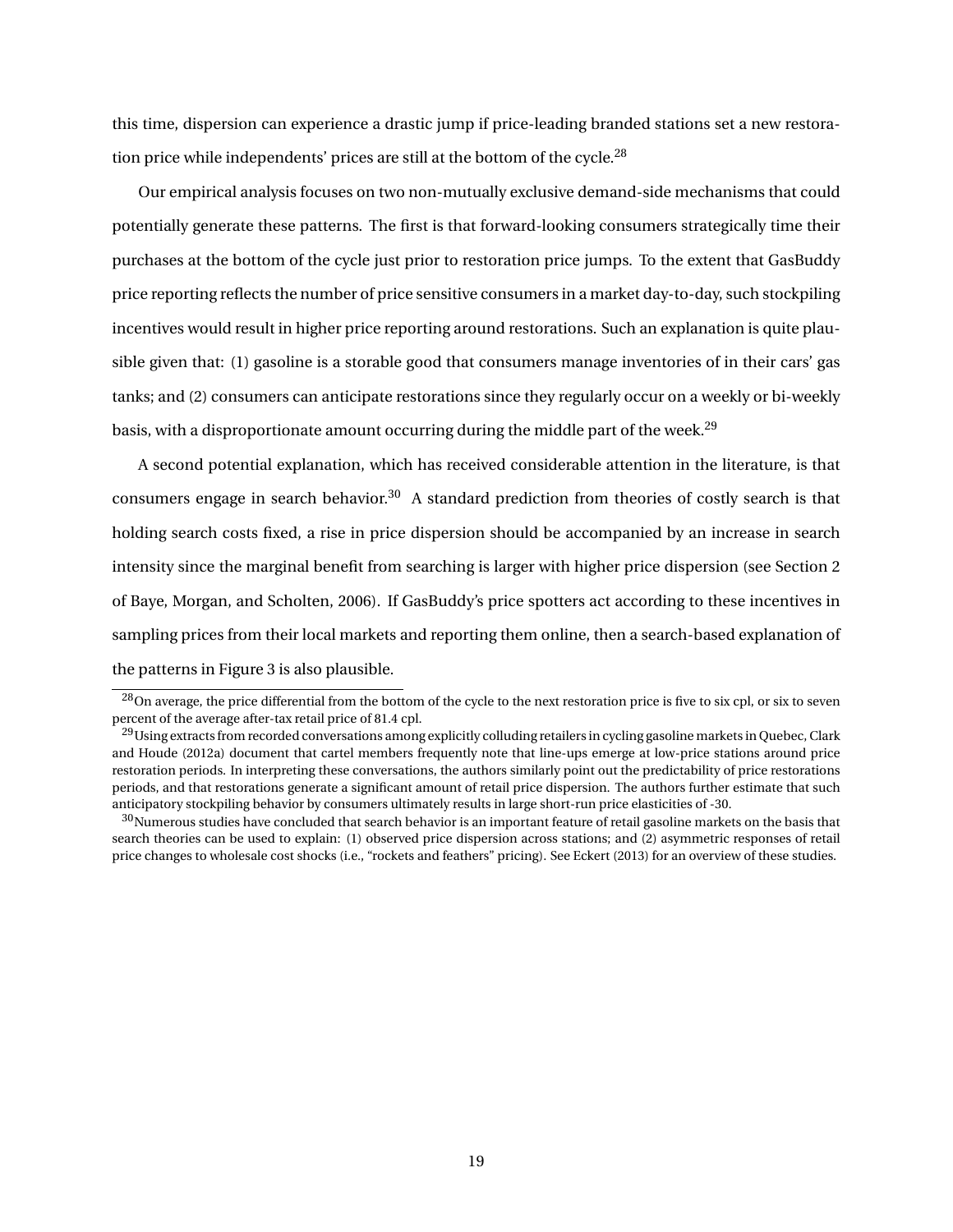this time, dispersion can experience a drastic jump if price-leading branded stations set a new restoration price while independents' prices are still at the bottom of the cycle.[28]

Our empirical analysis focuses on two non-mutually exclusive demand-side mechanisms that could potentially generate these patterns. The first is that forward-looking consumers strategically time their purchases at the bottom of the cycle just prior to restoration price jumps. To the extent that GasBuddy price reporting reflects the number of price sensitive consumers in a market day-to-day, such stockpiling incentives would result in higher price reporting around restorations. Such an explanation is quite plausible given that: (1) gasoline is a storable good that consumers manage inventories of in their cars' gas tanks; and (2) consumers can anticipate restorations since they regularly occur on a weekly or bi-weekly basis, with a disproportionate amount occurring during the middle part of the week.[29]

A second potential explanation, which has received considerable attention in the literature, is that consumers engage in search behavior.[30] A standard prediction from theories of costly search is that holding search costs fixed, a rise in price dispersion should be accompanied by an increase in search intensity since the marginal benefit from searching is larger with higher price dispersion (see Section 2 of Baye, Morgan, and Scholten, 2006). If GasBuddy's price spotters act according to these incentives in sampling prices from their local markets and reporting them online, then a search-based explanation of the patterns in Figure 3 is also plausible.

---

[28] On average, the price differential from the bottom of the cycle to the next restoration price is five to six cpl, or six to seven percent of the average after-tax retail price of 81.4 cpl.

[29] Using extracts from recorded conversations among explicitly colluding retailers in cycling gasoline markets in Quebec, Clark and Houde (2012a) document that cartel members frequently note that line-ups emerge at low-price stations around price restoration periods. In interpreting these conversations, the authors similarly point out the predictability of price restorations periods, and that restorations generate a significant amount of retail price dispersion. The authors further estimate that such anticipatory stockpiling behavior by consumers ultimately results in large short-run price elasticities of -30.

[30] Numerous studies have concluded that search behavior is an important feature of retail gasoline markets on the basis that search theories can be used to explain: (1) observed price dispersion across stations; and (2) asymmetric responses of retail price changes to wholesale cost shocks (i.e., "rockets and feathers" pricing). See Eckert (2013) for an overview of these studies.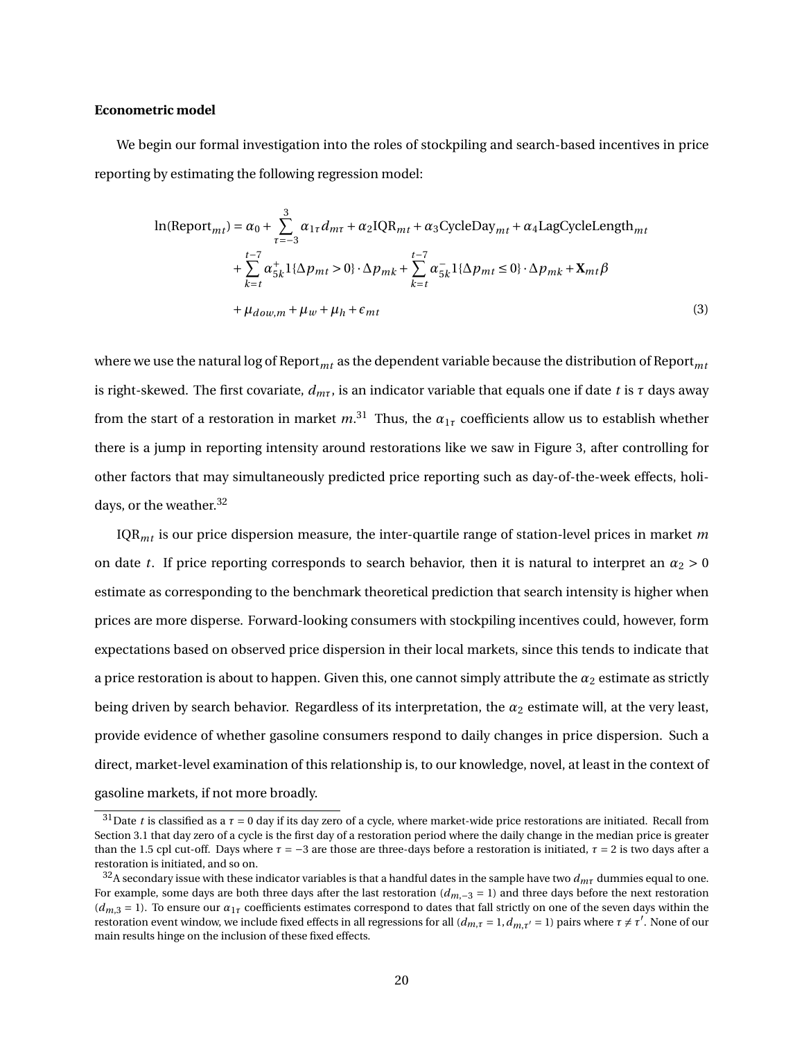**Econometric model**

We begin our formal investigation into the roles of stockpiling and search-based incentives in price reporting by estimating the following regression model:

$$
\begin{aligned}
\ln(\text{Report}_{mt}) = \alpha_0 &+ \sum_{\tau=-3}^{3} \alpha_{1\tau} d_{m\tau} + \alpha_2 \text{IQR}_{mt} + \alpha_3 \text{CycleDay}_{mt} + \alpha_4 \text{LagCycleLength}_{mt} \\
&+ \sum_{k=t}^{t-7} \alpha_{5k}^{+} 1\{\Delta p_{mt} > 0\} \cdot \Delta p_{mk} + \sum_{k=t}^{t-7} \alpha_{5k}^{-} 1\{\Delta p_{mt} \leq 0\} \cdot \Delta p_{mk} + \mathbf{X}_{mt}\beta \\
&+ \mu_{dow,m} + \mu_w + \mu_h + \epsilon_{mt}
\end{aligned}
\tag{3}
$$

where we use the natural log of $\text{Report}_{mt}$ as the dependent variable because the distribution of $\text{Report}_{mt}$ is right-skewed. The first covariate, $d_{m\tau}$, is an indicator variable that equals one if date $t$ is $\tau$ days away from the start of a restoration in market $m$.[31] Thus, the $\alpha_{1\tau}$ coefficients allow us to establish whether there is a jump in reporting intensity around restorations like we saw in Figure 3, after controlling for other factors that may simultaneously predicted price reporting such as day-of-the-week effects, holidays, or the weather.[32]

$\text{IQR}_{mt}$ is our price dispersion measure, the inter-quartile range of station-level prices in market $m$ on date $t$. If price reporting corresponds to search behavior, then it is natural to interpret an $\alpha_2 > 0$ estimate as corresponding to the benchmark theoretical prediction that search intensity is higher when prices are more disperse. Forward-looking consumers with stockpiling incentives could, however, form expectations based on observed price dispersion in their local markets, since this tends to indicate that a price restoration is about to happen. Given this, one cannot simply attribute the $\alpha_2$ estimate as strictly being driven by search behavior. Regardless of its interpretation, the $\alpha_2$ estimate will, at the very least, provide evidence of whether gasoline consumers respond to daily changes in price dispersion. Such a direct, market-level examination of this relationship is, to our knowledge, novel, at least in the context of gasoline markets, if not more broadly.

[31] Date $t$ is classified as a $\tau = 0$ day if its day zero of a cycle, where market-wide price restorations are initiated. Recall from Section 3.1 that day zero of a cycle is the first day of a restoration period where the daily change in the median price is greater than the 1.5 cpl cut-off. Days where $\tau = -3$ are those are three-days before a restoration is initiated, $\tau = 2$ is two days after a restoration is initiated, and so on.

[32] A secondary issue with these indicator variables is that a handful dates in the sample have two $d_{m\tau}$ dummies equal to one. For example, some days are both three days after the last restoration ($d_{m,-3} = 1$) and three days before the next restoration ($d_{m,3} = 1$). To ensure our $\alpha_{1\tau}$ coefficients estimates correspond to dates that fall strictly on one of the seven days within the restoration event window, we include fixed effects in all regressions for all ($d_{m,\tau} = 1, d_{m,\tau'} = 1$) pairs where $\tau \neq \tau'$. None of our main results hinge on the inclusion of these fixed effects.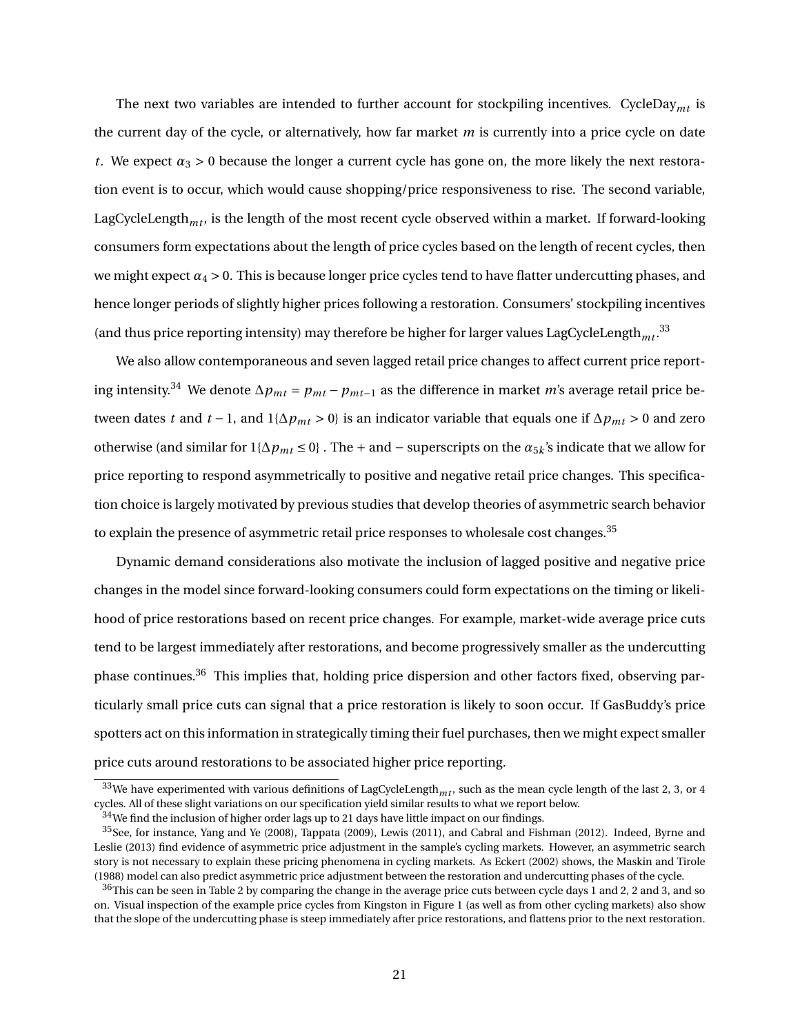The next two variables are intended to further account for stockpiling incentives. $\text{CycleDay}_{mt}$ is the current day of the cycle, or alternatively, how far market $m$ is currently into a price cycle on date $t$. We expect $\alpha_3 > 0$ because the longer a current cycle has gone on, the more likely the next restoration event is to occur, which would cause shopping/price responsiveness to rise. The second variable, $\text{LagCycleLength}_{mt}$, is the length of the most recent cycle observed within a market. If forward-looking consumers form expectations about the length of price cycles based on the length of recent cycles, then we might expect $\alpha_4 > 0$. This is because longer price cycles tend to have flatter undercutting phases, and hence longer periods of slightly higher prices following a restoration. Consumers' stockpiling incentives (and thus price reporting intensity) may therefore be higher for larger values $\text{LagCycleLength}_{mt}$.[33]

We also allow contemporaneous and seven lagged retail price changes to affect current price reporting intensity.[34] We denote $\Delta p_{mt} = p_{mt} - p_{mt-1}$ as the difference in market $m$'s average retail price between dates $t$ and $t-1$, and $1\{\Delta p_{mt} > 0\}$ is an indicator variable that equals one if $\Delta p_{mt} > 0$ and zero otherwise (and similar for $1\{\Delta p_{mt} \leq 0\}$ . The + and − superscripts on the $\alpha_{5k}$'s indicate that we allow for price reporting to respond asymmetrically to positive and negative retail price changes. This specification choice is largely motivated by previous studies that develop theories of asymmetric search behavior to explain the presence of asymmetric retail price responses to wholesale cost changes.[35]

Dynamic demand considerations also motivate the inclusion of lagged positive and negative price changes in the model since forward-looking consumers could form expectations on the timing or likelihood of price restorations based on recent price changes. For example, market-wide average price cuts tend to be largest immediately after restorations, and become progressively smaller as the undercutting phase continues.[36] This implies that, holding price dispersion and other factors fixed, observing particularly small price cuts can signal that a price restoration is likely to soon occur. If GasBuddy's price spotters act on this information in strategically timing their fuel purchases, then we might expect smaller price cuts around restorations to be associated higher price reporting.

---

[33] We have experimented with various definitions of $\text{LagCycleLength}_{mt}$, such as the mean cycle length of the last 2, 3, or 4 cycles. All of these slight variations on our specification yield similar results to what we report below.

[34] We find the inclusion of higher order lags up to 21 days have little impact on our findings.

[35] See, for instance, Yang and Ye (2008), Tappata (2009), Lewis (2011), and Cabral and Fishman (2012). Indeed, Byrne and Leslie (2013) find evidence of asymmetric price adjustment in the sample's cycling markets. However, an asymmetric search story is not necessary to explain these pricing phenomena in cycling markets. As Eckert (2002) shows, the Maskin and Tirole (1988) model can also predict asymmetric price adjustment between the restoration and undercutting phases of the cycle.

[36] This can be seen in Table 2 by comparing the change in the average price cuts between cycle days 1 and 2, 2 and 3, and so on. Visual inspection of the example price cycles from Kingston in Figure 1 (as well as from other cycling markets) also show that the slope of the undercutting phase is steep immediately after price restorations, and flattens prior to the next restoration.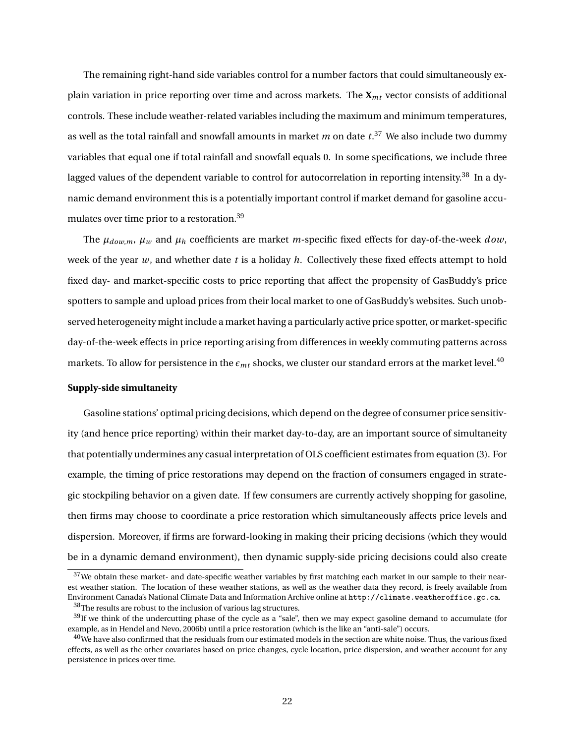The remaining right-hand side variables control for a number factors that could simultaneously explain variation in price reporting over time and across markets. The $\mathbf{X}_{mt}$ vector consists of additional controls. These include weather-related variables including the maximum and minimum temperatures, as well as the total rainfall and snowfall amounts in market $m$ on date $t$.[37] We also include two dummy variables that equal one if total rainfall and snowfall equals 0. In some specifications, we include three lagged values of the dependent variable to control for autocorrelation in reporting intensity.[38] In a dynamic demand environment this is a potentially important control if market demand for gasoline accumulates over time prior to a restoration.[39]

The $\mu_{dow,m}$, $\mu_w$ and $\mu_h$ coefficients are market $m$-specific fixed effects for day-of-the-week $dow$, week of the year $w$, and whether date $t$ is a holiday $h$. Collectively these fixed effects attempt to hold fixed day- and market-specific costs to price reporting that affect the propensity of GasBuddy's price spotters to sample and upload prices from their local market to one of GasBuddy's websites. Such unobserved heterogeneity might include a market having a particularly active price spotter, or market-specific day-of-the-week effects in price reporting arising from differences in weekly commuting patterns across markets. To allow for persistence in the $\epsilon_{mt}$ shocks, we cluster our standard errors at the market level.[40]

**Supply-side simultaneity**

Gasoline stations' optimal pricing decisions, which depend on the degree of consumer price sensitivity (and hence price reporting) within their market day-to-day, are an important source of simultaneity that potentially undermines any casual interpretation of OLS coefficient estimates from equation (3). For example, the timing of price restorations may depend on the fraction of consumers engaged in strategic stockpiling behavior on a given date. If few consumers are currently actively shopping for gasoline, then firms may choose to coordinate a price restoration which simultaneously affects price levels and dispersion. Moreover, if firms are forward-looking in making their pricing decisions (which they would be in a dynamic demand environment), then dynamic supply-side pricing decisions could also create

[37] We obtain these market- and date-specific weather variables by first matching each market in our sample to their nearest weather station. The location of these weather stations, as well as the weather data they record, is freely available from Environment Canada's National Climate Data and Information Archive online at `http://climate.weatheroffice.gc.ca`.

[38] The results are robust to the inclusion of various lag structures.

[39] If we think of the undercutting phase of the cycle as a "sale", then we may expect gasoline demand to accumulate (for example, as in Hendel and Nevo, 2006b) until a price restoration (which is the like an "anti-sale") occurs.

[40] We have also confirmed that the residuals from our estimated models in the section are white noise. Thus, the various fixed effects, as well as the other covariates based on price changes, cycle location, price dispersion, and weather account for any persistence in prices over time.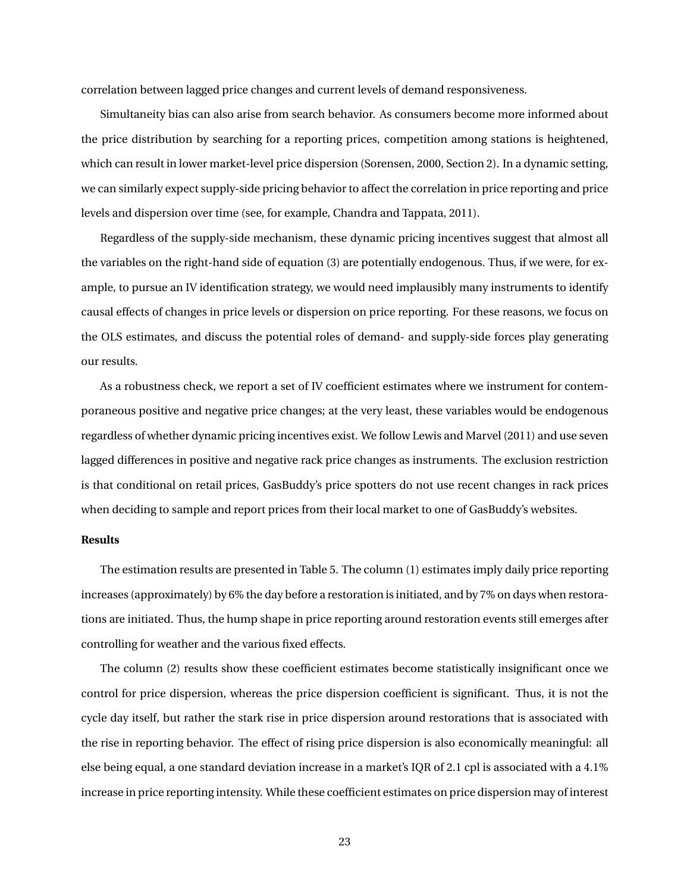correlation between lagged price changes and current levels of demand responsiveness.

Simultaneity bias can also arise from search behavior. As consumers become more informed about the price distribution by searching for a reporting prices, competition among stations is heightened, which can result in lower market-level price dispersion (Sorensen, 2000, Section 2). In a dynamic setting, we can similarly expect supply-side pricing behavior to affect the correlation in price reporting and price levels and dispersion over time (see, for example, Chandra and Tappata, 2011).

Regardless of the supply-side mechanism, these dynamic pricing incentives suggest that almost all the variables on the right-hand side of equation (3) are potentially endogenous. Thus, if we were, for example, to pursue an IV identification strategy, we would need implausibly many instruments to identify causal effects of changes in price levels or dispersion on price reporting. For these reasons, we focus on the OLS estimates, and discuss the potential roles of demand- and supply-side forces play generating our results.

As a robustness check, we report a set of IV coefficient estimates where we instrument for contemporaneous positive and negative price changes; at the very least, these variables would be endogenous regardless of whether dynamic pricing incentives exist. We follow Lewis and Marvel (2011) and use seven lagged differences in positive and negative rack price changes as instruments. The exclusion restriction is that conditional on retail prices, GasBuddy's price spotters do not use recent changes in rack prices when deciding to sample and report prices from their local market to one of GasBuddy's websites.

**Results**

The estimation results are presented in Table 5. The column (1) estimates imply daily price reporting increases (approximately) by 6% the day before a restoration is initiated, and by 7% on days when restorations are initiated. Thus, the hump shape in price reporting around restoration events still emerges after controlling for weather and the various fixed effects.

The column (2) results show these coefficient estimates become statistically insignificant once we control for price dispersion, whereas the price dispersion coefficient is significant. Thus, it is not the cycle day itself, but rather the stark rise in price dispersion around restorations that is associated with the rise in reporting behavior. The effect of rising price dispersion is also economically meaningful: all else being equal, a one standard deviation increase in a market's IQR of 2.1 cpl is associated with a 4.1% increase in price reporting intensity. While these coefficient estimates on price dispersion may of interest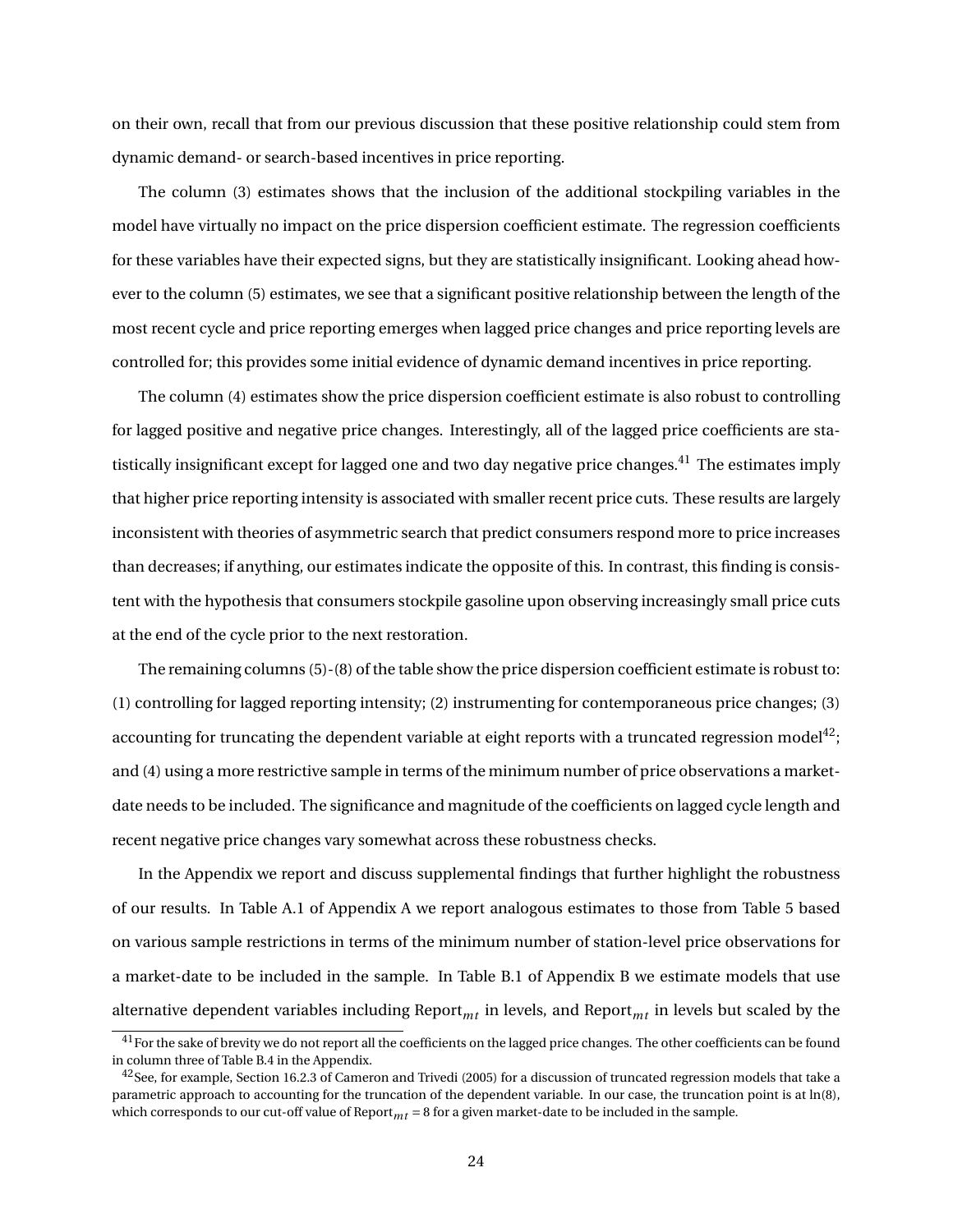on their own, recall that from our previous discussion that these positive relationship could stem from dynamic demand- or search-based incentives in price reporting.

The column (3) estimates shows that the inclusion of the additional stockpiling variables in the model have virtually no impact on the price dispersion coefficient estimate. The regression coefficients for these variables have their expected signs, but they are statistically insignificant. Looking ahead however to the column (5) estimates, we see that a significant positive relationship between the length of the most recent cycle and price reporting emerges when lagged price changes and price reporting levels are controlled for; this provides some initial evidence of dynamic demand incentives in price reporting.

The column (4) estimates show the price dispersion coefficient estimate is also robust to controlling for lagged positive and negative price changes. Interestingly, all of the lagged price coefficients are statistically insignificant except for lagged one and two day negative price changes.[41] The estimates imply that higher price reporting intensity is associated with smaller recent price cuts. These results are largely inconsistent with theories of asymmetric search that predict consumers respond more to price increases than decreases; if anything, our estimates indicate the opposite of this. In contrast, this finding is consistent with the hypothesis that consumers stockpile gasoline upon observing increasingly small price cuts at the end of the cycle prior to the next restoration.

The remaining columns (5)-(8) of the table show the price dispersion coefficient estimate is robust to: (1) controlling for lagged reporting intensity; (2) instrumenting for contemporaneous price changes; (3) accounting for truncating the dependent variable at eight reports with a truncated regression model[42]; and (4) using a more restrictive sample in terms of the minimum number of price observations a market-date needs to be included. The significance and magnitude of the coefficients on lagged cycle length and recent negative price changes vary somewhat across these robustness checks.

In the Appendix we report and discuss supplemental findings that further highlight the robustness of our results. In Table A.1 of Appendix A we report analogous estimates to those from Table 5 based on various sample restrictions in terms of the minimum number of station-level price observations for a market-date to be included in the sample. In Table B.1 of Appendix B we estimate models that use alternative dependent variables including $\text{Report}_{mt}$ in levels, and $\text{Report}_{mt}$ in levels but scaled by the

[41] For the sake of brevity we do not report all the coefficients on the lagged price changes. The other coefficients can be found in column three of Table B.4 in the Appendix.

[42] See, for example, Section 16.2.3 of Cameron and Trivedi (2005) for a discussion of truncated regression models that take a parametric approach to accounting for the truncation of the dependent variable. In our case, the truncation point is at ln(8), which corresponds to our cut-off value of $\text{Report}_{mt} = 8$ for a given market-date to be included in the sample.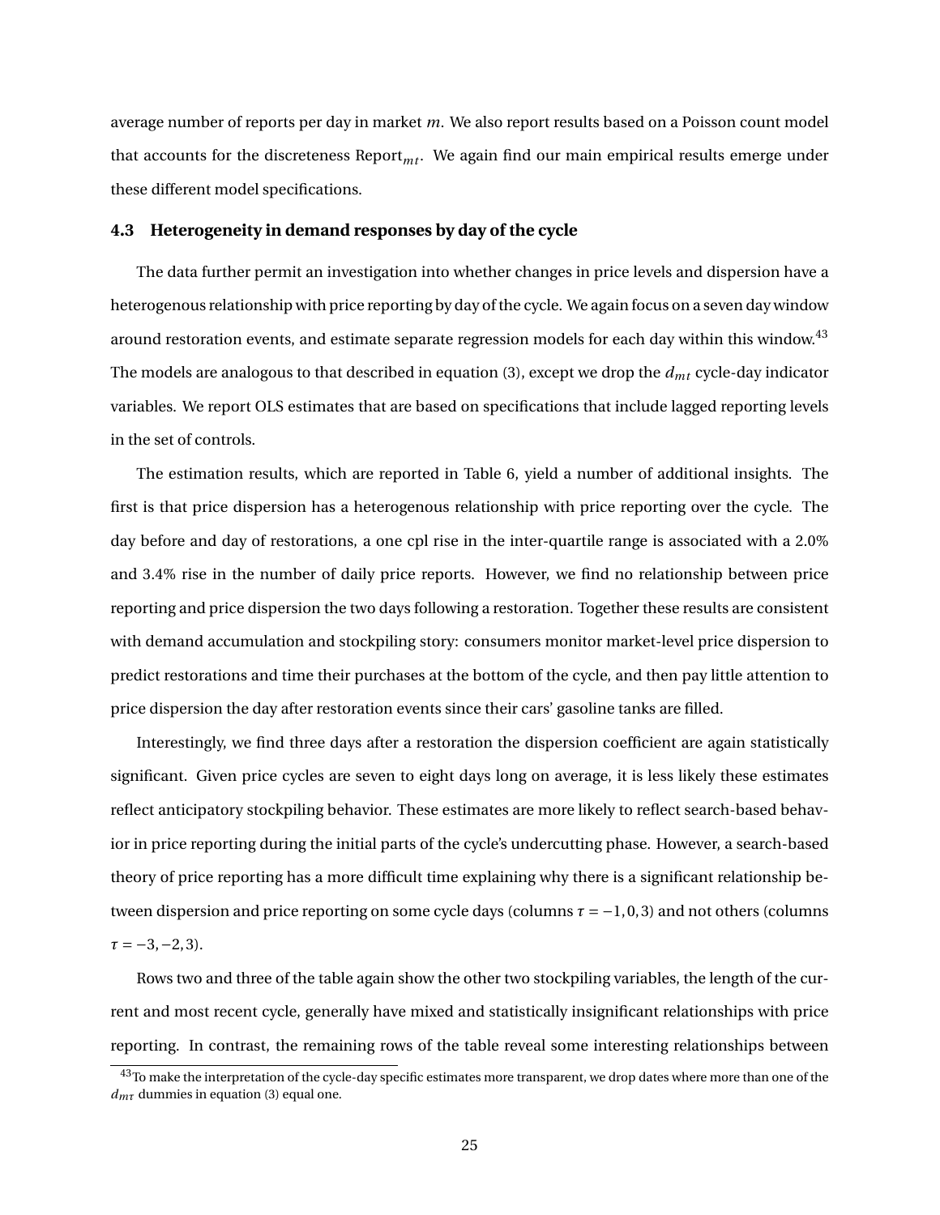average number of reports per day in market $m$. We also report results based on a Poisson count model that accounts for the discreteness $\text{Report}_{mt}$. We again find our main empirical results emerge under these different model specifications.

### 4.3 Heterogeneity in demand responses by day of the cycle

The data further permit an investigation into whether changes in price levels and dispersion have a heterogenous relationship with price reporting by day of the cycle. We again focus on a seven day window around restoration events, and estimate separate regression models for each day within this window.[43] The models are analogous to that described in equation (3), except we drop the $d_{mt}$ cycle-day indicator variables. We report OLS estimates that are based on specifications that include lagged reporting levels in the set of controls.

The estimation results, which are reported in Table 6, yield a number of additional insights. The first is that price dispersion has a heterogenous relationship with price reporting over the cycle. The day before and day of restorations, a one cpl rise in the inter-quartile range is associated with a 2.0% and 3.4% rise in the number of daily price reports. However, we find no relationship between price reporting and price dispersion the two days following a restoration. Together these results are consistent with demand accumulation and stockpiling story: consumers monitor market-level price dispersion to predict restorations and time their purchases at the bottom of the cycle, and then pay little attention to price dispersion the day after restoration events since their cars' gasoline tanks are filled.

Interestingly, we find three days after a restoration the dispersion coefficient are again statistically significant. Given price cycles are seven to eight days long on average, it is less likely these estimates reflect anticipatory stockpiling behavior. These estimates are more likely to reflect search-based behavior in price reporting during the initial parts of the cycle's undercutting phase. However, a search-based theory of price reporting has a more difficult time explaining why there is a significant relationship between dispersion and price reporting on some cycle days (columns $\tau = -1, 0, 3$) and not others (columns $\tau = -3, -2, 3$).

Rows two and three of the table again show the other two stockpiling variables, the length of the current and most recent cycle, generally have mixed and statistically insignificant relationships with price reporting. In contrast, the remaining rows of the table reveal some interesting relationships between

[43] To make the interpretation of the cycle-day specific estimates more transparent, we drop dates where more than one of the $d_{m\tau}$ dummies in equation (3) equal one.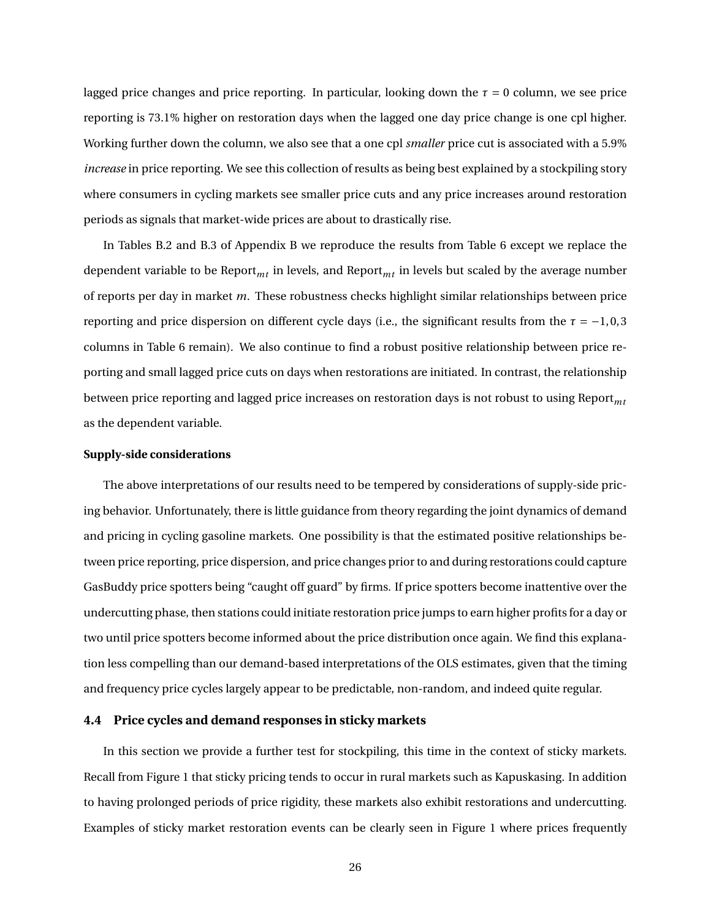lagged price changes and price reporting. In particular, looking down the $\tau = 0$ column, we see price reporting is 73.1% higher on restoration days when the lagged one day price change is one cpl higher. Working further down the column, we also see that a one cpl *smaller* price cut is associated with a 5.9% *increase* in price reporting. We see this collection of results as being best explained by a stockpiling story where consumers in cycling markets see smaller price cuts and any price increases around restoration periods as signals that market-wide prices are about to drastically rise.

In Tables B.2 and B.3 of Appendix B we reproduce the results from Table 6 except we replace the dependent variable to be $\text{Report}_{mt}$ in levels, and $\text{Report}_{mt}$ in levels but scaled by the average number of reports per day in market $m$. These robustness checks highlight similar relationships between price reporting and price dispersion on different cycle days (i.e., the significant results from the $\tau = -1, 0, 3$ columns in Table 6 remain). We also continue to find a robust positive relationship between price reporting and small lagged price cuts on days when restorations are initiated. In contrast, the relationship between price reporting and lagged price increases on restoration days is not robust to using $\text{Report}_{mt}$ as the dependent variable.

**Supply-side considerations**

The above interpretations of our results need to be tempered by considerations of supply-side pricing behavior. Unfortunately, there is little guidance from theory regarding the joint dynamics of demand and pricing in cycling gasoline markets. One possibility is that the estimated positive relationships between price reporting, price dispersion, and price changes prior to and during restorations could capture GasBuddy price spotters being "caught off guard" by firms. If price spotters become inattentive over the undercutting phase, then stations could initiate restoration price jumps to earn higher profits for a day or two until price spotters become informed about the price distribution once again. We find this explanation less compelling than our demand-based interpretations of the OLS estimates, given that the timing and frequency price cycles largely appear to be predictable, non-random, and indeed quite regular.

### 4.4 Price cycles and demand responses in sticky markets

In this section we provide a further test for stockpiling, this time in the context of sticky markets. Recall from Figure 1 that sticky pricing tends to occur in rural markets such as Kapuskasing. In addition to having prolonged periods of price rigidity, these markets also exhibit restorations and undercutting. Examples of sticky market restoration events can be clearly seen in Figure 1 where prices frequently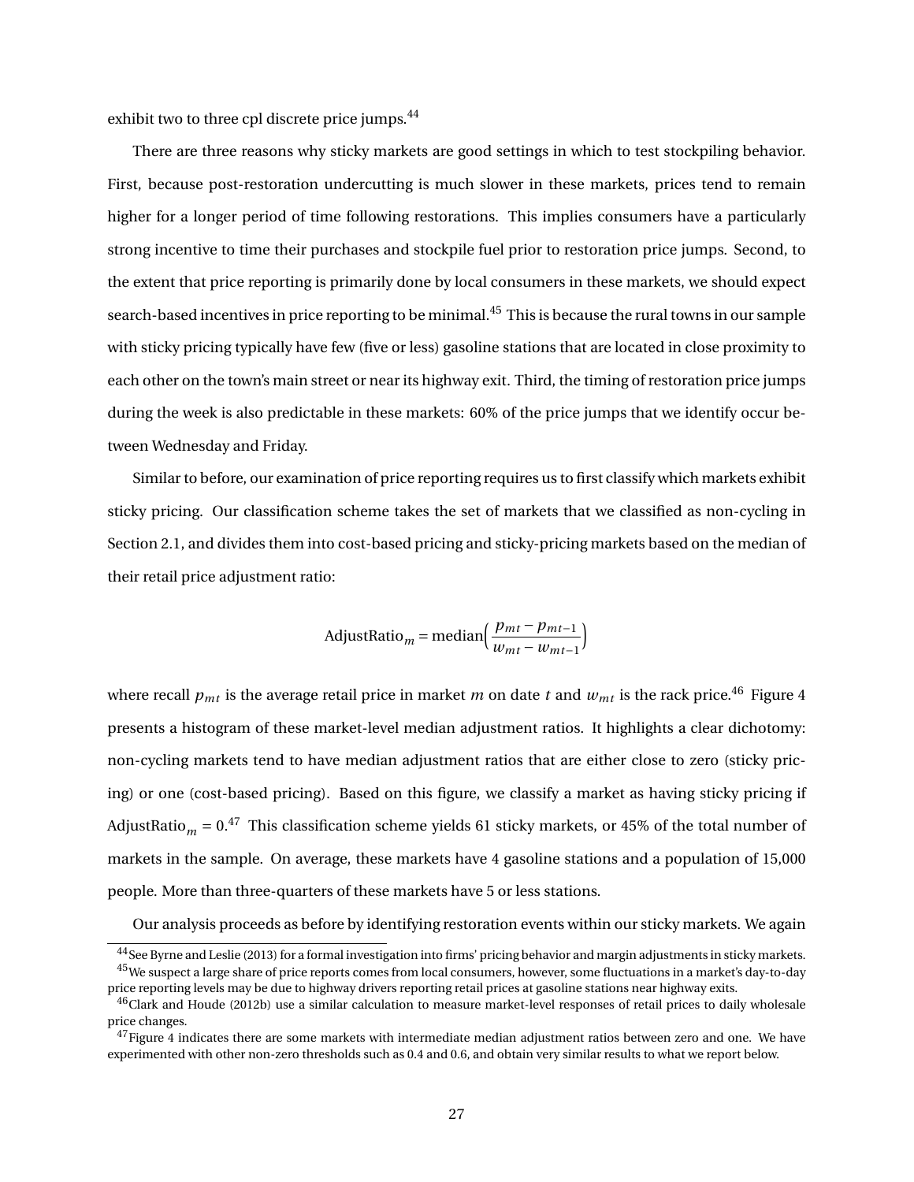exhibit two to three cpl discrete price jumps.[44]

There are three reasons why sticky markets are good settings in which to test stockpiling behavior. First, because post-restoration undercutting is much slower in these markets, prices tend to remain higher for a longer period of time following restorations. This implies consumers have a particularly strong incentive to time their purchases and stockpile fuel prior to restoration price jumps. Second, to the extent that price reporting is primarily done by local consumers in these markets, we should expect search-based incentives in price reporting to be minimal.[45] This is because the rural towns in our sample with sticky pricing typically have few (five or less) gasoline stations that are located in close proximity to each other on the town's main street or near its highway exit. Third, the timing of restoration price jumps during the week is also predictable in these markets: 60% of the price jumps that we identify occur between Wednesday and Friday.

Similar to before, our examination of price reporting requires us to first classify which markets exhibit sticky pricing. Our classification scheme takes the set of markets that we classified as non-cycling in Section 2.1, and divides them into cost-based pricing and sticky-pricing markets based on the median of their retail price adjustment ratio:

$$\text{AdjustRatio}_m = \text{median}\Big(\frac{p_{mt} - p_{mt-1}}{w_{mt} - w_{mt-1}}\Big)$$

where recall $p_{mt}$ is the average retail price in market $m$ on date $t$ and $w_{mt}$ is the rack price.[46] Figure 4 presents a histogram of these market-level median adjustment ratios. It highlights a clear dichotomy: non-cycling markets tend to have median adjustment ratios that are either close to zero (sticky pricing) or one (cost-based pricing). Based on this figure, we classify a market as having sticky pricing if $\text{AdjustRatio}_m = 0$.[47] This classification scheme yields 61 sticky markets, or 45% of the total number of markets in the sample. On average, these markets have 4 gasoline stations and a population of 15,000 people. More than three-quarters of these markets have 5 or less stations.

Our analysis proceeds as before by identifying restoration events within our sticky markets. We again

[44] See Byrne and Leslie (2013) for a formal investigation into firms' pricing behavior and margin adjustments in sticky markets.

[45] We suspect a large share of price reports comes from local consumers, however, some fluctuations in a market's day-to-day price reporting levels may be due to highway drivers reporting retail prices at gasoline stations near highway exits.

[46] Clark and Houde (2012b) use a similar calculation to measure market-level responses of retail prices to daily wholesale price changes.

[47] Figure 4 indicates there are some markets with intermediate median adjustment ratios between zero and one. We have experimented with other non-zero thresholds such as 0.4 and 0.6, and obtain very similar results to what we report below.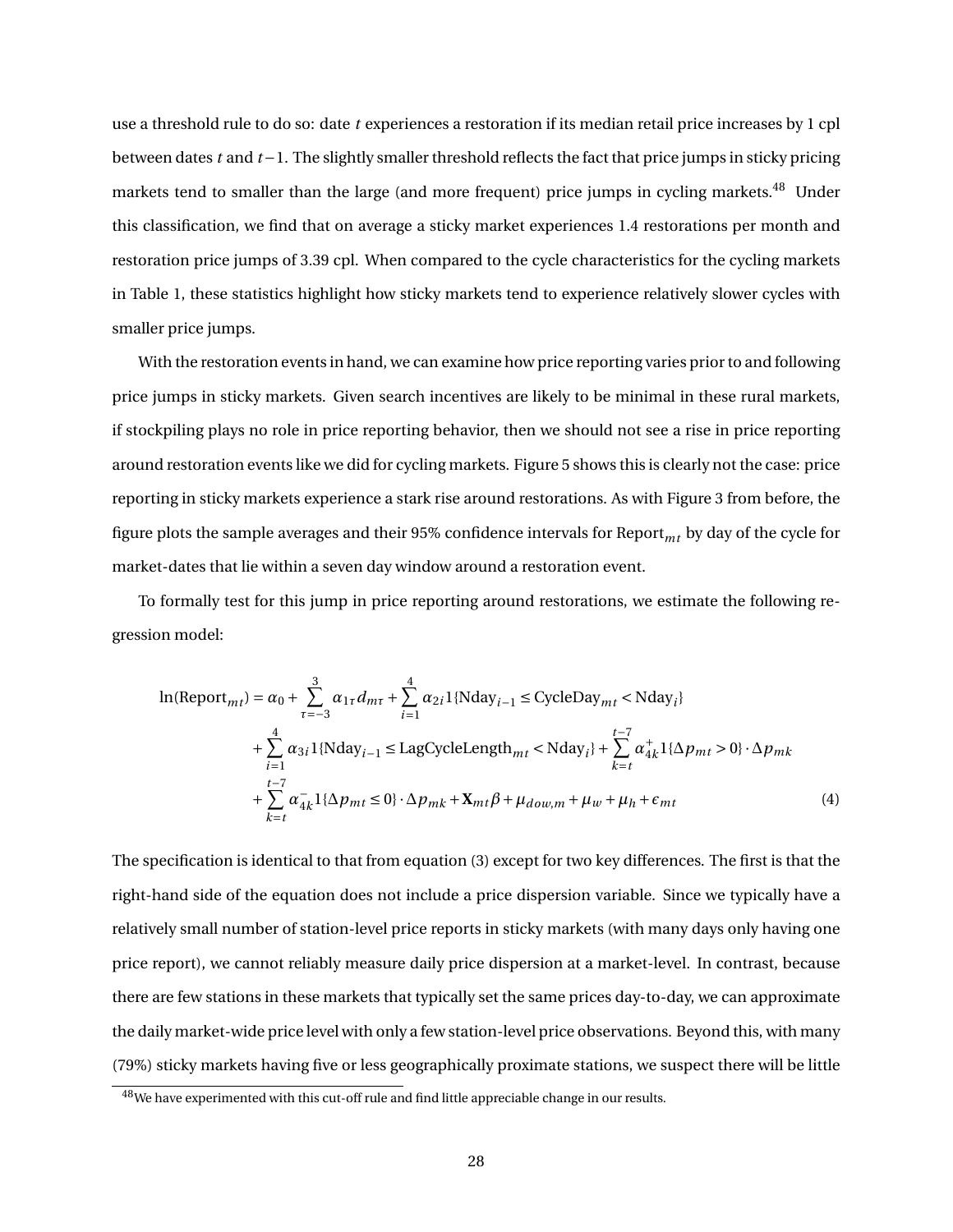use a threshold rule to do so: date $t$ experiences a restoration if its median retail price increases by 1 cpl between dates $t$ and $t-1$. The slightly smaller threshold reflects the fact that price jumps in sticky pricing markets tend to smaller than the large (and more frequent) price jumps in cycling markets.[48] Under this classification, we find that on average a sticky market experiences 1.4 restorations per month and restoration price jumps of 3.39 cpl. When compared to the cycle characteristics for the cycling markets in Table 1, these statistics highlight how sticky markets tend to experience relatively slower cycles with smaller price jumps.

With the restoration events in hand, we can examine how price reporting varies prior to and following price jumps in sticky markets. Given search incentives are likely to be minimal in these rural markets, if stockpiling plays no role in price reporting behavior, then we should not see a rise in price reporting around restoration events like we did for cycling markets. Figure 5 shows this is clearly not the case: price reporting in sticky markets experience a stark rise around restorations. As with Figure 3 from before, the figure plots the sample averages and their 95% confidence intervals for $\text{Report}_{mt}$ by day of the cycle for market-dates that lie within a seven day window around a restoration event.

To formally test for this jump in price reporting around restorations, we estimate the following regression model:

$$
\begin{aligned}
\ln(\text{Report}_{mt}) = \alpha_0 &+ \sum_{\tau=-3}^{3} \alpha_{1\tau} d_{m\tau} + \sum_{i=1}^{4} \alpha_{2i} 1\{\text{Nday}_{i-1} \leq \text{CycleDay}_{mt} < \text{Nday}_i\} \\
&+ \sum_{i=1}^{4} \alpha_{3i} 1\{\text{Nday}_{i-1} \leq \text{LagCycleLength}_{mt} < \text{Nday}_i\} + \sum_{k=t}^{t-7} \alpha_{4k}^{+} 1\{\Delta p_{mt} > 0\} \cdot \Delta p_{mk} \\
&+ \sum_{k=t}^{t-7} \alpha_{4k}^{-} 1\{\Delta p_{mt} \leq 0\} \cdot \Delta p_{mk} + \mathbf{X}_{mt}\beta + \mu_{dow,m} + \mu_w + \mu_h + \epsilon_{mt} \qquad (4)
\end{aligned}
$$

The specification is identical to that from equation (3) except for two key differences. The first is that the right-hand side of the equation does not include a price dispersion variable. Since we typically have a relatively small number of station-level price reports in sticky markets (with many days only having one price report), we cannot reliably measure daily price dispersion at a market-level. In contrast, because there are few stations in these markets that typically set the same prices day-to-day, we can approximate the daily market-wide price level with only a few station-level price observations. Beyond this, with many (79%) sticky markets having five or less geographically proximate stations, we suspect there will be little

[48] We have experimented with this cut-off rule and find little appreciable change in our results.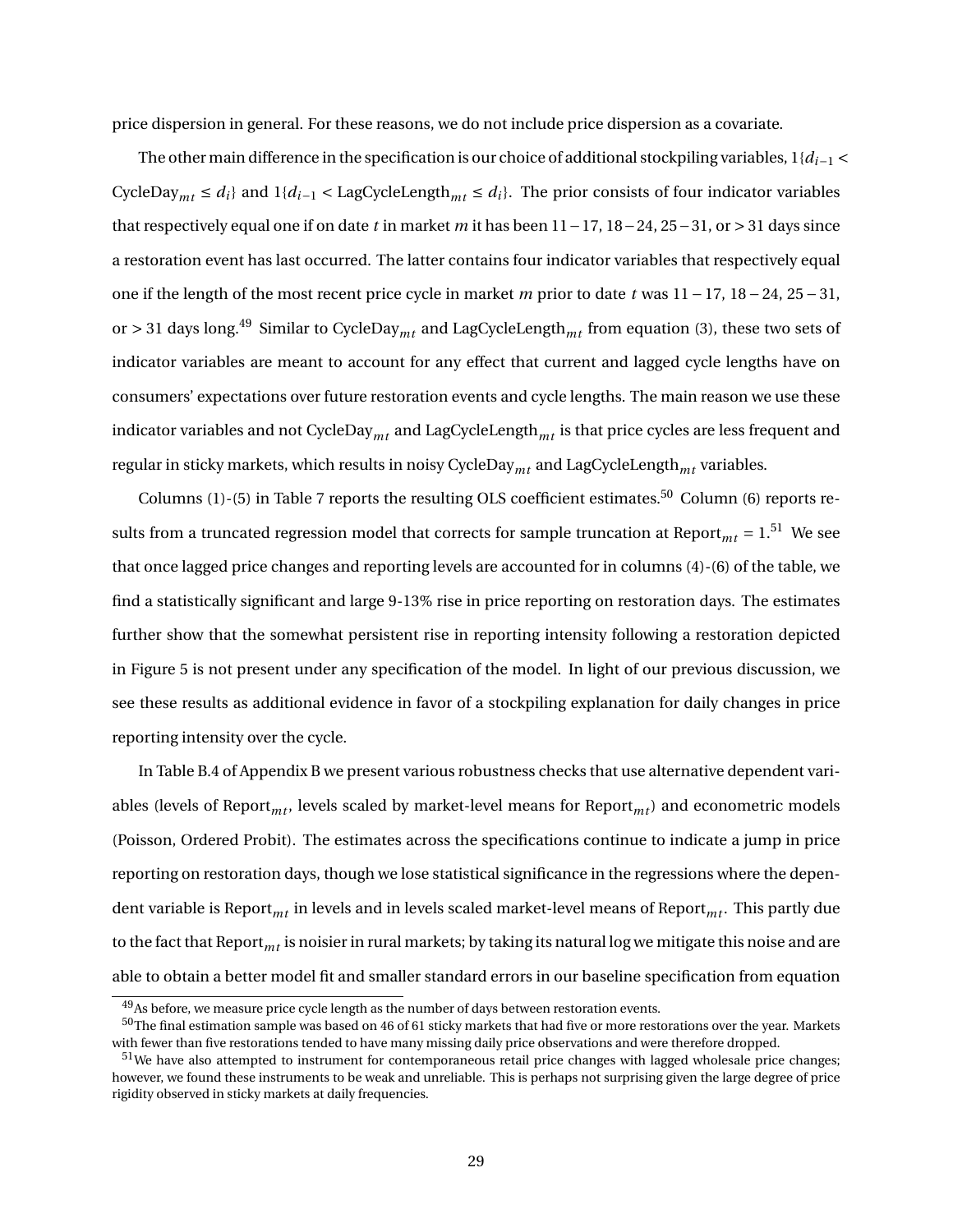price dispersion in general. For these reasons, we do not include price dispersion as a covariate.

The other main difference in the specification is our choice of additional stockpiling variables, $1\{d_{i-1} < \text{CycleDay}_{mt} \leq d_i\}$ and $1\{d_{i-1} < \text{LagCycleLength}_{mt} \leq d_i\}$. The prior consists of four indicator variables that respectively equal one if on date $t$ in market $m$ it has been $11-17$, $18-24$, $25-31$, or $>31$ days since a restoration event has last occurred. The latter contains four indicator variables that respectively equal one if the length of the most recent price cycle in market $m$ prior to date $t$ was $11-17$, $18-24$, $25-31$, or $>31$ days long.[49] Similar to $\text{CycleDay}_{mt}$ and $\text{LagCycleLength}_{mt}$ from equation (3), these two sets of indicator variables are meant to account for any effect that current and lagged cycle lengths have on consumers' expectations over future restoration events and cycle lengths. The main reason we use these indicator variables and not $\text{CycleDay}_{mt}$ and $\text{LagCycleLength}_{mt}$ is that price cycles are less frequent and regular in sticky markets, which results in noisy $\text{CycleDay}_{mt}$ and $\text{LagCycleLength}_{mt}$ variables.

Columns (1)-(5) in Table 7 reports the resulting OLS coefficient estimates.[50] Column (6) reports results from a truncated regression model that corrects for sample truncation at $\text{Report}_{mt} = 1$.[51] We see that once lagged price changes and reporting levels are accounted for in columns (4)-(6) of the table, we find a statistically significant and large 9-13% rise in price reporting on restoration days. The estimates further show that the somewhat persistent rise in reporting intensity following a restoration depicted in Figure 5 is not present under any specification of the model. In light of our previous discussion, we see these results as additional evidence in favor of a stockpiling explanation for daily changes in price reporting intensity over the cycle.

In Table B.4 of Appendix B we present various robustness checks that use alternative dependent variables (levels of $\text{Report}_{mt}$, levels scaled by market-level means for $\text{Report}_{mt}$) and econometric models (Poisson, Ordered Probit). The estimates across the specifications continue to indicate a jump in price reporting on restoration days, though we lose statistical significance in the regressions where the dependent variable is $\text{Report}_{mt}$ in levels and in levels scaled market-level means of $\text{Report}_{mt}$. This partly due to the fact that $\text{Report}_{mt}$ is noisier in rural markets; by taking its natural log we mitigate this noise and are able to obtain a better model fit and smaller standard errors in our baseline specification from equation

[49] As before, we measure price cycle length as the number of days between restoration events.

[50] The final estimation sample was based on 46 of 61 sticky markets that had five or more restorations over the year. Markets with fewer than five restorations tended to have many missing daily price observations and were therefore dropped.

[51] We have also attempted to instrument for contemporaneous retail price changes with lagged wholesale price changes; however, we found these instruments to be weak and unreliable. This is perhaps not surprising given the large degree of price rigidity observed in sticky markets at daily frequencies.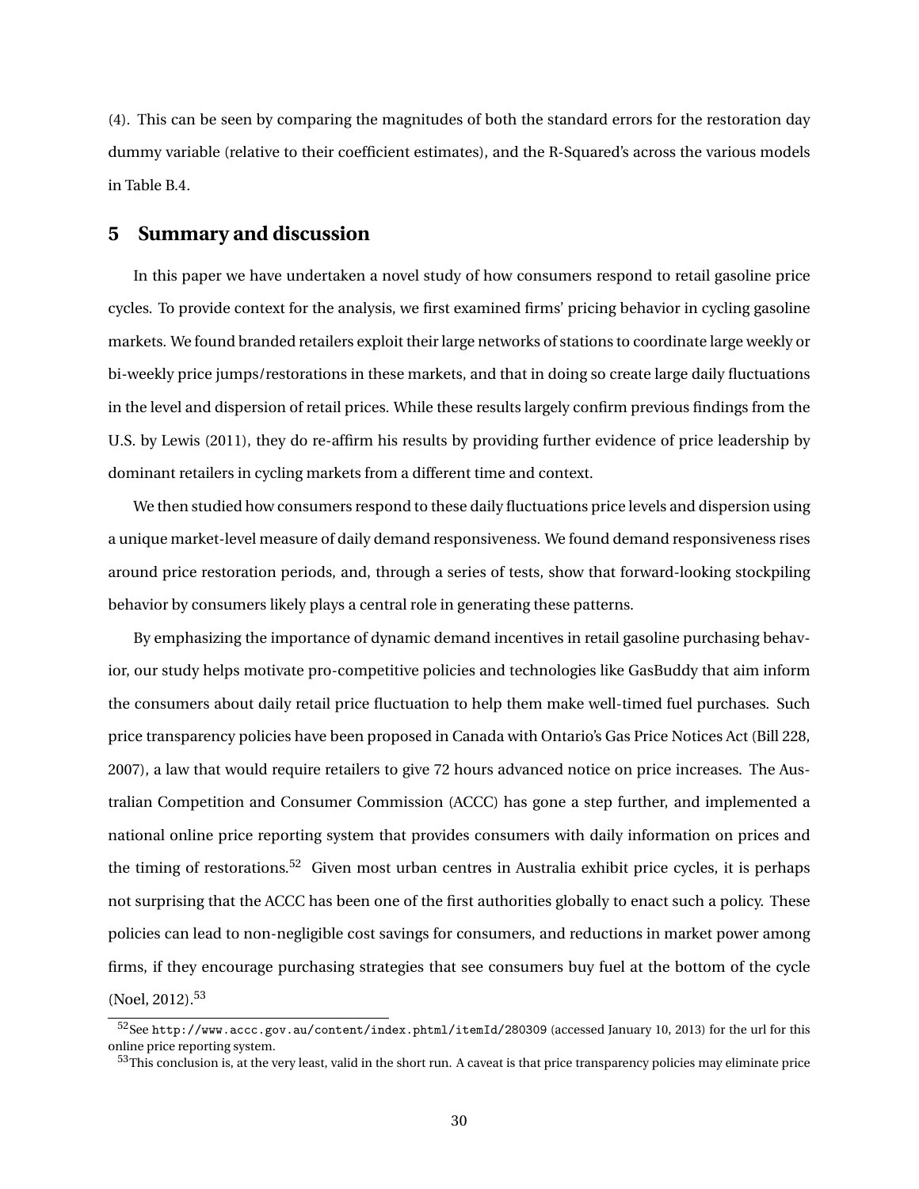(4). This can be seen by comparing the magnitudes of both the standard errors for the restoration day dummy variable (relative to their coefficient estimates), and the R-Squared's across the various models in Table B.4.

## 5 Summary and discussion

In this paper we have undertaken a novel study of how consumers respond to retail gasoline price cycles. To provide context for the analysis, we first examined firms' pricing behavior in cycling gasoline markets. We found branded retailers exploit their large networks of stations to coordinate large weekly or bi-weekly price jumps/restorations in these markets, and that in doing so create large daily fluctuations in the level and dispersion of retail prices. While these results largely confirm previous findings from the U.S. by Lewis (2011), they do re-affirm his results by providing further evidence of price leadership by dominant retailers in cycling markets from a different time and context.

We then studied how consumers respond to these daily fluctuations price levels and dispersion using a unique market-level measure of daily demand responsiveness. We found demand responsiveness rises around price restoration periods, and, through a series of tests, show that forward-looking stockpiling behavior by consumers likely plays a central role in generating these patterns.

By emphasizing the importance of dynamic demand incentives in retail gasoline purchasing behavior, our study helps motivate pro-competitive policies and technologies like GasBuddy that aim inform the consumers about daily retail price fluctuation to help them make well-timed fuel purchases. Such price transparency policies have been proposed in Canada with Ontario's Gas Price Notices Act (Bill 228, 2007), a law that would require retailers to give 72 hours advanced notice on price increases. The Australian Competition and Consumer Commission (ACCC) has gone a step further, and implemented a national online price reporting system that provides consumers with daily information on prices and the timing of restorations.[52] Given most urban centres in Australia exhibit price cycles, it is perhaps not surprising that the ACCC has been one of the first authorities globally to enact such a policy. These policies can lead to non-negligible cost savings for consumers, and reductions in market power among firms, if they encourage purchasing strategies that see consumers buy fuel at the bottom of the cycle (Noel, 2012).[53]

[52] See http://www.accc.gov.au/content/index.phtml/itemId/280309 (accessed January 10, 2013) for the url for this online price reporting system.

[53] This conclusion is, at the very least, valid in the short run. A caveat is that price transparency policies may eliminate price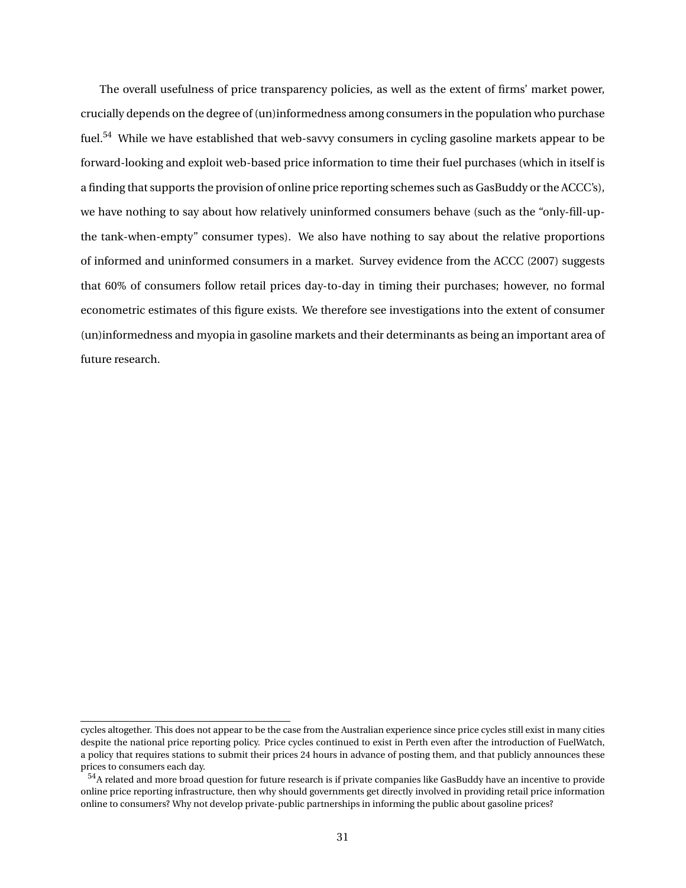The overall usefulness of price transparency policies, as well as the extent of firms' market power, crucially depends on the degree of (un)informedness among consumers in the population who purchase fuel.[54] While we have established that web-savvy consumers in cycling gasoline markets appear to be forward-looking and exploit web-based price information to time their fuel purchases (which in itself is a finding that supports the provision of online price reporting schemes such as GasBuddy or the ACCC's), we have nothing to say about how relatively uninformed consumers behave (such as the "only-fill-up-the tank-when-empty" consumer types). We also have nothing to say about the relative proportions of informed and uninformed consumers in a market. Survey evidence from the ACCC (2007) suggests that 60% of consumers follow retail prices day-to-day in timing their purchases; however, no formal econometric estimates of this figure exists. We therefore see investigations into the extent of consumer (un)informedness and myopia in gasoline markets and their determinants as being an important area of future research.

cycles altogether. This does not appear to be the case from the Australian experience since price cycles still exist in many cities despite the national price reporting policy. Price cycles continued to exist in Perth even after the introduction of FuelWatch, a policy that requires stations to submit their prices 24 hours in advance of posting them, and that publicly announces these prices to consumers each day.

[54] A related and more broad question for future research is if private companies like GasBuddy have an incentive to provide online price reporting infrastructure, then why should governments get directly involved in providing retail price information online to consumers? Why not develop private-public partnerships in informing the public about gasoline prices?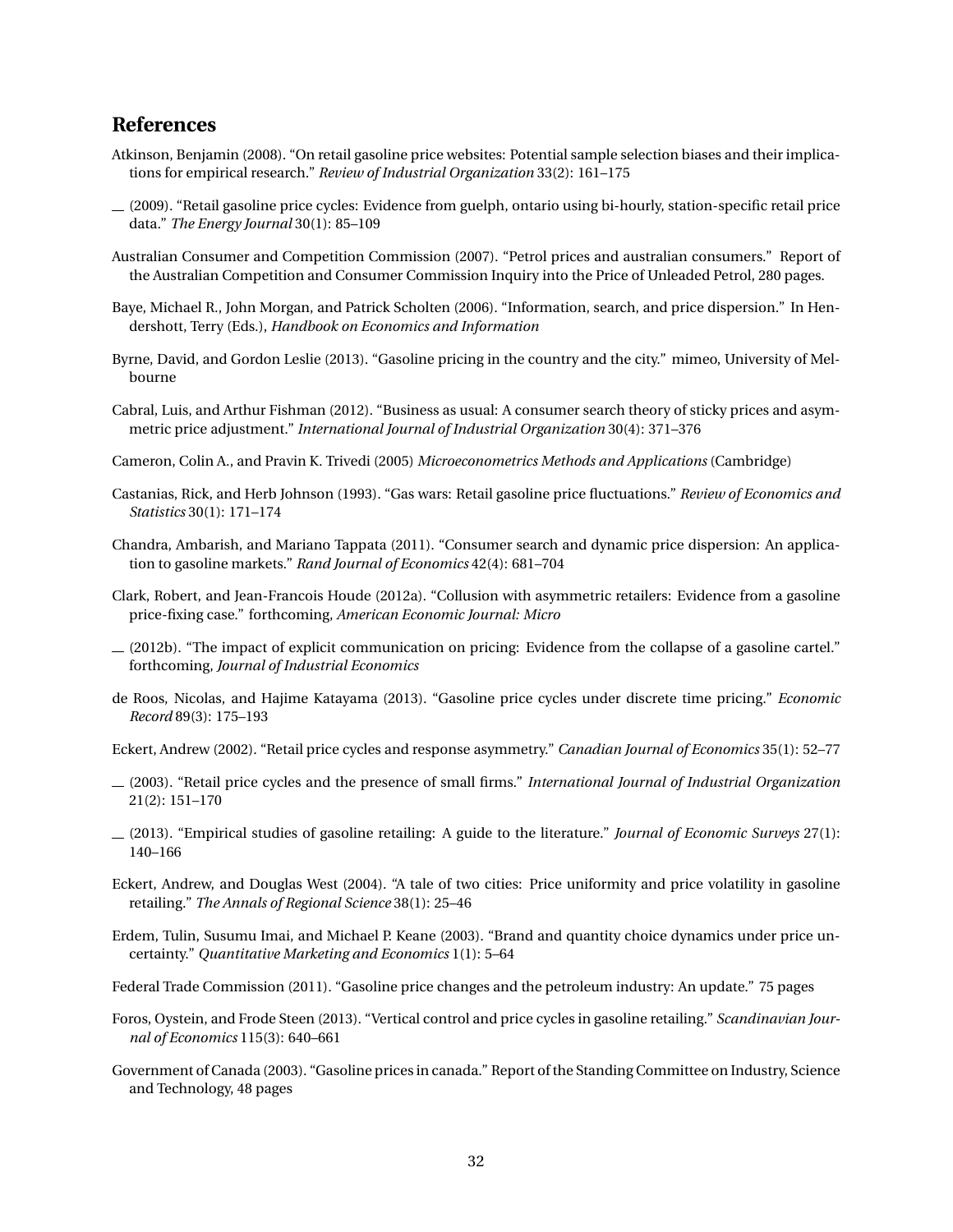## References

Atkinson, Benjamin (2008). "On retail gasoline price websites: Potential sample selection biases and their implications for empirical research." *Review of Industrial Organization* 33(2): 161–175

— (2009). "Retail gasoline price cycles: Evidence from guelph, ontario using bi-hourly, station-specific retail price data." *The Energy Journal* 30(1): 85–109

Australian Consumer and Competition Commission (2007). "Petrol prices and australian consumers." Report of the Australian Competition and Consumer Commission Inquiry into the Price of Unleaded Petrol, 280 pages.

Baye, Michael R., John Morgan, and Patrick Scholten (2006). "Information, search, and price dispersion." In Hendershott, Terry (Eds.), *Handbook on Economics and Information*

Byrne, David, and Gordon Leslie (2013). "Gasoline pricing in the country and the city." mimeo, University of Melbourne

Cabral, Luis, and Arthur Fishman (2012). "Business as usual: A consumer search theory of sticky prices and asymmetric price adjustment." *International Journal of Industrial Organization* 30(4): 371–376

Cameron, Colin A., and Pravin K. Trivedi (2005) *Microeconometrics Methods and Applications* (Cambridge)

Castanias, Rick, and Herb Johnson (1993). "Gas wars: Retail gasoline price fluctuations." *Review of Economics and Statistics* 30(1): 171–174

Chandra, Ambarish, and Mariano Tappata (2011). "Consumer search and dynamic price dispersion: An application to gasoline markets." *Rand Journal of Economics* 42(4): 681–704

Clark, Robert, and Jean-Francois Houde (2012a). "Collusion with asymmetric retailers: Evidence from a gasoline price-fixing case." forthcoming, *American Economic Journal: Micro*

— (2012b). "The impact of explicit communication on pricing: Evidence from the collapse of a gasoline cartel." forthcoming, *Journal of Industrial Economics*

de Roos, Nicolas, and Hajime Katayama (2013). "Gasoline price cycles under discrete time pricing." *Economic Record* 89(3): 175–193

Eckert, Andrew (2002). "Retail price cycles and response asymmetry." *Canadian Journal of Economics* 35(1): 52–77

— (2003). "Retail price cycles and the presence of small firms." *International Journal of Industrial Organization* 21(2): 151–170

— (2013). "Empirical studies of gasoline retailing: A guide to the literature." *Journal of Economic Surveys* 27(1): 140–166

Eckert, Andrew, and Douglas West (2004). "A tale of two cities: Price uniformity and price volatility in gasoline retailing." *The Annals of Regional Science* 38(1): 25–46

Erdem, Tulin, Susumu Imai, and Michael P. Keane (2003). "Brand and quantity choice dynamics under price uncertainty." *Quantitative Marketing and Economics* 1(1): 5–64

Federal Trade Commission (2011). "Gasoline price changes and the petroleum industry: An update." 75 pages

Foros, Oystein, and Frode Steen (2013). "Vertical control and price cycles in gasoline retailing." *Scandinavian Journal of Economics* 115(3): 640–661

Government of Canada (2003). "Gasoline prices in canada." Report of the Standing Committee on Industry, Science and Technology, 48 pages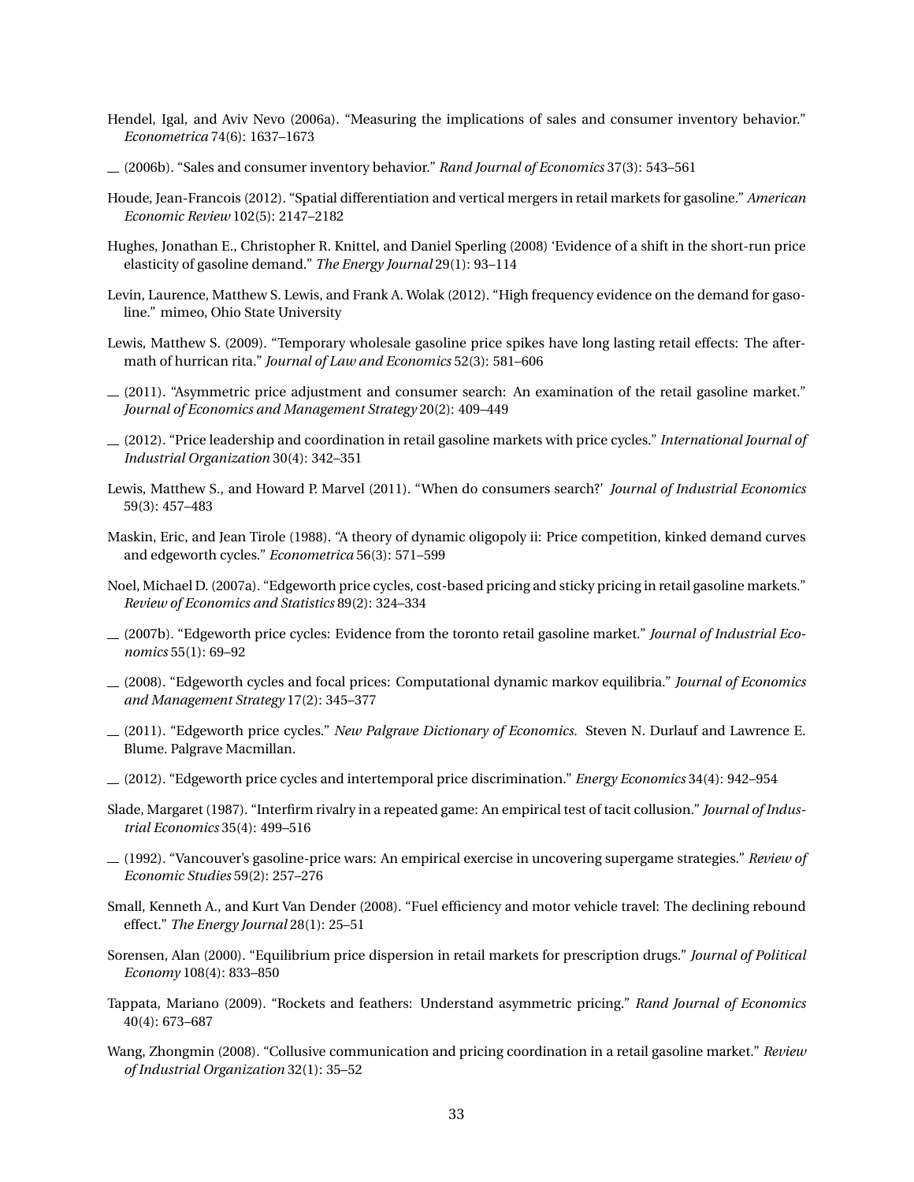Hendel, Igal, and Aviv Nevo (2006a). "Measuring the implications of sales and consumer inventory behavior." *Econometrica* 74(6): 1637–1673

— (2006b). "Sales and consumer inventory behavior." *Rand Journal of Economics* 37(3): 543–561

Houde, Jean-Francois (2012). "Spatial differentiation and vertical mergers in retail markets for gasoline." *American Economic Review* 102(5): 2147–2182

Hughes, Jonathan E., Christopher R. Knittel, and Daniel Sperling (2008) 'Evidence of a shift in the short-run price elasticity of gasoline demand." *The Energy Journal* 29(1): 93–114

Levin, Laurence, Matthew S. Lewis, and Frank A. Wolak (2012). "High frequency evidence on the demand for gasoline." mimeo, Ohio State University

Lewis, Matthew S. (2009). "Temporary wholesale gasoline price spikes have long lasting retail effects: The aftermath of hurrican rita." *Journal of Law and Economics* 52(3): 581–606

— (2011). "Asymmetric price adjustment and consumer search: An examination of the retail gasoline market." *Journal of Economics and Management Strategy* 20(2): 409–449

— (2012). "Price leadership and coordination in retail gasoline markets with price cycles." *International Journal of Industrial Organization* 30(4): 342–351

Lewis, Matthew S., and Howard P. Marvel (2011). "When do consumers search?' *Journal of Industrial Economics* 59(3): 457–483

Maskin, Eric, and Jean Tirole (1988). "A theory of dynamic oligopoly ii: Price competition, kinked demand curves and edgeworth cycles." *Econometrica* 56(3): 571–599

Noel, Michael D. (2007a). "Edgeworth price cycles, cost-based pricing and sticky pricing in retail gasoline markets." *Review of Economics and Statistics* 89(2): 324–334

— (2007b). "Edgeworth price cycles: Evidence from the toronto retail gasoline market." *Journal of Industrial Economics* 55(1): 69–92

— (2008). "Edgeworth cycles and focal prices: Computational dynamic markov equilibria." *Journal of Economics and Management Strategy* 17(2): 345–377

— (2011). "Edgeworth price cycles." *New Palgrave Dictionary of Economics.* Steven N. Durlauf and Lawrence E. Blume. Palgrave Macmillan.

— (2012). "Edgeworth price cycles and intertemporal price discrimination." *Energy Economics* 34(4): 942–954

Slade, Margaret (1987). "Interfirm rivalry in a repeated game: An empirical test of tacit collusion." *Journal of Industrial Economics* 35(4): 499–516

— (1992). "Vancouver's gasoline-price wars: An empirical exercise in uncovering supergame strategies." *Review of Economic Studies* 59(2): 257–276

Small, Kenneth A., and Kurt Van Dender (2008). "Fuel efficiency and motor vehicle travel: The declining rebound effect." *The Energy Journal* 28(1): 25–51

Sorensen, Alan (2000). "Equilibrium price dispersion in retail markets for prescription drugs." *Journal of Political Economy* 108(4): 833–850

Tappata, Mariano (2009). "Rockets and feathers: Understand asymmetric pricing." *Rand Journal of Economics* 40(4): 673–687

Wang, Zhongmin (2008). "Collusive communication and pricing coordination in a retail gasoline market." *Review of Industrial Organization* 32(1): 35–52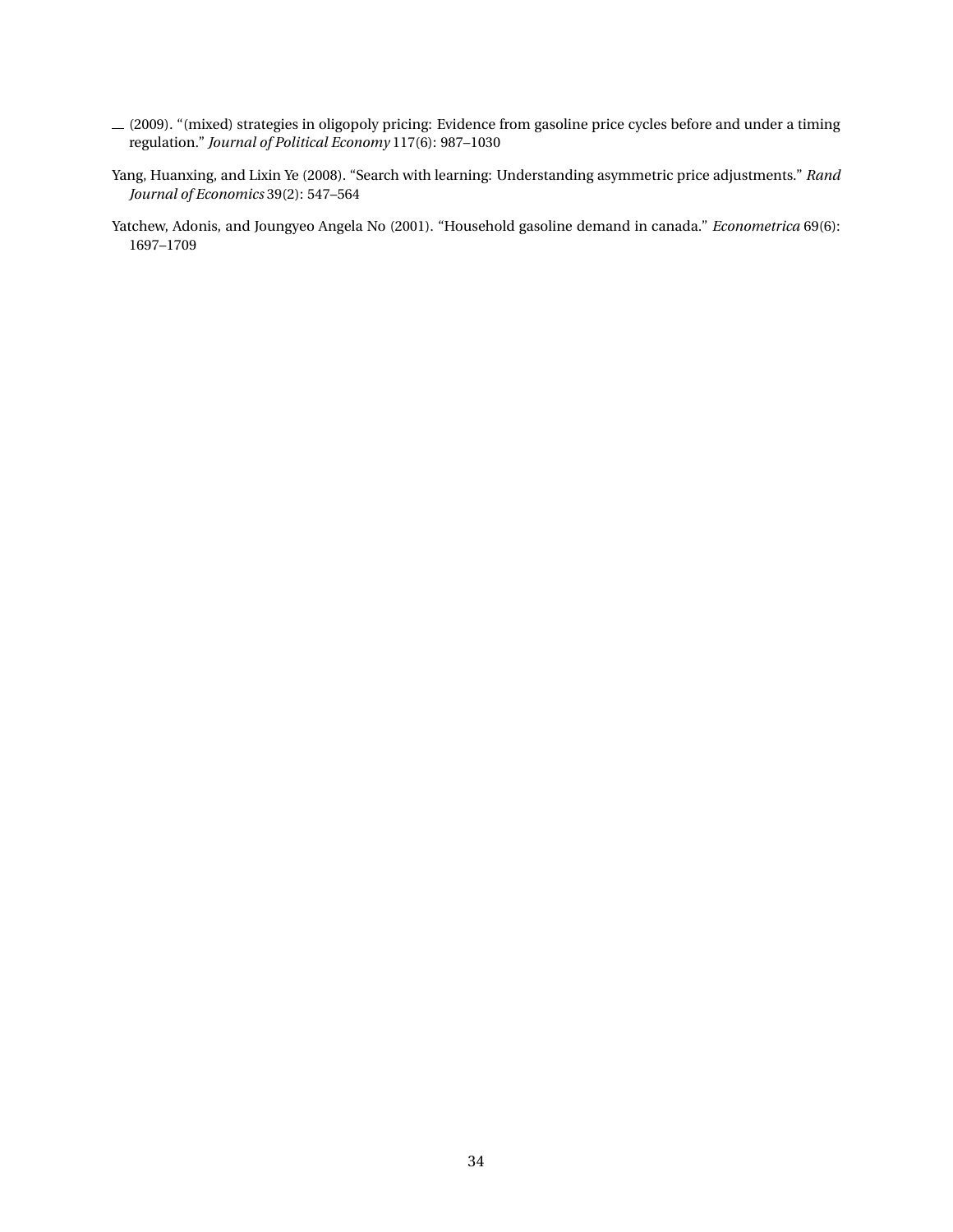— (2009). "(mixed) strategies in oligopoly pricing: Evidence from gasoline price cycles before and under a timing regulation." *Journal of Political Economy* 117(6): 987–1030

Yang, Huanxing, and Lixin Ye (2008). "Search with learning: Understanding asymmetric price adjustments." *Rand Journal of Economics* 39(2): 547–564

Yatchew, Adonis, and Joungyeo Angela No (2001). "Household gasoline demand in canada." *Econometrica* 69(6): 1697–1709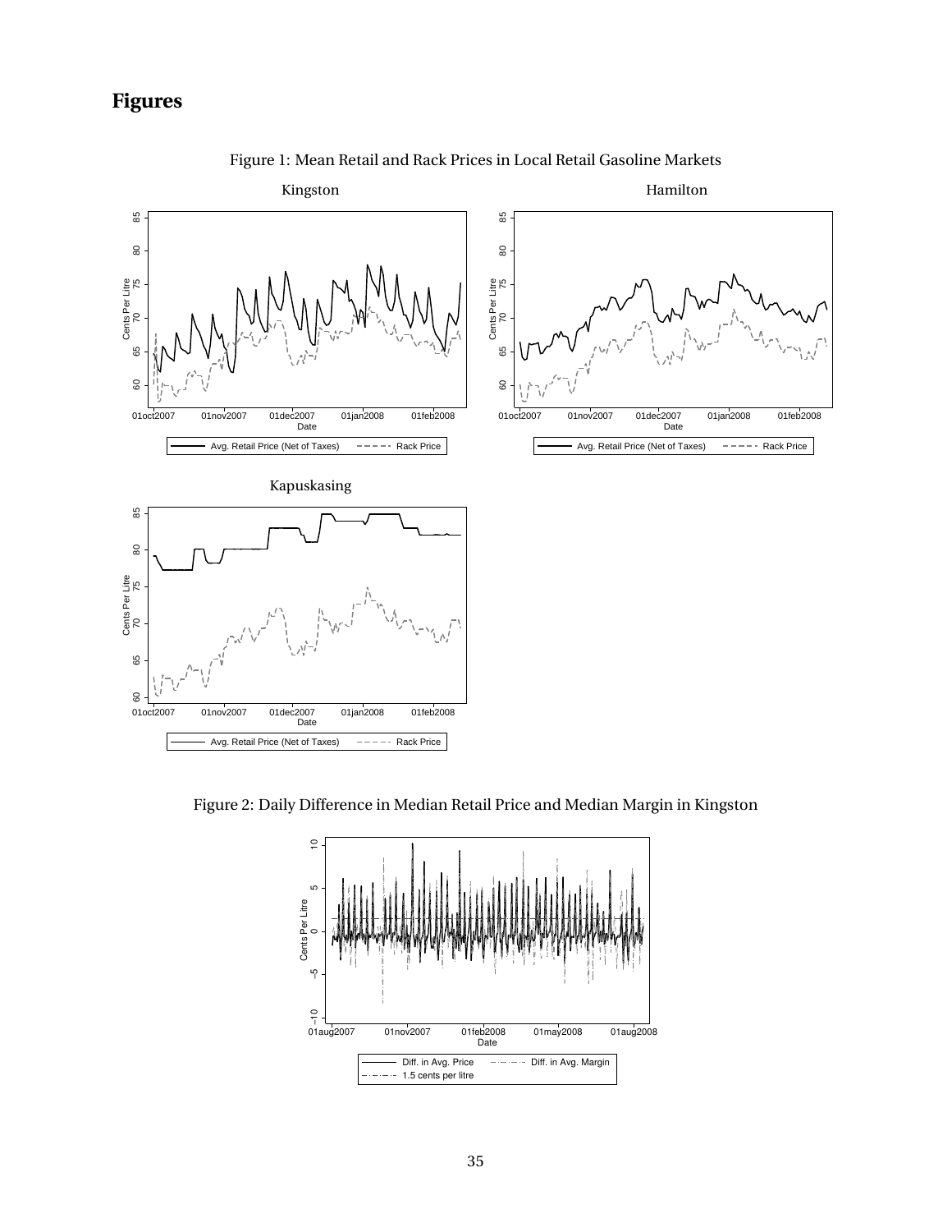# Figures

Figure 1: Mean Retail and Rack Prices in Local Retail Gasoline Markets

Figure 2: Daily Difference in Median Retail Price and Median Margin in Kingston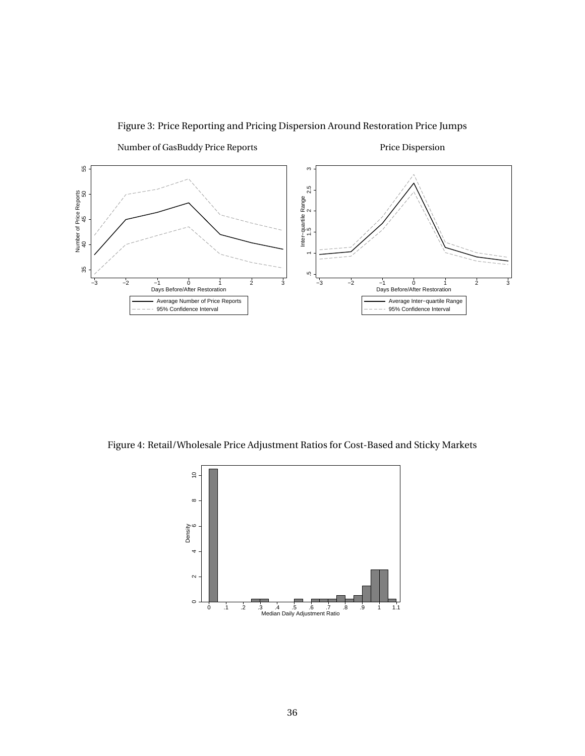Figure 3: Price Reporting and Pricing Dispersion Around Restoration Price Jumps

Number of GasBuddy Price Reports

Price Dispersion

Figure 4: Retail/Wholesale Price Adjustment Ratios for Cost-Based and Sticky Markets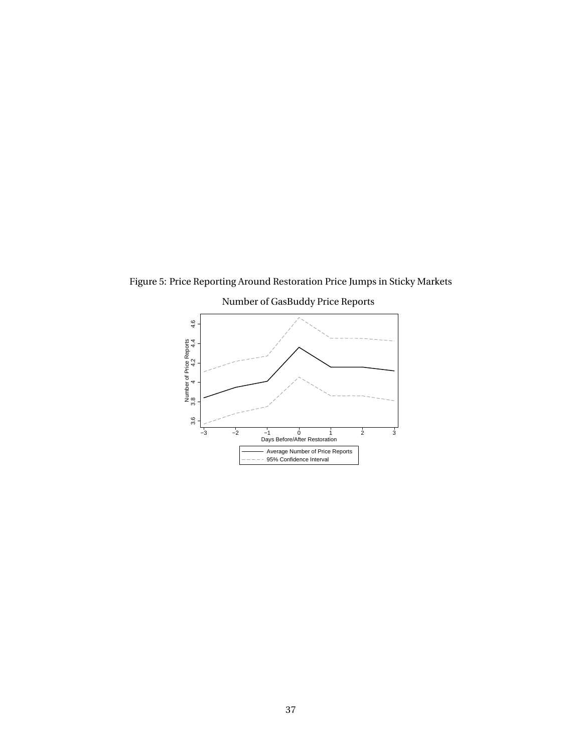Figure 5: Price Reporting Around Restoration Price Jumps in Sticky Markets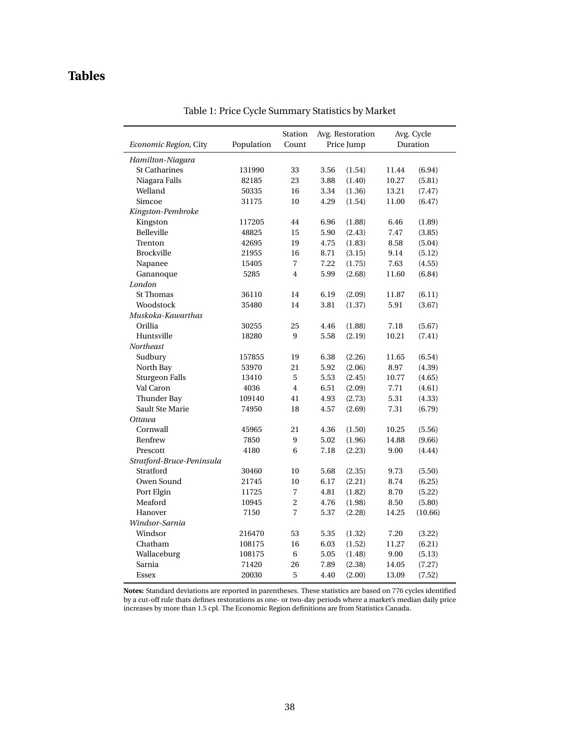# Tables

Table 1: Price Cycle Summary Statistics by Market

| *Economic Region*, City | Population | Station Count | Avg. Restoration Price Jump | | Avg. Cycle Duration | |
|---|---|---|---|---|---|---|
| *Hamilton-Niagara* | | | | | | |
| St Catharines | 131990 | 33 | 3.56 | (1.54) | 11.44 | (6.94) |
| Niagara Falls | 82185 | 23 | 3.88 | (1.40) | 10.27 | (5.81) |
| Welland | 50335 | 16 | 3.34 | (1.36) | 13.21 | (7.47) |
| Simcoe | 31175 | 10 | 4.29 | (1.54) | 11.00 | (6.47) |
| *Kingston-Pembroke* | | | | | | |
| Kingston | 117205 | 44 | 6.96 | (1.88) | 6.46 | (1.89) |
| Belleville | 48825 | 15 | 5.90 | (2.43) | 7.47 | (3.85) |
| Trenton | 42695 | 19 | 4.75 | (1.83) | 8.58 | (5.04) |
| Brockville | 21955 | 16 | 8.71 | (3.15) | 9.14 | (5.12) |
| Napanee | 15405 | 7 | 7.22 | (1.75) | 7.63 | (4.55) |
| Gananoque | 5285 | 4 | 5.99 | (2.68) | 11.60 | (6.84) |
| *London* | | | | | | |
| St Thomas | 36110 | 14 | 6.19 | (2.09) | 11.87 | (6.11) |
| Woodstock | 35480 | 14 | 3.81 | (1.37) | 5.91 | (3.67) |
| *Muskoka-Kawarthas* | | | | | | |
| Orillia | 30255 | 25 | 4.46 | (1.88) | 7.18 | (5.67) |
| Huntsville | 18280 | 9 | 5.58 | (2.19) | 10.21 | (7.41) |
| *Northeast* | | | | | | |
| Sudbury | 157855 | 19 | 6.38 | (2.26) | 11.65 | (6.54) |
| North Bay | 53970 | 21 | 5.92 | (2.06) | 8.97 | (4.39) |
| Sturgeon Falls | 13410 | 5 | 5.53 | (2.45) | 10.77 | (4.65) |
| Val Caron | 4036 | 4 | 6.51 | (2.09) | 7.71 | (4.61) |
| Thunder Bay | 109140 | 41 | 4.93 | (2.73) | 5.31 | (4.33) |
| Sault Ste Marie | 74950 | 18 | 4.57 | (2.69) | 7.31 | (6.79) |
| *Ottawa* | | | | | | |
| Cornwall | 45965 | 21 | 4.36 | (1.50) | 10.25 | (5.56) |
| Renfrew | 7850 | 9 | 5.02 | (1.96) | 14.88 | (9.66) |
| Prescott | 4180 | 6 | 7.18 | (2.23) | 9.00 | (4.44) |
| *Stratford-Bruce-Peninsula* | | | | | | |
| Stratford | 30460 | 10 | 5.68 | (2.35) | 9.73 | (5.50) |
| Owen Sound | 21745 | 10 | 6.17 | (2.21) | 8.74 | (6.25) |
| Port Elgin | 11725 | 7 | 4.81 | (1.82) | 8.70 | (5.22) |
| Meaford | 10945 | 2 | 4.76 | (1.98) | 8.50 | (5.80) |
| Hanover | 7150 | 7 | 5.37 | (2.28) | 14.25 | (10.66) |
| *Windsor-Sarnia* | | | | | | |
| Windsor | 216470 | 53 | 5.35 | (1.32) | 7.20 | (3.22) |
| Chatham | 108175 | 16 | 6.03 | (1.52) | 11.27 | (6.21) |
| Wallaceburg | 108175 | 6 | 5.05 | (1.48) | 9.00 | (5.13) |
| Sarnia | 71420 | 26 | 7.89 | (2.38) | 14.05 | (7.27) |
| Essex | 20030 | 5 | 4.40 | (2.00) | 13.09 | (7.52) |

**Notes:** Standard deviations are reported in parentheses. These statistics are based on 776 cycles identified by a cut-off rule thats defines restorations as one- or two-day periods where a market's median daily price increases by more than 1.5 cpl. The Economic Region definitions are from Statistics Canada.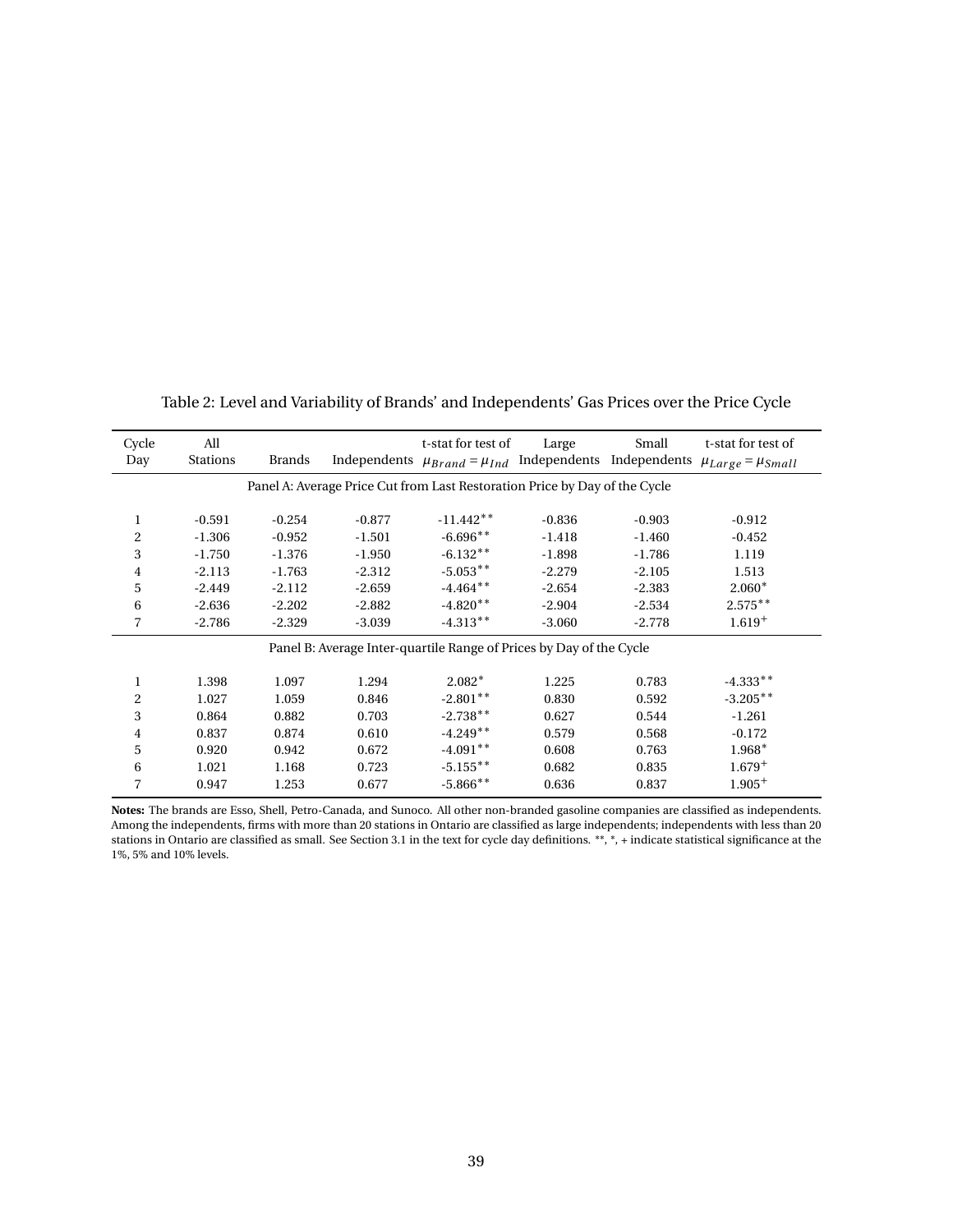Table 2: Level and Variability of Brands' and Independents' Gas Prices over the Price Cycle

| Cycle Day | All Stations | Brands | Independents | t-stat for test of $\mu_{Brand} = \mu_{Ind}$ | Large Independents | Small Independents | t-stat for test of $\mu_{Large} = \mu_{Small}$ |
|---|---|---|---|---|---|---|---|
| Panel A: Average Price Cut from Last Restoration Price by Day of the Cycle | | | | | | | |
| 1 | -0.591 | -0.254 | -0.877 | -11.442** | -0.836 | -0.903 | -0.912 |
| 2 | -1.306 | -0.952 | -1.501 | -6.696** | -1.418 | -1.460 | -0.452 |
| 3 | -1.750 | -1.376 | -1.950 | -6.132** | -1.898 | -1.786 | 1.119 |
| 4 | -2.113 | -1.763 | -2.312 | -5.053** | -2.279 | -2.105 | 1.513 |
| 5 | -2.449 | -2.112 | -2.659 | -4.464** | -2.654 | -2.383 | 2.060* |
| 6 | -2.636 | -2.202 | -2.882 | -4.820** | -2.904 | -2.534 | 2.575** |
| 7 | -2.786 | -2.329 | -3.039 | -4.313** | -3.060 | -2.778 | 1.619+ |
| Panel B: Average Inter-quartile Range of Prices by Day of the Cycle | | | | | | | |
| 1 | 1.398 | 1.097 | 1.294 | 2.082* | 1.225 | 0.783 | -4.333** |
| 2 | 1.027 | 1.059 | 0.846 | -2.801** | 0.830 | 0.592 | -3.205** |
| 3 | 0.864 | 0.882 | 0.703 | -2.738** | 0.627 | 0.544 | -1.261 |
| 4 | 0.837 | 0.874 | 0.610 | -4.249** | 0.579 | 0.568 | -0.172 |
| 5 | 0.920 | 0.942 | 0.672 | -4.091** | 0.608 | 0.763 | 1.968* |
| 6 | 1.021 | 1.168 | 0.723 | -5.155** | 0.682 | 0.835 | 1.679+ |
| 7 | 0.947 | 1.253 | 0.677 | -5.866** | 0.636 | 0.837 | 1.905+ |

**Notes:** The brands are Esso, Shell, Petro-Canada, and Sunoco. All other non-branded gasoline companies are classified as independents. Among the independents, firms with more than 20 stations in Ontario are classified as large independents; independents with less than 20 stations in Ontario are classified as small. See Section 3.1 in the text for cycle day definitions. **, *, + indicate statistical significance at the 1%, 5% and 10% levels.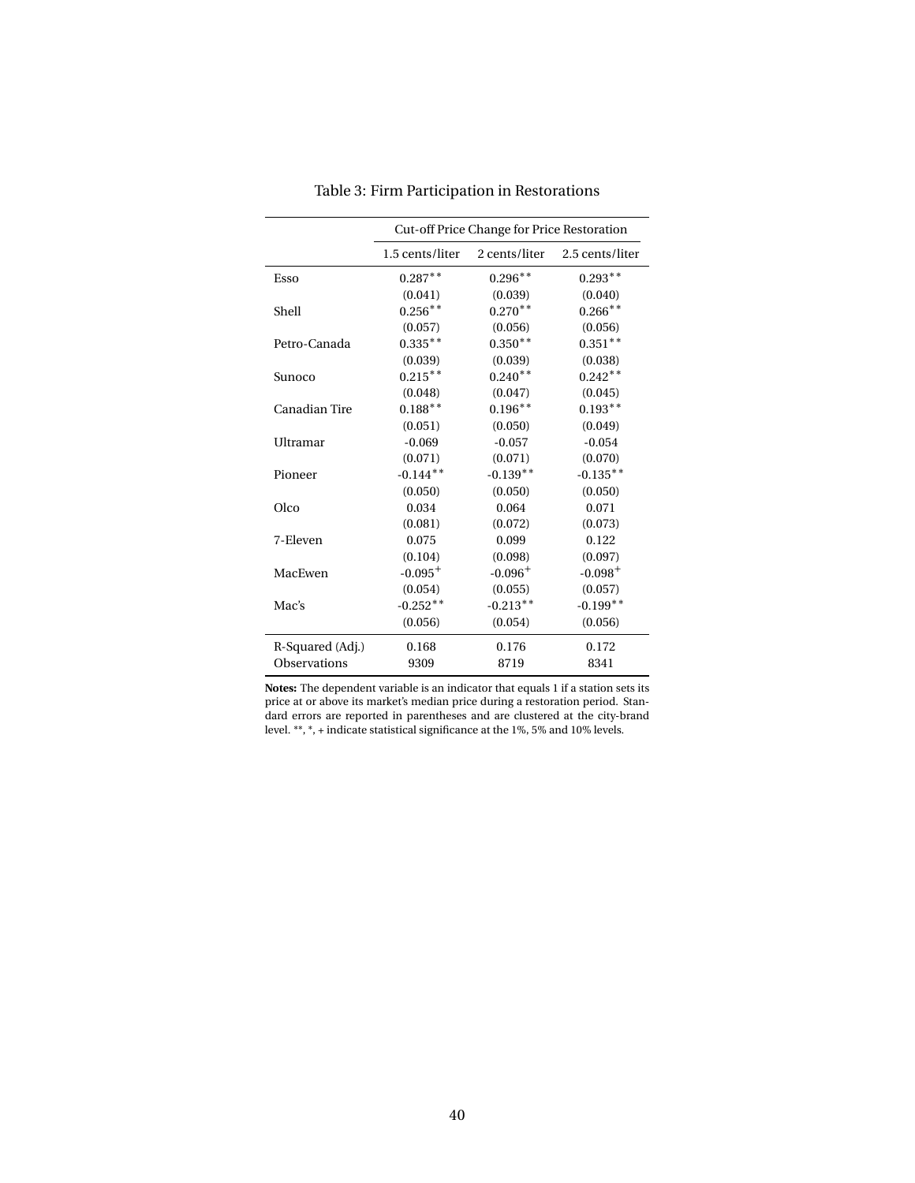Table 3: Firm Participation in Restorations

| | Cut-off Price Change for Price Restoration | | |
|---|---|---|---|
| | 1.5 cents/liter | 2 cents/liter | 2.5 cents/liter |
| Esso | 0.287** | 0.296** | 0.293** |
| | (0.041) | (0.039) | (0.040) |
| Shell | 0.256** | 0.270** | 0.266** |
| | (0.057) | (0.056) | (0.056) |
| Petro-Canada | 0.335** | 0.350** | 0.351** |
| | (0.039) | (0.039) | (0.038) |
| Sunoco | 0.215** | 0.240** | 0.242** |
| | (0.048) | (0.047) | (0.045) |
| Canadian Tire | 0.188** | 0.196** | 0.193** |
| | (0.051) | (0.050) | (0.049) |
| Ultramar | -0.069 | -0.057 | -0.054 |
| | (0.071) | (0.071) | (0.070) |
| Pioneer | -0.144** | -0.139** | -0.135** |
| | (0.050) | (0.050) | (0.050) |
| Olco | 0.034 | 0.064 | 0.071 |
| | (0.081) | (0.072) | (0.073) |
| 7-Eleven | 0.075 | 0.099 | 0.122 |
| | (0.104) | (0.098) | (0.097) |
| MacEwen | -0.095+ | -0.096+ | -0.098+ |
| | (0.054) | (0.055) | (0.057) |
| Mac's | -0.252** | -0.213** | -0.199** |
| | (0.056) | (0.054) | (0.056) |
| R-Squared (Adj.) | 0.168 | 0.176 | 0.172 |
| Observations | 9309 | 8719 | 8341 |

**Notes:** The dependent variable is an indicator that equals 1 if a station sets its price at or above its market's median price during a restoration period. Standard errors are reported in parentheses and are clustered at the city-brand level. **, *, + indicate statistical significance at the 1%, 5% and 10% levels.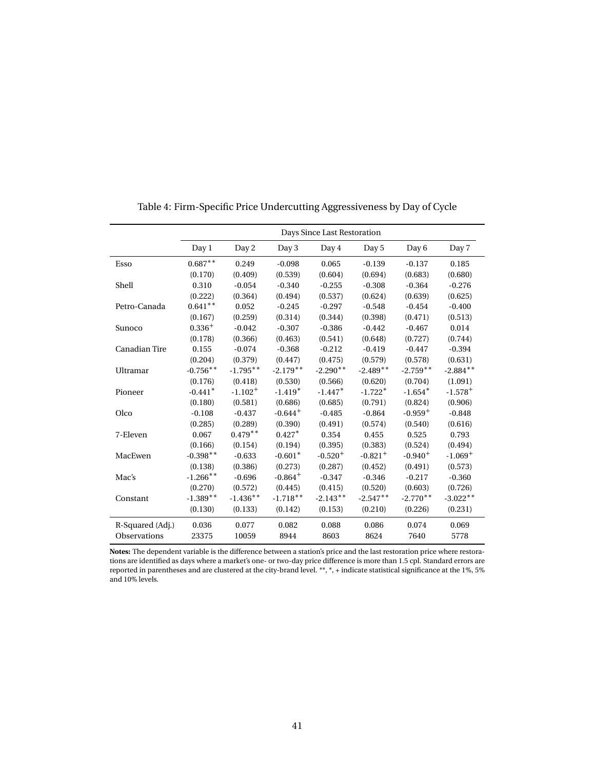Table 4: Firm-Specific Price Undercutting Aggressiveness by Day of Cycle

| | Days Since Last Restoration | | | | | | |
|---|---|---|---|---|---|---|---|
| | Day 1 | Day 2 | Day 3 | Day 4 | Day 5 | Day 6 | Day 7 |
| Esso | $0.687^{**}$ | 0.249 | -0.098 | 0.065 | -0.139 | -0.137 | 0.185 |
| | (0.170) | (0.409) | (0.539) | (0.604) | (0.694) | (0.683) | (0.680) |
| Shell | 0.310 | -0.054 | -0.340 | -0.255 | -0.308 | -0.364 | -0.276 |
| | (0.222) | (0.364) | (0.494) | (0.537) | (0.624) | (0.639) | (0.625) |
| Petro-Canada | $0.641^{**}$ | 0.052 | -0.245 | -0.297 | -0.548 | -0.454 | -0.400 |
| | (0.167) | (0.259) | (0.314) | (0.344) | (0.398) | (0.471) | (0.513) |
| Sunoco | $0.336^{+}$ | -0.042 | -0.307 | -0.386 | -0.442 | -0.467 | 0.014 |
| | (0.178) | (0.366) | (0.463) | (0.541) | (0.648) | (0.727) | (0.744) |
| Canadian Tire | 0.155 | -0.074 | -0.368 | -0.212 | -0.419 | -0.447 | -0.394 |
| | (0.204) | (0.379) | (0.447) | (0.475) | (0.579) | (0.578) | (0.631) |
| Ultramar | $-0.756^{**}$ | $-1.795^{**}$ | $-2.179^{**}$ | $-2.290^{**}$ | $-2.489^{**}$ | $-2.759^{**}$ | $-2.884^{**}$ |
| | (0.176) | (0.418) | (0.530) | (0.566) | (0.620) | (0.704) | (1.091) |
| Pioneer | $-0.441^{*}$ | $-1.102^{+}$ | $-1.419^{*}$ | $-1.447^{*}$ | $-1.722^{*}$ | $-1.654^{*}$ | $-1.578^{+}$ |
| | (0.180) | (0.581) | (0.686) | (0.685) | (0.791) | (0.824) | (0.906) |
| Olco | -0.108 | -0.437 | $-0.644^{+}$ | -0.485 | -0.864 | $-0.959^{+}$ | -0.848 |
| | (0.285) | (0.289) | (0.390) | (0.491) | (0.574) | (0.540) | (0.616) |
| 7-Eleven | 0.067 | $0.479^{**}$ | $0.427^{*}$ | 0.354 | 0.455 | 0.525 | 0.793 |
| | (0.166) | (0.154) | (0.194) | (0.395) | (0.383) | (0.524) | (0.494) |
| MacEwen | $-0.398^{**}$ | -0.633 | $-0.601^{*}$ | $-0.520^{+}$ | $-0.821^{+}$ | $-0.940^{+}$ | $-1.069^{+}$ |
| | (0.138) | (0.386) | (0.273) | (0.287) | (0.452) | (0.491) | (0.573) |
| Mac's | $-1.266^{**}$ | -0.696 | $-0.864^{+}$ | -0.347 | -0.346 | -0.217 | -0.360 |
| | (0.270) | (0.572) | (0.445) | (0.415) | (0.520) | (0.603) | (0.726) |
| Constant | $-1.389^{**}$ | $-1.436^{**}$ | $-1.718^{**}$ | $-2.143^{**}$ | $-2.547^{**}$ | $-2.770^{**}$ | $-3.022^{**}$ |
| | (0.130) | (0.133) | (0.142) | (0.153) | (0.210) | (0.226) | (0.231) |
| R-Squared (Adj.) | 0.036 | 0.077 | 0.082 | 0.088 | 0.086 | 0.074 | 0.069 |
| Observations | 23375 | 10059 | 8944 | 8603 | 8624 | 7640 | 5778 |

**Notes:** The dependent variable is the difference between a station's price and the last restoration price where restorations are identified as days where a market's one- or two-day price difference is more than 1.5 cpl. Standard errors are reported in parentheses and are clustered at the city-brand level. **, *, + indicate statistical significance at the 1%, 5% and 10% levels.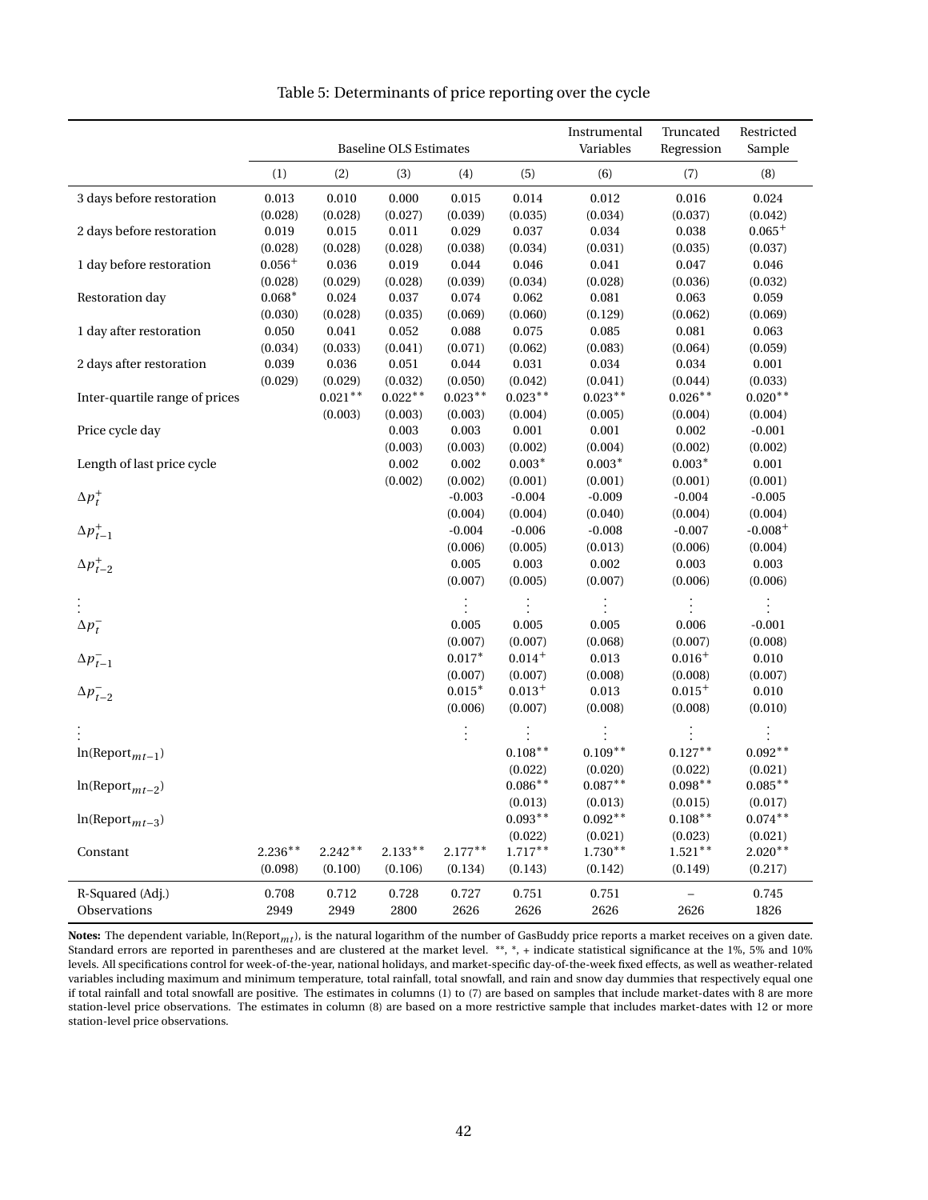Table 5: Determinants of price reporting over the cycle

| | Baseline OLS Estimates | | | | | Instrumental Variables | Truncated Regression | Restricted Sample |
|---|---|---|---|---|---|---|---|---|
| | (1) | (2) | (3) | (4) | (5) | (6) | (7) | (8) |
| 3 days before restoration | 0.013 | 0.010 | 0.000 | 0.015 | 0.014 | 0.012 | 0.016 | 0.024 |
| | (0.028) | (0.028) | (0.027) | (0.039) | (0.035) | (0.034) | (0.037) | (0.042) |
| 2 days before restoration | 0.019 | 0.015 | 0.011 | 0.029 | 0.037 | 0.034 | 0.038 | $0.065^{+}$ |
| | (0.028) | (0.028) | (0.028) | (0.038) | (0.034) | (0.031) | (0.035) | (0.037) |
| 1 day before restoration | $0.056^{+}$ | 0.036 | 0.019 | 0.044 | 0.046 | 0.041 | 0.047 | 0.046 |
| | (0.028) | (0.029) | (0.028) | (0.039) | (0.034) | (0.028) | (0.036) | (0.032) |
| Restoration day | $0.068^{*}$ | 0.024 | 0.037 | 0.074 | 0.062 | 0.081 | 0.063 | 0.059 |
| | (0.030) | (0.028) | (0.035) | (0.069) | (0.060) | (0.129) | (0.062) | (0.069) |
| 1 day after restoration | 0.050 | 0.041 | 0.052 | 0.088 | 0.075 | 0.085 | 0.081 | 0.063 |
| | (0.034) | (0.033) | (0.041) | (0.071) | (0.062) | (0.083) | (0.064) | (0.059) |
| 2 days after restoration | 0.039 | 0.036 | 0.051 | 0.044 | 0.031 | 0.034 | 0.034 | 0.001 |
| | (0.029) | (0.029) | (0.032) | (0.050) | (0.042) | (0.041) | (0.044) | (0.033) |
| Inter-quartile range of prices | | $0.021^{**}$ | $0.022^{**}$ | $0.023^{**}$ | $0.023^{**}$ | $0.023^{**}$ | $0.026^{**}$ | $0.020^{**}$ |
| | | (0.003) | (0.003) | (0.003) | (0.004) | (0.005) | (0.004) | (0.004) |
| Price cycle day | | | 0.003 | 0.003 | 0.001 | 0.001 | 0.002 | -0.001 |
| | | | (0.003) | (0.003) | (0.002) | (0.004) | (0.002) | (0.002) |
| Length of last price cycle | | | 0.002 | 0.002 | $0.003^{*}$ | $0.003^{*}$ | $0.003^{*}$ | 0.001 |
| | | | (0.002) | (0.002) | (0.001) | (0.001) | (0.001) | (0.001) |
| $\Delta p_t^+$ | | | | -0.003 | -0.004 | -0.009 | -0.004 | -0.005 |
| | | | | (0.004) | (0.004) | (0.040) | (0.004) | (0.004) |
| $\Delta p_{t-1}^+$ | | | | -0.004 | -0.006 | -0.008 | -0.007 | $-0.008^{+}$ |
| | | | | (0.006) | (0.005) | (0.013) | (0.006) | (0.004) |
| $\Delta p_{t-2}^+$ | | | | 0.005 | 0.003 | 0.002 | 0.003 | 0.003 |
| | | | | (0.007) | (0.005) | (0.007) | (0.006) | (0.006) |
| $\vdots$ | | | | $\vdots$ | $\vdots$ | $\vdots$ | $\vdots$ | $\vdots$ |
| $\Delta p_t^-$ | | | | 0.005 | 0.005 | 0.005 | 0.006 | -0.001 |
| | | | | (0.007) | (0.007) | (0.068) | (0.007) | (0.008) |
| $\Delta p_{t-1}^-$ | | | | $0.017^{*}$ | $0.014^{+}$ | 0.013 | $0.016^{+}$ | 0.010 |
| | | | | (0.007) | (0.007) | (0.008) | (0.008) | (0.007) |
| $\Delta p_{t-2}^-$ | | | | $0.015^{*}$ | $0.013^{+}$ | 0.013 | $0.015^{+}$ | 0.010 |
| | | | | (0.006) | (0.007) | (0.008) | (0.008) | (0.010) |
| $\vdots$ | | | | $\vdots$ | $\vdots$ | $\vdots$ | $\vdots$ | $\vdots$ |
| $\ln(\text{Report}_{mt-1})$ | | | | | $0.108^{**}$ | $0.109^{**}$ | $0.127^{**}$ | $0.092^{**}$ |
| | | | | | (0.022) | (0.020) | (0.022) | (0.021) |
| $\ln(\text{Report}_{mt-2})$ | | | | | $0.086^{**}$ | $0.087^{**}$ | $0.098^{**}$ | $0.085^{**}$ |
| | | | | | (0.013) | (0.013) | (0.015) | (0.017) |
| $\ln(\text{Report}_{mt-3})$ | | | | | $0.093^{**}$ | $0.092^{**}$ | $0.108^{**}$ | $0.074^{**}$ |
| | | | | | (0.022) | (0.021) | (0.023) | (0.021) |
| Constant | $2.236^{**}$ | $2.242^{**}$ | $2.133^{**}$ | $2.177^{**}$ | $1.717^{**}$ | $1.730^{**}$ | $1.521^{**}$ | $2.020^{**}$ |
| | (0.098) | (0.100) | (0.106) | (0.134) | (0.143) | (0.142) | (0.149) | (0.217) |
| R-Squared (Adj.) | 0.708 | 0.712 | 0.728 | 0.727 | 0.751 | 0.751 | – | 0.745 |
| Observations | 2949 | 2949 | 2800 | 2626 | 2626 | 2626 | 2626 | 1826 |

**Notes:** The dependent variable, $\ln(\text{Report}_{mt})$, is the natural logarithm of the number of GasBuddy price reports a market receives on a given date. Standard errors are reported in parentheses and are clustered at the market level. \*\*, \*, + indicate statistical significance at the 1%, 5% and 10% levels. All specifications control for week-of-the-year, national holidays, and market-specific day-of-the-week fixed effects, as well as weather-related variables including maximum and minimum temperature, total rainfall, total snowfall, and rain and snow day dummies that respectively equal one if total rainfall and total snowfall are positive. The estimates in columns (1) to (7) are based on samples that include market-dates with 8 are more station-level price observations. The estimates in column (8) are based on a more restrictive sample that includes market-dates with 12 or more station-level price observations.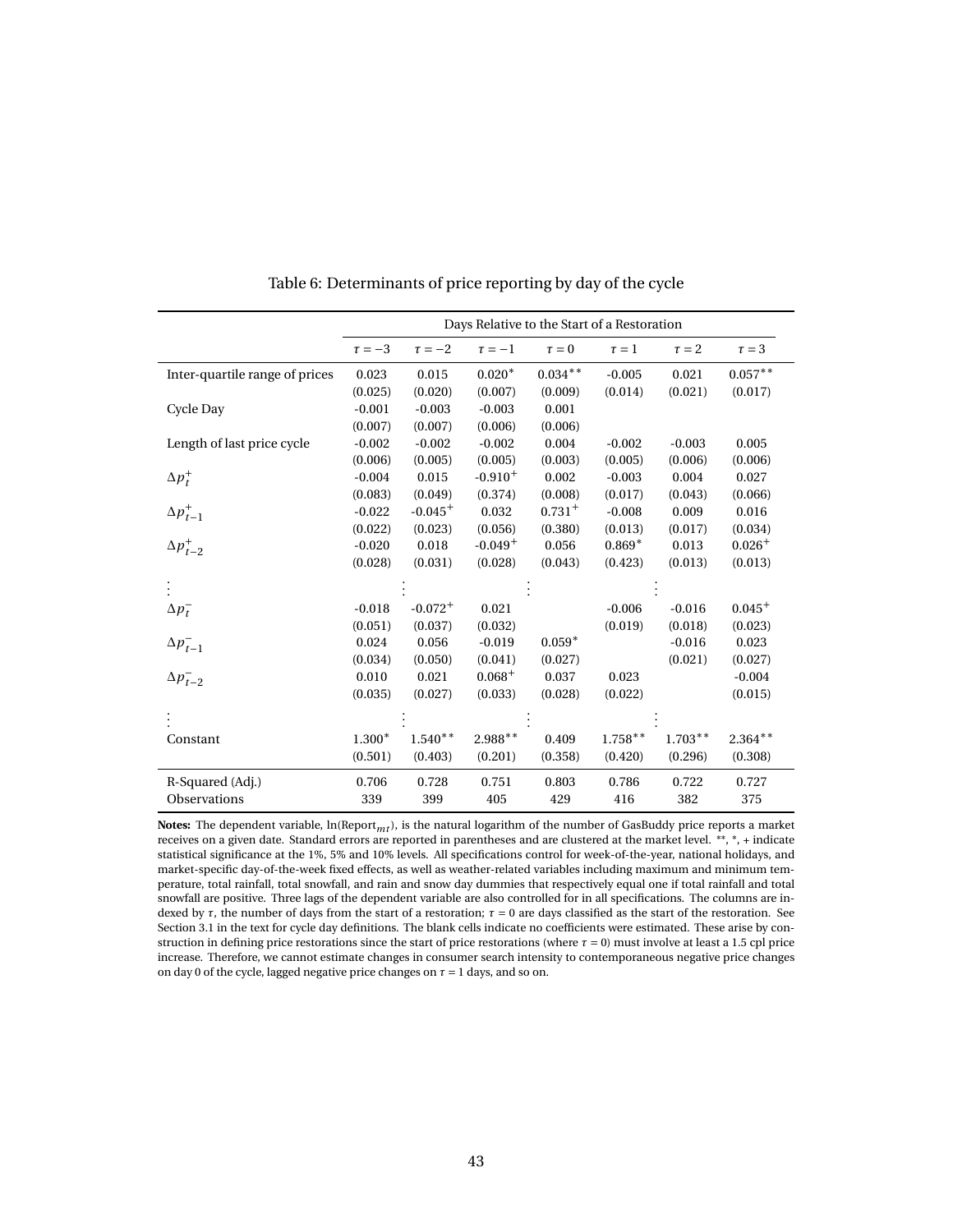Table 6: Determinants of price reporting by day of the cycle

| | Days Relative to the Start of a Restoration | | | | | | |
|---|---|---|---|---|---|---|---|
| | $\tau = -3$ | $\tau = -2$ | $\tau = -1$ | $\tau = 0$ | $\tau = 1$ | $\tau = 2$ | $\tau = 3$ |
| Inter-quartile range of prices | 0.023 | 0.015 | 0.020* | 0.034** | -0.005 | 0.021 | 0.057** |
| | (0.025) | (0.020) | (0.007) | (0.009) | (0.014) | (0.021) | (0.017) |
| Cycle Day | -0.001 | -0.003 | -0.003 | 0.001 | | | |
| | (0.007) | (0.007) | (0.006) | (0.006) | | | |
| Length of last price cycle | -0.002 | -0.002 | -0.002 | 0.004 | -0.002 | -0.003 | 0.005 |
| | (0.006) | (0.005) | (0.005) | (0.003) | (0.005) | (0.006) | (0.006) |
| $\Delta p_t^+$ | -0.004 | 0.015 | -0.910+ | 0.002 | -0.003 | 0.004 | 0.027 |
| | (0.083) | (0.049) | (0.374) | (0.008) | (0.017) | (0.043) | (0.066) |
| $\Delta p_{t-1}^+$ | -0.022 | -0.045+ | 0.032 | 0.731+ | -0.008 | 0.009 | 0.016 |
| | (0.022) | (0.023) | (0.056) | (0.380) | (0.013) | (0.017) | (0.034) |
| $\Delta p_{t-2}^+$ | -0.020 | 0.018 | -0.049+ | 0.056 | 0.869* | 0.013 | 0.026+ |
| | (0.028) | (0.031) | (0.028) | (0.043) | (0.423) | (0.013) | (0.013) |
| $\vdots$ | | $\vdots$ | | $\vdots$ | | $\vdots$ | |
| $\Delta p_t^-$ | -0.018 | -0.072+ | 0.021 | | -0.006 | -0.016 | 0.045+ |
| | (0.051) | (0.037) | (0.032) | | (0.019) | (0.018) | (0.023) |
| $\Delta p_{t-1}^-$ | 0.024 | 0.056 | -0.019 | 0.059* | | -0.016 | 0.023 |
| | (0.034) | (0.050) | (0.041) | (0.027) | | (0.021) | (0.027) |
| $\Delta p_{t-2}^-$ | 0.010 | 0.021 | 0.068+ | 0.037 | 0.023 | | -0.004 |
| | (0.035) | (0.027) | (0.033) | (0.028) | (0.022) | | (0.015) |
| $\vdots$ | | $\vdots$ | | $\vdots$ | | $\vdots$ | |
| Constant | 1.300* | 1.540** | 2.988** | 0.409 | 1.758** | 1.703** | 2.364** |
| | (0.501) | (0.403) | (0.201) | (0.358) | (0.420) | (0.296) | (0.308) |
| R-Squared (Adj.) | 0.706 | 0.728 | 0.751 | 0.803 | 0.786 | 0.722 | 0.727 |
| Observations | 339 | 399 | 405 | 429 | 416 | 382 | 375 |

**Notes:** The dependent variable, ln(Report$_{mt}$), is the natural logarithm of the number of GasBuddy price reports a market receives on a given date. Standard errors are reported in parentheses and are clustered at the market level. **, *, + indicate statistical significance at the 1%, 5% and 10% levels. All specifications control for week-of-the-year, national holidays, and market-specific day-of-the-week fixed effects, as well as weather-related variables including maximum and minimum temperature, total rainfall, total snowfall, and rain and snow day dummies that respectively equal one if total rainfall and total snowfall are positive. Three lags of the dependent variable are also controlled for in all specifications. The columns are indexed by $\tau$, the number of days from the start of a restoration; $\tau = 0$ are days classified as the start of the restoration. See Section 3.1 in the text for cycle day definitions. The blank cells indicate no coefficients were estimated. These arise by construction in defining price restorations since the start of price restorations (where $\tau = 0$) must involve at least a 1.5 cpl price increase. Therefore, we cannot estimate changes in consumer search intensity to contemporaneous negative price changes on day 0 of the cycle, lagged negative price changes on $\tau = 1$ days, and so on.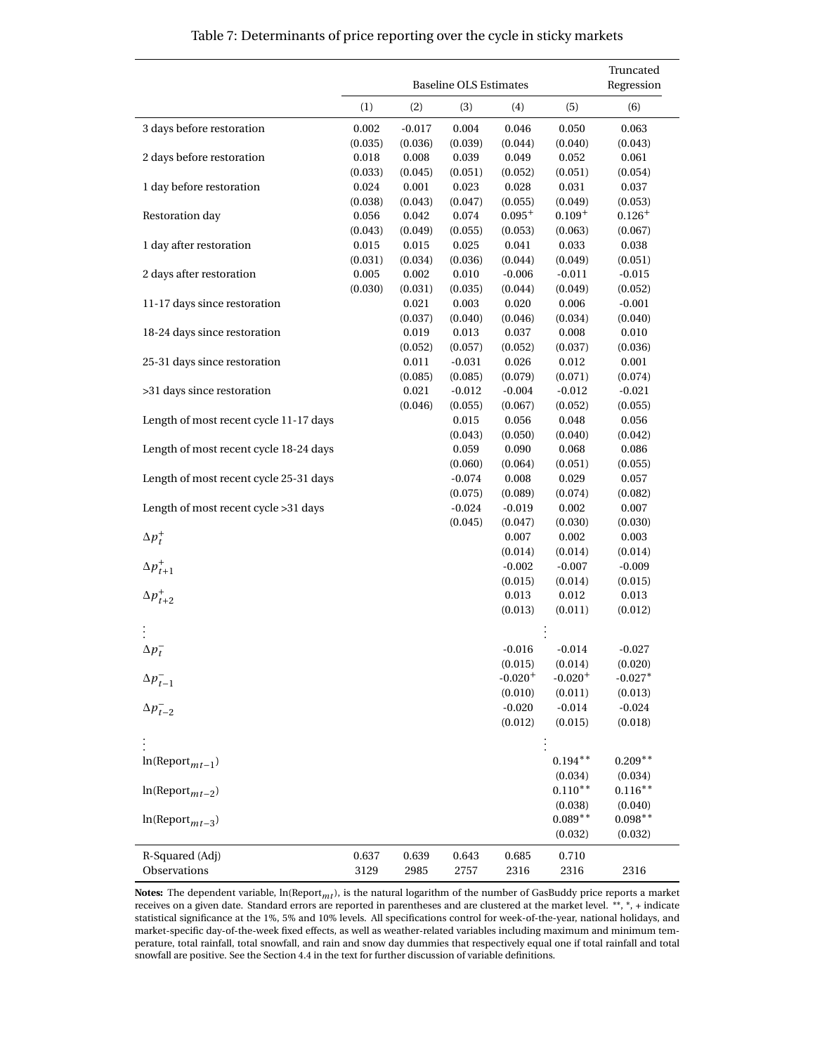Table 7: Determinants of price reporting over the cycle in sticky markets

| | Baseline OLS Estimates | | | | | Truncated Regression |
|---|---|---|---|---|---|---|
| | (1) | (2) | (3) | (4) | (5) | (6) |
| 3 days before restoration | 0.002 | -0.017 | 0.004 | 0.046 | 0.050 | 0.063 |
| | (0.035) | (0.036) | (0.039) | (0.044) | (0.040) | (0.043) |
| 2 days before restoration | 0.018 | 0.008 | 0.039 | 0.049 | 0.052 | 0.061 |
| | (0.033) | (0.045) | (0.051) | (0.052) | (0.051) | (0.054) |
| 1 day before restoration | 0.024 | 0.001 | 0.023 | 0.028 | 0.031 | 0.037 |
| | (0.038) | (0.043) | (0.047) | (0.055) | (0.049) | (0.053) |
| Restoration day | 0.056 | 0.042 | 0.074 | 0.095$^{+}$ | 0.109$^{+}$ | 0.126$^{+}$ |
| | (0.043) | (0.049) | (0.055) | (0.053) | (0.063) | (0.067) |
| 1 day after restoration | 0.015 | 0.015 | 0.025 | 0.041 | 0.033 | 0.038 |
| | (0.031) | (0.034) | (0.036) | (0.044) | (0.049) | (0.051) |
| 2 days after restoration | 0.005 | 0.002 | 0.010 | -0.006 | -0.011 | -0.015 |
| | (0.030) | (0.031) | (0.035) | (0.044) | (0.049) | (0.052) |
| 11-17 days since restoration | | 0.021 | 0.003 | 0.020 | 0.006 | -0.001 |
| | | (0.037) | (0.040) | (0.046) | (0.034) | (0.040) |
| 18-24 days since restoration | | 0.019 | 0.013 | 0.037 | 0.008 | 0.010 |
| | | (0.052) | (0.057) | (0.052) | (0.037) | (0.036) |
| 25-31 days since restoration | | 0.011 | -0.031 | 0.026 | 0.012 | 0.001 |
| | | (0.085) | (0.085) | (0.079) | (0.071) | (0.074) |
| >31 days since restoration | | 0.021 | -0.012 | -0.004 | -0.012 | -0.021 |
| | | (0.046) | (0.055) | (0.067) | (0.052) | (0.055) |
| Length of most recent cycle 11-17 days | | | 0.015 | 0.056 | 0.048 | 0.056 |
| | | | (0.043) | (0.050) | (0.040) | (0.042) |
| Length of most recent cycle 18-24 days | | | 0.059 | 0.090 | 0.068 | 0.086 |
| | | | (0.060) | (0.064) | (0.051) | (0.055) |
| Length of most recent cycle 25-31 days | | | -0.074 | 0.008 | 0.029 | 0.057 |
| | | | (0.075) | (0.089) | (0.074) | (0.082) |
| Length of most recent cycle >31 days | | | -0.024 | -0.019 | 0.002 | 0.007 |
| | | | (0.045) | (0.047) | (0.030) | (0.030) |
| $\Delta p_t^+$ | | | | 0.007 | 0.002 | 0.003 |
| | | | | (0.014) | (0.014) | (0.014) |
| $\Delta p_{t+1}^+$ | | | | -0.002 | -0.007 | -0.009 |
| | | | | (0.015) | (0.014) | (0.015) |
| $\Delta p_{t+2}^+$ | | | | 0.013 | 0.012 | 0.013 |
| | | | | (0.013) | (0.011) | (0.012) |
| $\vdots$ | | | | | $\vdots$ | |
| $\Delta p_t^-$ | | | | -0.016 | -0.014 | -0.027 |
| | | | | (0.015) | (0.014) | (0.020) |
| $\Delta p_{t-1}^-$ | | | | -0.020$^{+}$ | -0.020$^{+}$ | -0.027$^{*}$ |
| | | | | (0.010) | (0.011) | (0.013) |
| $\Delta p_{t-2}^-$ | | | | -0.020 | -0.014 | -0.024 |
| | | | | (0.012) | (0.015) | (0.018) |
| $\vdots$ | | | | | $\vdots$ | |
| $\ln(\text{Report}_{mt-1})$ | | | | | 0.194$^{**}$ | 0.209$^{**}$ |
| | | | | | (0.034) | (0.034) |
| $\ln(\text{Report}_{mt-2})$ | | | | | 0.110$^{**}$ | 0.116$^{**}$ |
| | | | | | (0.038) | (0.040) |
| $\ln(\text{Report}_{mt-3})$ | | | | | 0.089$^{**}$ | 0.098$^{**}$ |
| | | | | | (0.032) | (0.032) |
| R-Squared (Adj) | 0.637 | 0.639 | 0.643 | 0.685 | 0.710 | |
| Observations | 3129 | 2985 | 2757 | 2316 | 2316 | 2316 |

**Notes:** The dependent variable, $\ln(\text{Report}_{mt})$, is the natural logarithm of the number of GasBuddy price reports a market receives on a given date. Standard errors are reported in parentheses and are clustered at the market level. **, *, + indicate statistical significance at the 1%, 5% and 10% levels. All specifications control for week-of-the-year, national holidays, and market-specific day-of-the-week fixed effects, as well as weather-related variables including maximum and minimum temperature, total rainfall, total snowfall, and rain and snow day dummies that respectively equal one if total rainfall and total snowfall are positive. See the Section 4.4 in the text for further discussion of variable definitions.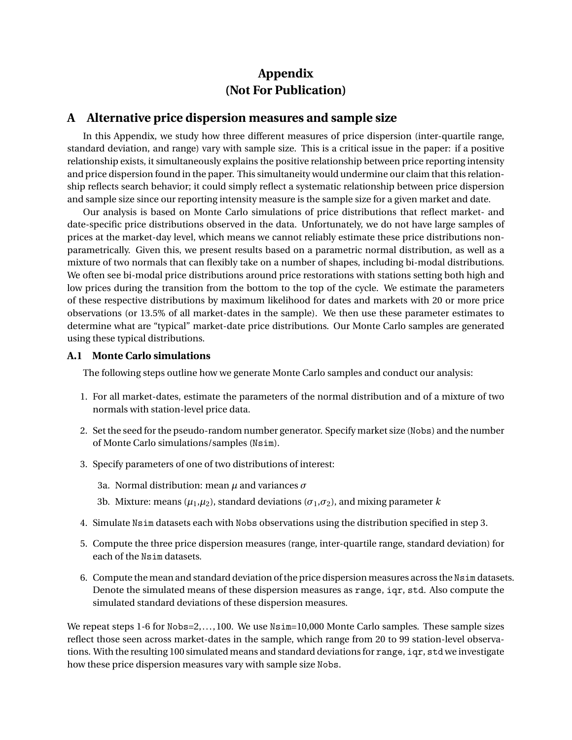# Appendix
# (Not For Publication)

## A Alternative price dispersion measures and sample size

In this Appendix, we study how three different measures of price dispersion (inter-quartile range, standard deviation, and range) vary with sample size. This is a critical issue in the paper: if a positive relationship exists, it simultaneously explains the positive relationship between price reporting intensity and price dispersion found in the paper. This simultaneity would undermine our claim that this relationship reflects search behavior; it could simply reflect a systematic relationship between price dispersion and sample size since our reporting intensity measure is the sample size for a given market and date.

Our analysis is based on Monte Carlo simulations of price distributions that reflect market- and date-specific price distributions observed in the data. Unfortunately, we do not have large samples of prices at the market-day level, which means we cannot reliably estimate these price distributions non-parametrically. Given this, we present results based on a parametric normal distribution, as well as a mixture of two normals that can flexibly take on a number of shapes, including bi-modal distributions. We often see bi-modal price distributions around price restorations with stations setting both high and low prices during the transition from the bottom to the top of the cycle. We estimate the parameters of these respective distributions by maximum likelihood for dates and markets with 20 or more price observations (or 13.5% of all market-dates in the sample). We then use these parameter estimates to determine what are "typical" market-date price distributions. Our Monte Carlo samples are generated using these typical distributions.

### A.1 Monte Carlo simulations

The following steps outline how we generate Monte Carlo samples and conduct our analysis:

1. For all market-dates, estimate the parameters of the normal distribution and of a mixture of two normals with station-level price data.
2. Set the seed for the pseudo-random number generator. Specify market size (`Nobs`) and the number of Monte Carlo simulations/samples (`Nsim`).
3. Specify parameters of one of two distributions of interest:
   
   3a. Normal distribution: mean $\mu$ and variances $\sigma$
   
   3b. Mixture: means ($\mu_1$,$\mu_2$), standard deviations ($\sigma_1$,$\sigma_2$), and mixing parameter $k$
4. Simulate `Nsim` datasets each with `Nobs` observations using the distribution specified in step 3.
5. Compute the three price dispersion measures (range, inter-quartile range, standard deviation) for each of the `Nsim` datasets.
6. Compute the mean and standard deviation of the price dispersion measures across the `Nsim` datasets. Denote the simulated means of these dispersion measures as `range`, `iqr`, `std`. Also compute the simulated standard deviations of these dispersion measures.

We repeat steps 1-6 for `Nobs`=2,...,100. We use `Nsim`=10,000 Monte Carlo samples. These sample sizes reflect those seen across market-dates in the sample, which range from 20 to 99 station-level observations. With the resulting 100 simulated means and standard deviations for `range`, `iqr`, `std` we investigate how these price dispersion measures vary with sample size `Nobs`.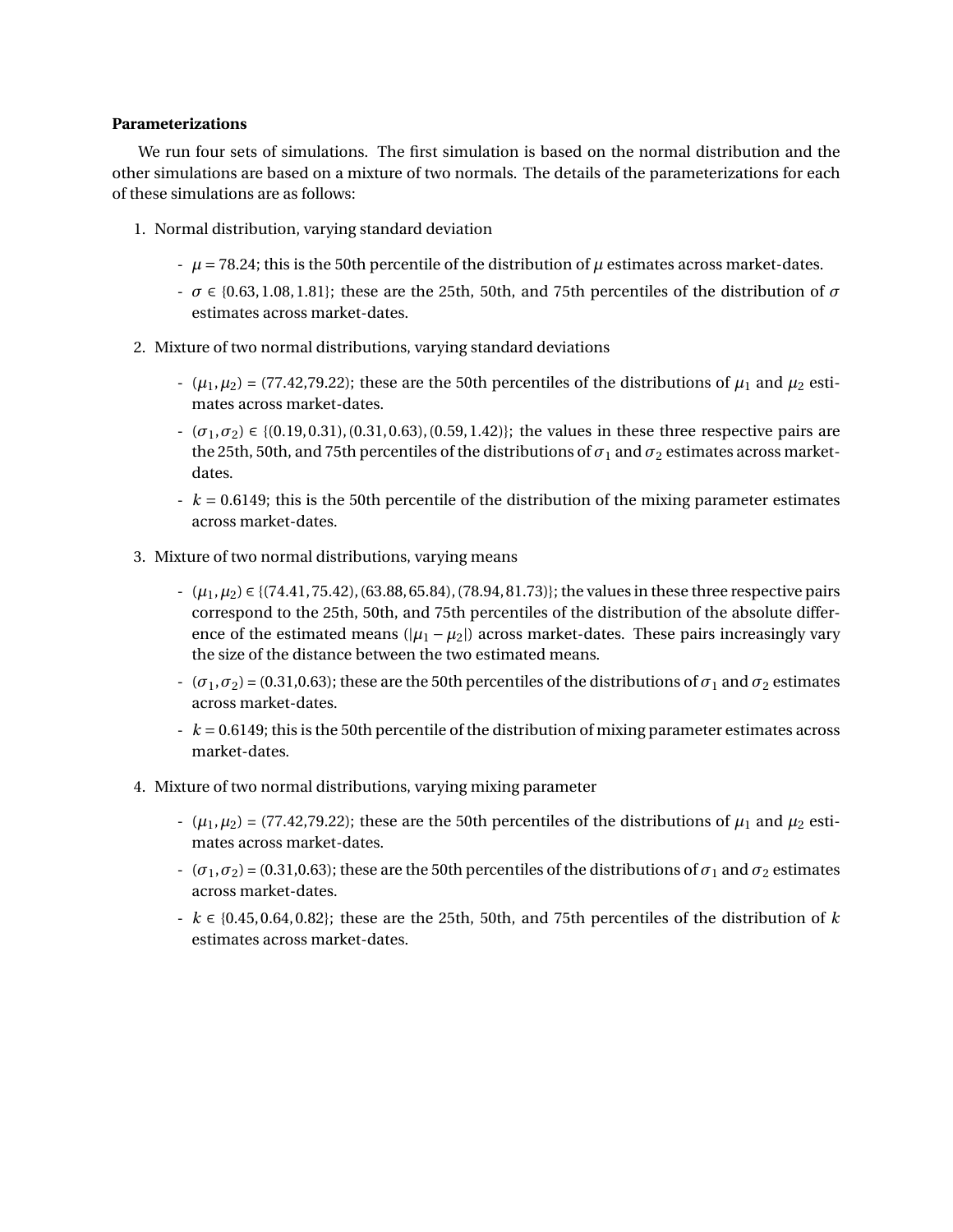**Parameterizations**

We run four sets of simulations. The first simulation is based on the normal distribution and the other simulations are based on a mixture of two normals. The details of the parameterizations for each of these simulations are as follows:

1. Normal distribution, varying standard deviation
   - $\mu = 78.24$; this is the 50th percentile of the distribution of $\mu$ estimates across market-dates.
   - $\sigma \in \{0.63, 1.08, 1.81\}$; these are the 25th, 50th, and 75th percentiles of the distribution of $\sigma$ estimates across market-dates.

2. Mixture of two normal distributions, varying standard deviations
   - $(\mu_1, \mu_2) = (77.42, 79.22)$; these are the 50th percentiles of the distributions of $\mu_1$ and $\mu_2$ estimates across market-dates.
   - $(\sigma_1, \sigma_2) \in \{(0.19, 0.31), (0.31, 0.63), (0.59, 1.42)\}$; the values in these three respective pairs are the 25th, 50th, and 75th percentiles of the distributions of $\sigma_1$ and $\sigma_2$ estimates across market-dates.
   - $k = 0.6149$; this is the 50th percentile of the distribution of the mixing parameter estimates across market-dates.

3. Mixture of two normal distributions, varying means
   - $(\mu_1, \mu_2) \in \{(74.41, 75.42), (63.88, 65.84), (78.94, 81.73)\}$; the values in these three respective pairs correspond to the 25th, 50th, and 75th percentiles of the distribution of the absolute difference of the estimated means ($|\mu_1 - \mu_2|$) across market-dates. These pairs increasingly vary the size of the distance between the two estimated means.
   - $(\sigma_1, \sigma_2) = (0.31, 0.63)$; these are the 50th percentiles of the distributions of $\sigma_1$ and $\sigma_2$ estimates across market-dates.
   - $k = 0.6149$; this is the 50th percentile of the distribution of mixing parameter estimates across market-dates.

4. Mixture of two normal distributions, varying mixing parameter
   - $(\mu_1, \mu_2) = (77.42, 79.22)$; these are the 50th percentiles of the distributions of $\mu_1$ and $\mu_2$ estimates across market-dates.
   - $(\sigma_1, \sigma_2) = (0.31, 0.63)$; these are the 50th percentiles of the distributions of $\sigma_1$ and $\sigma_2$ estimates across market-dates.
   - $k \in \{0.45, 0.64, 0.82\}$; these are the 25th, 50th, and 75th percentiles of the distribution of $k$ estimates across market-dates.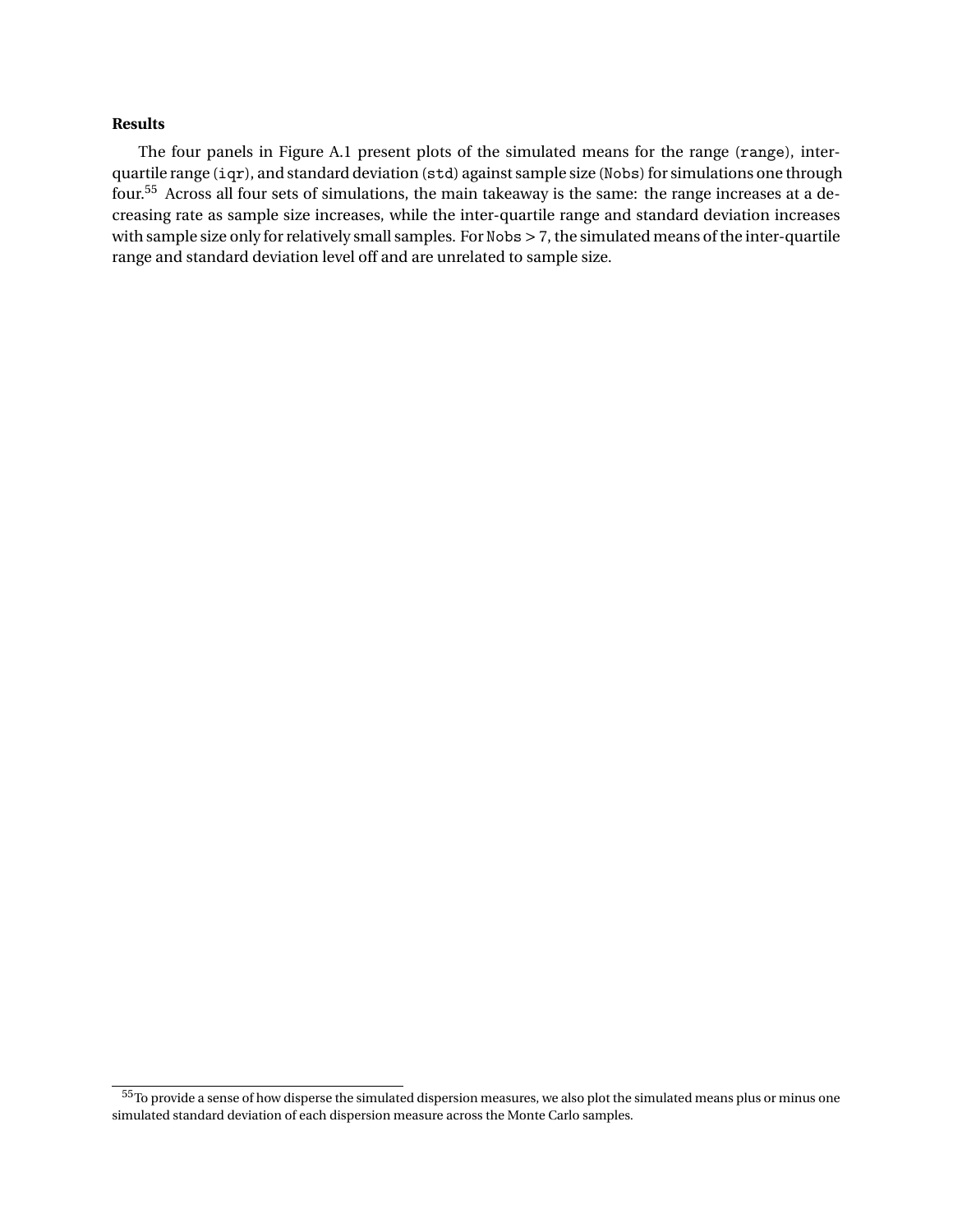**Results**

The four panels in Figure A.1 present plots of the simulated means for the range (`range`), inter-quartile range (`iqr`), and standard deviation (`std`) against sample size (`Nobs`) for simulations one through four.[55] Across all four sets of simulations, the main takeaway is the same: the range increases at a decreasing rate as sample size increases, while the inter-quartile range and standard deviation increases with sample size only for relatively small samples. For `Nobs` > 7, the simulated means of the inter-quartile range and standard deviation level off and are unrelated to sample size.

[55] To provide a sense of how disperse the simulated dispersion measures, we also plot the simulated means plus or minus one simulated standard deviation of each dispersion measure across the Monte Carlo samples.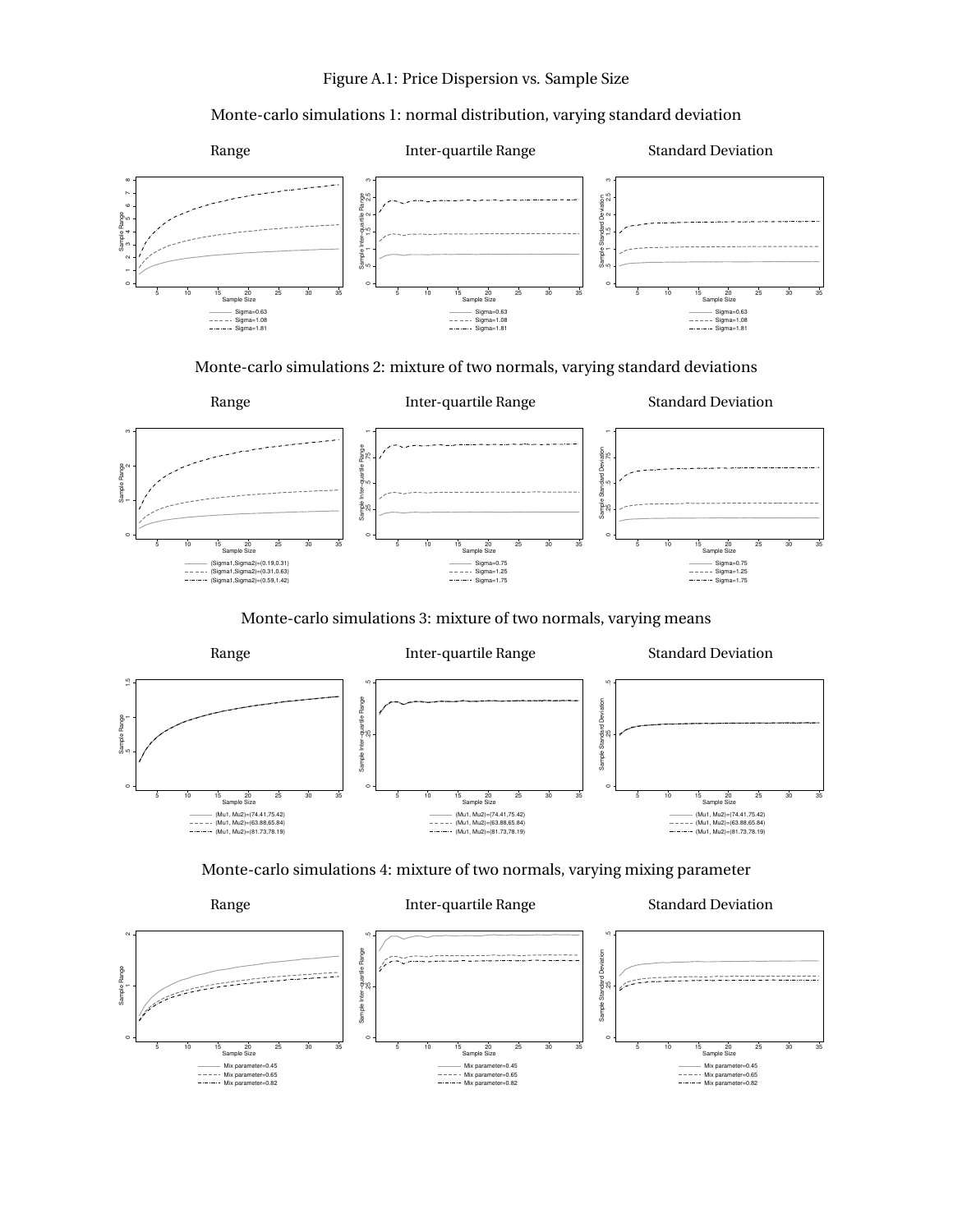Figure A.1: Price Dispersion vs. Sample Size

## Monte-carlo simulations 1: normal distribution, varying standard deviation

Range | Inter-quartile Range | Standard Deviation

Sigma=0.63, Sigma=1.08, Sigma=1.81

## Monte-carlo simulations 2: mixture of two normals, varying standard deviations

Range | Inter-quartile Range | Standard Deviation

Range: (Sigma1,Sigma2)=(0.19,0.31), (Sigma1,Sigma2)=(0.31,0.63), (Sigma1,Sigma2)=(0.59,1.42)

Inter-quartile Range and Standard Deviation: Sigma=0.75, Sigma=1.25, Sigma=1.75

## Monte-carlo simulations 3: mixture of two normals, varying means

Range | Inter-quartile Range | Standard Deviation

(Mu1, Mu2)=(74.41,75.42), (Mu1, Mu2)=(63.88,65.84), (Mu1, Mu2)=(81.73,78.19)

## Monte-carlo simulations 4: mixture of two normals, varying mixing parameter

Range | Inter-quartile Range | Standard Deviation

Mix parameter=0.45, Mix parameter=0.65, Mix parameter=0.82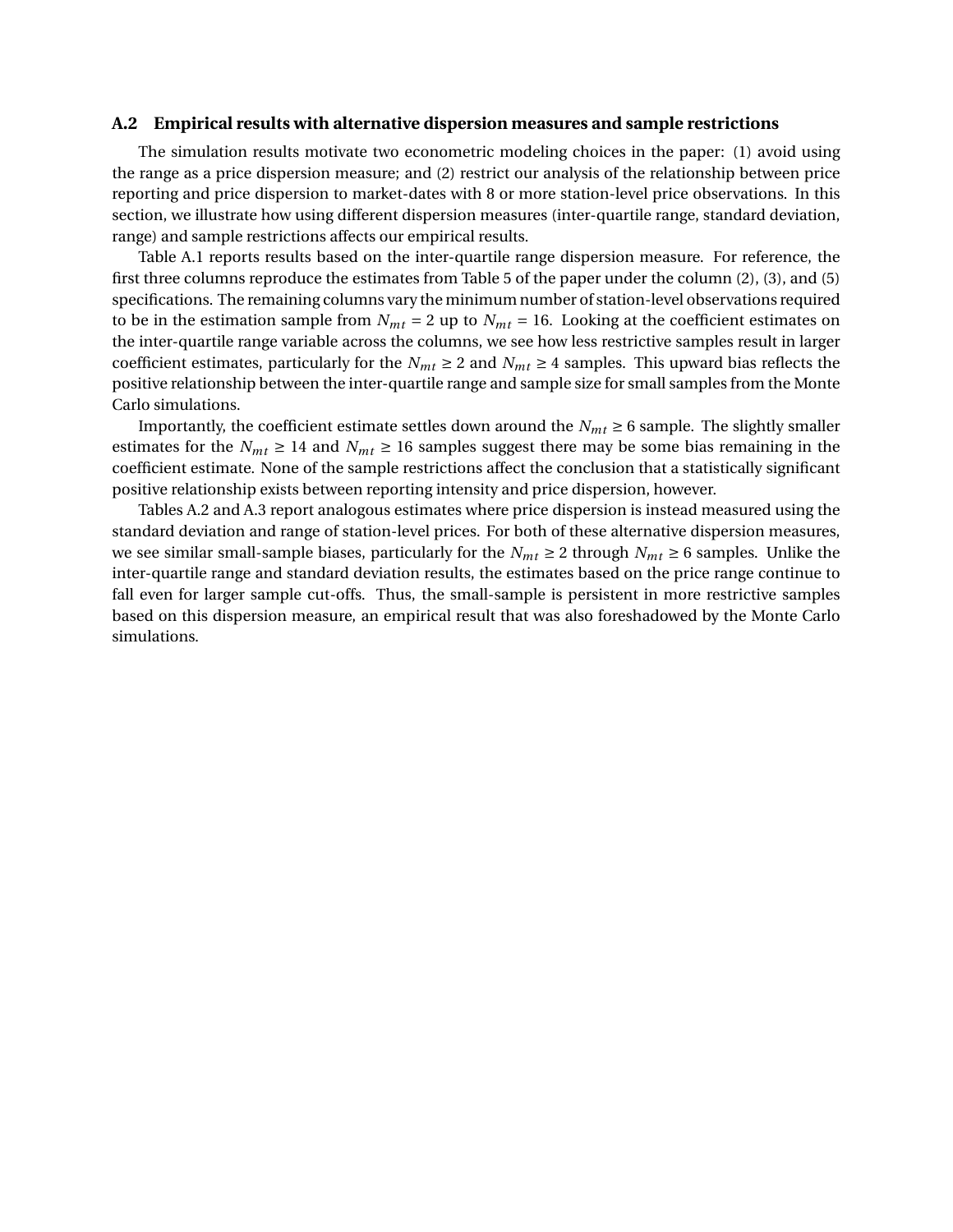## A.2 Empirical results with alternative dispersion measures and sample restrictions

The simulation results motivate two econometric modeling choices in the paper: (1) avoid using the range as a price dispersion measure; and (2) restrict our analysis of the relationship between price reporting and price dispersion to market-dates with 8 or more station-level price observations. In this section, we illustrate how using different dispersion measures (inter-quartile range, standard deviation, range) and sample restrictions affects our empirical results.

Table A.1 reports results based on the inter-quartile range dispersion measure. For reference, the first three columns reproduce the estimates from Table 5 of the paper under the column (2), (3), and (5) specifications. The remaining columns vary the minimum number of station-level observations required to be in the estimation sample from $N_{mt} = 2$ up to $N_{mt} = 16$. Looking at the coefficient estimates on the inter-quartile range variable across the columns, we see how less restrictive samples result in larger coefficient estimates, particularly for the $N_{mt} \geq 2$ and $N_{mt} \geq 4$ samples. This upward bias reflects the positive relationship between the inter-quartile range and sample size for small samples from the Monte Carlo simulations.

Importantly, the coefficient estimate settles down around the $N_{mt} \geq 6$ sample. The slightly smaller estimates for the $N_{mt} \geq 14$ and $N_{mt} \geq 16$ samples suggest there may be some bias remaining in the coefficient estimate. None of the sample restrictions affect the conclusion that a statistically significant positive relationship exists between reporting intensity and price dispersion, however.

Tables A.2 and A.3 report analogous estimates where price dispersion is instead measured using the standard deviation and range of station-level prices. For both of these alternative dispersion measures, we see similar small-sample biases, particularly for the $N_{mt} \geq 2$ through $N_{mt} \geq 6$ samples. Unlike the inter-quartile range and standard deviation results, the estimates based on the price range continue to fall even for larger sample cut-offs. Thus, the small-sample is persistent in more restrictive samples based on this dispersion measure, an empirical result that was also foreshadowed by the Monte Carlo simulations.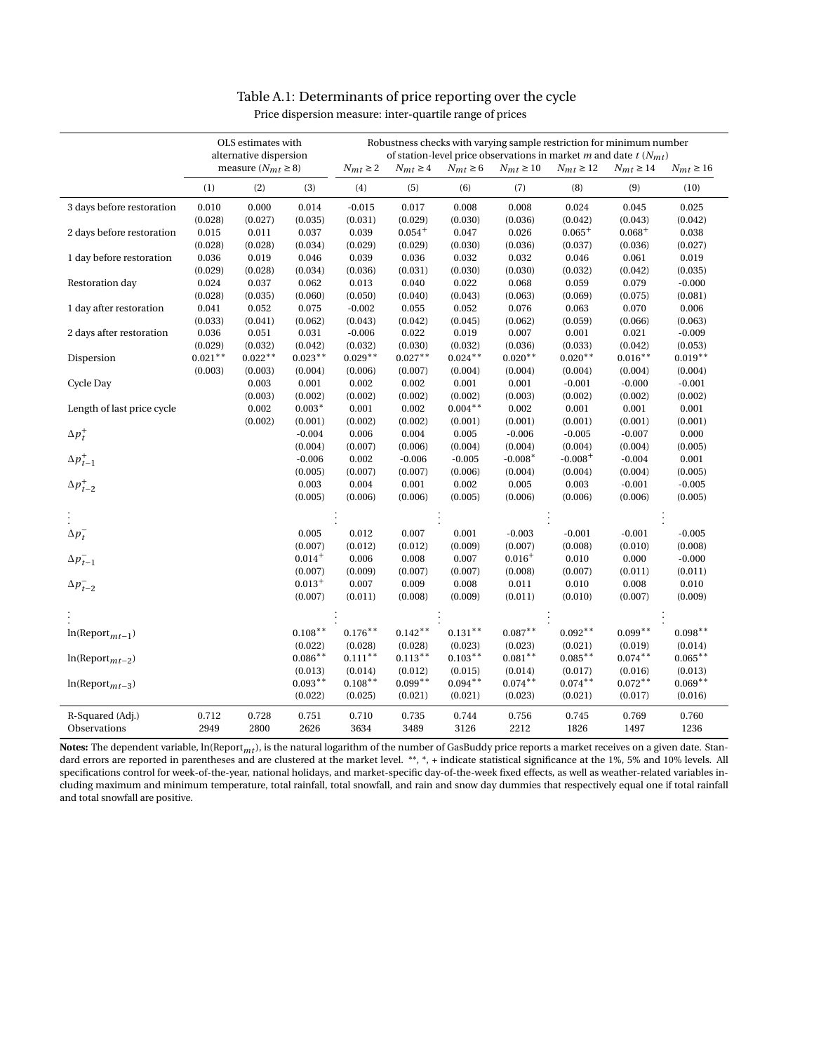# Table A.1: Determinants of price reporting over the cycle

Price dispersion measure: inter-quartile range of prices

| | OLS estimates with alternative dispersion measure ($N_{mt} \geq 8$) | | | Robustness checks with varying sample restriction for minimum number of station-level price observations in market $m$ and date $t$ ($N_{mt}$) | | | | | | |
|---|---|---|---|---|---|---|---|---|---|---|
| | | | | $N_{mt} \geq 2$ | $N_{mt} \geq 4$ | $N_{mt} \geq 6$ | $N_{mt} \geq 10$ | $N_{mt} \geq 12$ | $N_{mt} \geq 14$ | $N_{mt} \geq 16$ |
| | (1) | (2) | (3) | (4) | (5) | (6) | (7) | (8) | (9) | (10) |
| 3 days before restoration | 0.010 | 0.000 | 0.014 | -0.015 | 0.017 | 0.008 | 0.008 | 0.024 | 0.045 | 0.025 |
| | (0.028) | (0.027) | (0.035) | (0.031) | (0.029) | (0.030) | (0.036) | (0.042) | (0.043) | (0.042) |
| 2 days before restoration | 0.015 | 0.011 | 0.037 | 0.039 | $0.054^{+}$ | 0.047 | 0.026 | $0.065^{+}$ | $0.068^{+}$ | 0.038 |
| | (0.028) | (0.028) | (0.034) | (0.029) | (0.029) | (0.030) | (0.036) | (0.037) | (0.036) | (0.027) |
| 1 day before restoration | 0.036 | 0.019 | 0.046 | 0.039 | 0.036 | 0.032 | 0.032 | 0.046 | 0.061 | 0.019 |
| | (0.029) | (0.028) | (0.034) | (0.036) | (0.031) | (0.030) | (0.030) | (0.032) | (0.042) | (0.035) |
| Restoration day | 0.024 | 0.037 | 0.062 | 0.013 | 0.040 | 0.022 | 0.068 | 0.059 | 0.079 | -0.000 |
| | (0.028) | (0.035) | (0.060) | (0.050) | (0.040) | (0.043) | (0.063) | (0.069) | (0.075) | (0.081) |
| 1 day after restoration | 0.041 | 0.052 | 0.075 | -0.002 | 0.055 | 0.052 | 0.076 | 0.063 | 0.070 | 0.006 |
| | (0.033) | (0.041) | (0.062) | (0.043) | (0.042) | (0.045) | (0.062) | (0.059) | (0.066) | (0.063) |
| 2 days after restoration | 0.036 | 0.051 | 0.031 | -0.006 | 0.022 | 0.019 | 0.007 | 0.001 | 0.021 | -0.009 |
| | (0.029) | (0.032) | (0.042) | (0.032) | (0.030) | (0.032) | (0.036) | (0.033) | (0.042) | (0.053) |
| Dispersion | $0.021^{**}$ | $0.022^{**}$ | $0.023^{**}$ | $0.029^{**}$ | $0.027^{**}$ | $0.024^{**}$ | $0.020^{**}$ | $0.020^{**}$ | $0.016^{**}$ | $0.019^{**}$ |
| | (0.003) | (0.003) | (0.004) | (0.006) | (0.007) | (0.004) | (0.004) | (0.004) | (0.004) | (0.004) |
| Cycle Day | | 0.003 | 0.001 | 0.002 | 0.002 | 0.001 | 0.001 | -0.001 | -0.000 | -0.001 |
| | | (0.003) | (0.002) | (0.002) | (0.002) | (0.002) | (0.003) | (0.002) | (0.002) | (0.002) |
| Length of last price cycle | | 0.002 | $0.003^{*}$ | 0.001 | 0.002 | $0.004^{**}$ | 0.002 | 0.001 | 0.001 | 0.001 |
| | | (0.002) | (0.001) | (0.002) | (0.002) | (0.001) | (0.001) | (0.001) | (0.001) | (0.001) |
| $\Delta p^{+}_{t}$ | | | -0.004 | 0.006 | 0.004 | 0.005 | -0.006 | -0.005 | -0.007 | 0.000 |
| | | | (0.004) | (0.007) | (0.006) | (0.004) | (0.004) | (0.004) | (0.004) | (0.005) |
| $\Delta p^{+}_{t-1}$ | | | -0.006 | 0.002 | -0.006 | -0.005 | $-0.008^{*}$ | $-0.008^{+}$ | -0.004 | 0.001 |
| | | | (0.005) | (0.007) | (0.007) | (0.006) | (0.004) | (0.004) | (0.004) | (0.005) |
| $\Delta p^{+}_{t-2}$ | | | 0.003 | 0.004 | 0.001 | 0.002 | 0.005 | 0.003 | -0.001 | -0.005 |
| | | | (0.005) | (0.006) | (0.006) | (0.005) | (0.006) | (0.006) | (0.006) | (0.005) |
| $\vdots$ | | | | | | | | | | |
| $\Delta p^{-}_{t}$ | | | 0.005 | 0.012 | 0.007 | 0.001 | -0.003 | -0.001 | -0.001 | -0.005 |
| | | | (0.007) | (0.012) | (0.012) | (0.009) | (0.007) | (0.008) | (0.010) | (0.008) |
| $\Delta p^{-}_{t-1}$ | | | $0.014^{+}$ | 0.006 | 0.008 | 0.007 | $0.016^{+}$ | 0.010 | 0.000 | -0.000 |
| | | | (0.007) | (0.009) | (0.007) | (0.007) | (0.008) | (0.007) | (0.011) | (0.011) |
| $\Delta p^{-}_{t-2}$ | | | $0.013^{+}$ | 0.007 | 0.009 | 0.008 | 0.011 | 0.010 | 0.008 | 0.010 |
| | | | (0.007) | (0.011) | (0.008) | (0.009) | (0.011) | (0.010) | (0.007) | (0.009) |
| $\vdots$ | | | | | | | | | | |
| $\ln(\text{Report}_{mt-1})$ | | | $0.108^{**}$ | $0.176^{**}$ | $0.142^{**}$ | $0.131^{**}$ | $0.087^{**}$ | $0.092^{**}$ | $0.099^{**}$ | $0.098^{**}$ |
| | | | (0.022) | (0.028) | (0.028) | (0.023) | (0.023) | (0.021) | (0.019) | (0.014) |
| $\ln(\text{Report}_{mt-2})$ | | | $0.086^{**}$ | $0.111^{**}$ | $0.113^{**}$ | $0.103^{**}$ | $0.081^{**}$ | $0.085^{**}$ | $0.074^{**}$ | $0.065^{**}$ |
| | | | (0.013) | (0.014) | (0.012) | (0.015) | (0.014) | (0.017) | (0.016) | (0.013) |
| $\ln(\text{Report}_{mt-3})$ | | | $0.093^{**}$ | $0.108^{**}$ | $0.099^{**}$ | $0.094^{**}$ | $0.074^{**}$ | $0.074^{**}$ | $0.072^{**}$ | $0.069^{**}$ |
| | | | (0.022) | (0.025) | (0.021) | (0.021) | (0.023) | (0.021) | (0.017) | (0.016) |
| R-Squared (Adj.) | 0.712 | 0.728 | 0.751 | 0.710 | 0.735 | 0.744 | 0.756 | 0.745 | 0.769 | 0.760 |
| Observations | 2949 | 2800 | 2626 | 3634 | 3489 | 3126 | 2212 | 1826 | 1497 | 1236 |

**Notes:** The dependent variable, $\ln(\text{Report}_{mt})$, is the natural logarithm of the number of GasBuddy price reports a market receives on a given date. Standard errors are reported in parentheses and are clustered at the market level. **, *, + indicate statistical significance at the 1%, 5% and 10% levels. All specifications control for week-of-the-year, national holidays, and market-specific day-of-the-week fixed effects, as well as weather-related variables including maximum and minimum temperature, total rainfall, total snowfall, and rain and snow day dummies that respectively equal one if total rainfall and total snowfall are positive.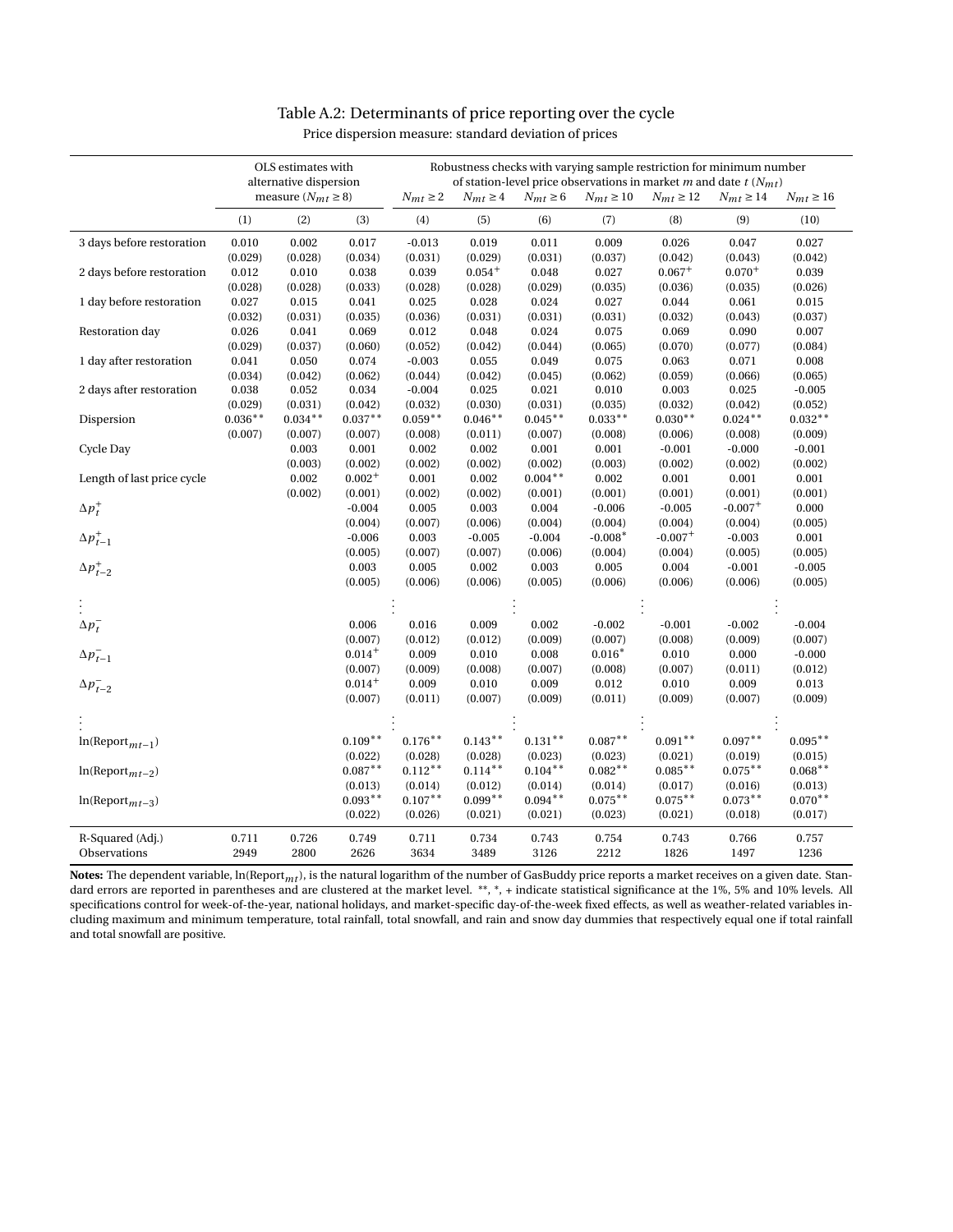# Table A.2: Determinants of price reporting over the cycle

Price dispersion measure: standard deviation of prices

| | OLS estimates with alternative dispersion measure ($N_{mt} \geq 8$) | | | Robustness checks with varying sample restriction for minimum number of station-level price observations in market $m$ and date $t$ ($N_{mt}$) | | | | | | |
|---|---|---|---|---|---|---|---|---|---|---|
| | | | | $N_{mt} \geq 2$ | $N_{mt} \geq 4$ | $N_{mt} \geq 6$ | $N_{mt} \geq 10$ | $N_{mt} \geq 12$ | $N_{mt} \geq 14$ | $N_{mt} \geq 16$ |
| | (1) | (2) | (3) | (4) | (5) | (6) | (7) | (8) | (9) | (10) |
| 3 days before restoration | 0.010 | 0.002 | 0.017 | -0.013 | 0.019 | 0.011 | 0.009 | 0.026 | 0.047 | 0.027 |
| | (0.029) | (0.028) | (0.034) | (0.031) | (0.029) | (0.031) | (0.037) | (0.042) | (0.043) | (0.042) |
| 2 days before restoration | 0.012 | 0.010 | 0.038 | 0.039 | $0.054^{+}$ | 0.048 | 0.027 | $0.067^{+}$ | $0.070^{+}$ | 0.039 |
| | (0.028) | (0.028) | (0.033) | (0.028) | (0.028) | (0.029) | (0.035) | (0.036) | (0.035) | (0.026) |
| 1 day before restoration | 0.027 | 0.015 | 0.041 | 0.025 | 0.028 | 0.024 | 0.027 | 0.044 | 0.061 | 0.015 |
| | (0.032) | (0.031) | (0.035) | (0.036) | (0.031) | (0.031) | (0.031) | (0.032) | (0.043) | (0.037) |
| Restoration day | 0.026 | 0.041 | 0.069 | 0.012 | 0.048 | 0.024 | 0.075 | 0.069 | 0.090 | 0.007 |
| | (0.029) | (0.037) | (0.060) | (0.052) | (0.042) | (0.044) | (0.065) | (0.070) | (0.077) | (0.084) |
| 1 day after restoration | 0.041 | 0.050 | 0.074 | -0.003 | 0.055 | 0.049 | 0.075 | 0.063 | 0.071 | 0.008 |
| | (0.034) | (0.042) | (0.062) | (0.044) | (0.042) | (0.045) | (0.062) | (0.059) | (0.066) | (0.065) |
| 2 days after restoration | 0.038 | 0.052 | 0.034 | -0.004 | 0.025 | 0.021 | 0.010 | 0.003 | 0.025 | -0.005 |
| | (0.029) | (0.031) | (0.042) | (0.032) | (0.030) | (0.031) | (0.035) | (0.032) | (0.042) | (0.052) |
| Dispersion | $0.036^{**}$ | $0.034^{**}$ | $0.037^{**}$ | $0.059^{**}$ | $0.046^{**}$ | $0.045^{**}$ | $0.033^{**}$ | $0.030^{**}$ | $0.024^{**}$ | $0.032^{**}$ |
| | (0.007) | (0.007) | (0.007) | (0.008) | (0.011) | (0.007) | (0.008) | (0.006) | (0.008) | (0.009) |
| Cycle Day | | 0.003 | 0.001 | 0.002 | 0.002 | 0.001 | 0.001 | -0.001 | -0.000 | -0.001 |
| | | (0.003) | (0.002) | (0.002) | (0.002) | (0.002) | (0.003) | (0.002) | (0.002) | (0.002) |
| Length of last price cycle | | 0.002 | $0.002^{+}$ | 0.001 | 0.002 | $0.004^{**}$ | 0.002 | 0.001 | 0.001 | 0.001 |
| | | (0.002) | (0.001) | (0.002) | (0.002) | (0.001) | (0.001) | (0.001) | (0.001) | (0.001) |
| $\Delta p^{+}_{t}$ | | | -0.004 | 0.005 | 0.003 | 0.004 | -0.006 | -0.005 | $-0.007^{+}$ | 0.000 |
| | | | (0.004) | (0.007) | (0.006) | (0.004) | (0.004) | (0.004) | (0.004) | (0.005) |
| $\Delta p^{+}_{t-1}$ | | | -0.006 | 0.003 | -0.005 | -0.004 | $-0.008^{*}$ | $-0.007^{+}$ | -0.003 | 0.001 |
| | | | (0.005) | (0.007) | (0.007) | (0.006) | (0.004) | (0.004) | (0.005) | (0.005) |
| $\Delta p^{+}_{t-2}$ | | | 0.003 | 0.005 | 0.002 | 0.003 | 0.005 | 0.004 | -0.001 | -0.005 |
| | | | (0.005) | (0.006) | (0.006) | (0.005) | (0.006) | (0.006) | (0.006) | (0.005) |
| $\vdots$ | | | | | | | | | | |
| $\Delta p^{-}_{t}$ | | | 0.006 | 0.016 | 0.009 | 0.002 | -0.002 | -0.001 | -0.002 | -0.004 |
| | | | (0.007) | (0.012) | (0.012) | (0.009) | (0.007) | (0.008) | (0.009) | (0.007) |
| $\Delta p^{-}_{t-1}$ | | | $0.014^{+}$ | 0.009 | 0.010 | 0.008 | $0.016^{*}$ | 0.010 | 0.000 | -0.000 |
| | | | (0.007) | (0.009) | (0.008) | (0.007) | (0.008) | (0.007) | (0.011) | (0.012) |
| $\Delta p^{-}_{t-2}$ | | | $0.014^{+}$ | 0.009 | 0.010 | 0.009 | 0.012 | 0.010 | 0.009 | 0.013 |
| | | | (0.007) | (0.011) | (0.007) | (0.009) | (0.011) | (0.009) | (0.007) | (0.009) |
| $\vdots$ | | | | | | | | | | |
| $\ln(\text{Report}_{mt-1})$ | | | $0.109^{**}$ | $0.176^{**}$ | $0.143^{**}$ | $0.131^{**}$ | $0.087^{**}$ | $0.091^{**}$ | $0.097^{**}$ | $0.095^{**}$ |
| | | | (0.022) | (0.028) | (0.028) | (0.023) | (0.023) | (0.021) | (0.019) | (0.015) |
| $\ln(\text{Report}_{mt-2})$ | | | $0.087^{**}$ | $0.112^{**}$ | $0.114^{**}$ | $0.104^{**}$ | $0.082^{**}$ | $0.085^{**}$ | $0.075^{**}$ | $0.068^{**}$ |
| | | | (0.013) | (0.014) | (0.012) | (0.014) | (0.014) | (0.017) | (0.016) | (0.013) |
| $\ln(\text{Report}_{mt-3})$ | | | $0.093^{**}$ | $0.107^{**}$ | $0.099^{**}$ | $0.094^{**}$ | $0.075^{**}$ | $0.075^{**}$ | $0.073^{**}$ | $0.070^{**}$ |
| | | | (0.022) | (0.026) | (0.021) | (0.021) | (0.023) | (0.021) | (0.018) | (0.017) |
| R-Squared (Adj.) | 0.711 | 0.726 | 0.749 | 0.711 | 0.734 | 0.743 | 0.754 | 0.743 | 0.766 | 0.757 |
| Observations | 2949 | 2800 | 2626 | 3634 | 3489 | 3126 | 2212 | 1826 | 1497 | 1236 |

**Notes:** The dependent variable, $\ln(\text{Report}_{mt})$, is the natural logarithm of the number of GasBuddy price reports a market receives on a given date. Standard errors are reported in parentheses and are clustered at the market level. \*\*, \*, + indicate statistical significance at the 1%, 5% and 10% levels. All specifications control for week-of-the-year, national holidays, and market-specific day-of-the-week fixed effects, as well as weather-related variables including maximum and minimum temperature, total rainfall, total snowfall, and rain and snow day dummies that respectively equal one if total rainfall and total snowfall are positive.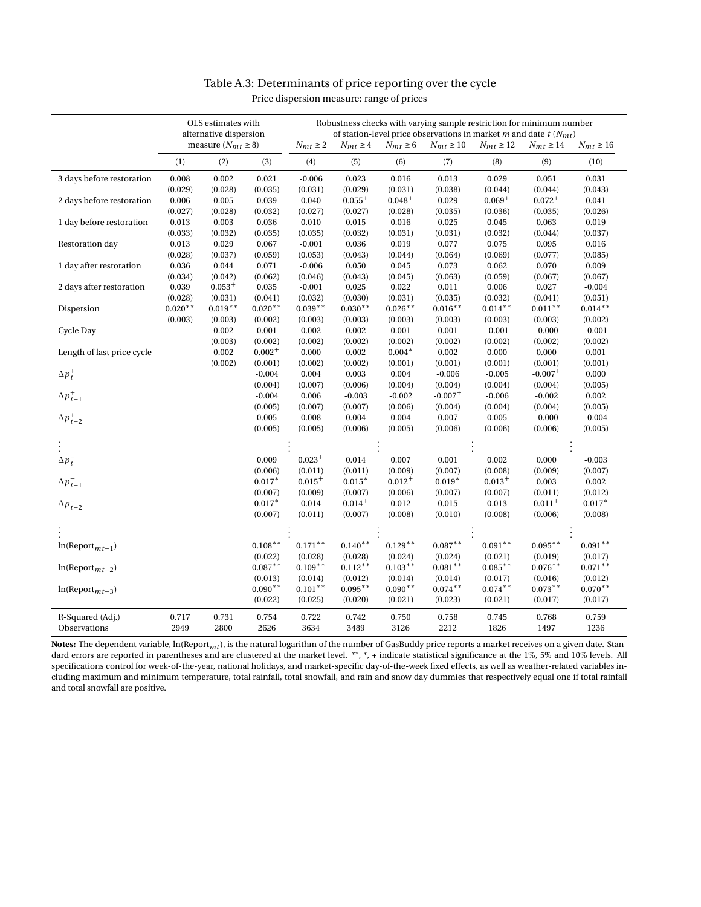# Table A.3: Determinants of price reporting over the cycle

Price dispersion measure: range of prices

| | OLS estimates with alternative dispersion measure ($N_{mt} \geq 8$) | | | Robustness checks with varying sample restriction for minimum number of station-level price observations in market $m$ and date $t$ ($N_{mt}$) | | | | | | |
|---|---|---|---|---|---|---|---|---|---|---|
| | | | | $N_{mt} \geq 2$ | $N_{mt} \geq 4$ | $N_{mt} \geq 6$ | $N_{mt} \geq 10$ | $N_{mt} \geq 12$ | $N_{mt} \geq 14$ | $N_{mt} \geq 16$ |
| | (1) | (2) | (3) | (4) | (5) | (6) | (7) | (8) | (9) | (10) |
| 3 days before restoration | 0.008 | 0.002 | 0.021 | -0.006 | 0.023 | 0.016 | 0.013 | 0.029 | 0.051 | 0.031 |
| | (0.029) | (0.028) | (0.035) | (0.031) | (0.029) | (0.031) | (0.038) | (0.044) | (0.044) | (0.043) |
| 2 days before restoration | 0.006 | 0.005 | 0.039 | 0.040 | $0.055^{+}$ | $0.048^{+}$ | 0.029 | $0.069^{+}$ | $0.072^{+}$ | 0.041 |
| | (0.027) | (0.028) | (0.032) | (0.027) | (0.027) | (0.028) | (0.035) | (0.036) | (0.035) | (0.026) |
| 1 day before restoration | 0.013 | 0.003 | 0.036 | 0.010 | 0.015 | 0.016 | 0.025 | 0.045 | 0.063 | 0.019 |
| | (0.033) | (0.032) | (0.035) | (0.035) | (0.032) | (0.031) | (0.031) | (0.032) | (0.044) | (0.037) |
| Restoration day | 0.013 | 0.029 | 0.067 | -0.001 | 0.036 | 0.019 | 0.077 | 0.075 | 0.095 | 0.016 |
| | (0.028) | (0.037) | (0.059) | (0.053) | (0.043) | (0.044) | (0.064) | (0.069) | (0.077) | (0.085) |
| 1 day after restoration | 0.036 | 0.044 | 0.071 | -0.006 | 0.050 | 0.045 | 0.073 | 0.062 | 0.070 | 0.009 |
| | (0.034) | (0.042) | (0.062) | (0.046) | (0.043) | (0.045) | (0.063) | (0.059) | (0.067) | (0.067) |
| 2 days after restoration | 0.039 | $0.053^{+}$ | 0.035 | -0.001 | 0.025 | 0.022 | 0.011 | 0.006 | 0.027 | -0.004 |
| | (0.028) | (0.031) | (0.041) | (0.032) | (0.030) | (0.031) | (0.035) | (0.032) | (0.041) | (0.051) |
| Dispersion | $0.020^{**}$ | $0.019^{**}$ | $0.020^{**}$ | $0.039^{**}$ | $0.030^{**}$ | $0.026^{**}$ | $0.016^{**}$ | $0.014^{**}$ | $0.011^{**}$ | $0.014^{**}$ |
| | (0.003) | (0.003) | (0.002) | (0.003) | (0.003) | (0.003) | (0.003) | (0.003) | (0.003) | (0.002) |
| Cycle Day | | 0.002 | 0.001 | 0.002 | 0.002 | 0.001 | 0.001 | -0.001 | -0.000 | -0.001 |
| | | (0.003) | (0.002) | (0.002) | (0.002) | (0.002) | (0.002) | (0.002) | (0.002) | (0.002) |
| Length of last price cycle | | 0.002 | $0.002^{+}$ | 0.000 | 0.002 | $0.004^{*}$ | 0.002 | 0.000 | 0.000 | 0.001 |
| | | (0.002) | (0.001) | (0.002) | (0.002) | (0.001) | (0.001) | (0.001) | (0.001) | (0.001) |
| $\Delta p^{+}_{t}$ | | | -0.004 | 0.004 | 0.003 | 0.004 | -0.006 | -0.005 | $-0.007^{+}$ | 0.000 |
| | | | (0.004) | (0.007) | (0.006) | (0.004) | (0.004) | (0.004) | (0.004) | (0.005) |
| $\Delta p^{+}_{t-1}$ | | | -0.004 | 0.006 | -0.003 | -0.002 | $-0.007^{+}$ | -0.006 | -0.002 | 0.002 |
| | | | (0.005) | (0.007) | (0.007) | (0.006) | (0.004) | (0.004) | (0.004) | (0.005) |
| $\Delta p^{+}_{t-2}$ | | | 0.005 | 0.008 | 0.004 | 0.004 | 0.007 | 0.005 | -0.000 | -0.004 |
| | | | (0.005) | (0.005) | (0.006) | (0.005) | (0.006) | (0.006) | (0.006) | (0.005) |
| ⋮ | | | | ⋮ | | ⋮ | | ⋮ | | ⋮ |
| $\Delta p^{-}_{t}$ | | | 0.009 | $0.023^{+}$ | 0.014 | 0.007 | 0.001 | 0.002 | 0.000 | -0.003 |
| | | | (0.006) | (0.011) | (0.011) | (0.009) | (0.007) | (0.008) | (0.009) | (0.007) |
| $\Delta p^{-}_{t-1}$ | | | $0.017^{*}$ | $0.015^{+}$ | $0.015^{*}$ | $0.012^{+}$ | $0.019^{*}$ | $0.013^{+}$ | 0.003 | 0.002 |
| | | | (0.007) | (0.009) | (0.007) | (0.006) | (0.007) | (0.007) | (0.011) | (0.012) |
| $\Delta p^{-}_{t-2}$ | | | $0.017^{*}$ | 0.014 | $0.014^{+}$ | 0.012 | 0.015 | 0.013 | $0.011^{+}$ | $0.017^{*}$ |
| | | | (0.007) | (0.011) | (0.007) | (0.008) | (0.010) | (0.008) | (0.006) | (0.008) |
| ⋮ | | | | ⋮ | | ⋮ | | ⋮ | | ⋮ |
| $\ln(\text{Report}_{mt-1})$ | | | $0.108^{**}$ | $0.171^{**}$ | $0.140^{**}$ | $0.129^{**}$ | $0.087^{**}$ | $0.091^{**}$ | $0.095^{**}$ | $0.091^{**}$ |
| | | | (0.022) | (0.028) | (0.028) | (0.024) | (0.024) | (0.021) | (0.019) | (0.017) |
| $\ln(\text{Report}_{mt-2})$ | | | $0.087^{**}$ | $0.109^{**}$ | $0.112^{**}$ | $0.103^{**}$ | $0.081^{**}$ | $0.085^{**}$ | $0.076^{**}$ | $0.071^{**}$ |
| | | | (0.013) | (0.014) | (0.012) | (0.014) | (0.014) | (0.017) | (0.016) | (0.012) |
| $\ln(\text{Report}_{mt-3})$ | | | $0.090^{**}$ | $0.101^{**}$ | $0.095^{**}$ | $0.090^{**}$ | $0.074^{**}$ | $0.074^{**}$ | $0.073^{**}$ | $0.070^{**}$ |
| | | | (0.022) | (0.025) | (0.020) | (0.021) | (0.023) | (0.021) | (0.017) | (0.017) |
| R-Squared (Adj.) | 0.717 | 0.731 | 0.754 | 0.722 | 0.742 | 0.750 | 0.758 | 0.745 | 0.768 | 0.759 |
| Observations | 2949 | 2800 | 2626 | 3634 | 3489 | 3126 | 2212 | 1826 | 1497 | 1236 |

**Notes:** The dependent variable, $\ln(\text{Report}_{mt})$, is the natural logarithm of the number of GasBuddy price reports a market receives on a given date. Standard errors are reported in parentheses and are clustered at the market level. **, *, + indicate statistical significance at the 1%, 5% and 10% levels. All specifications control for week-of-the-year, national holidays, and market-specific day-of-the-week fixed effects, as well as weather-related variables including maximum and minimum temperature, total rainfall, total snowfall, and rain and snow day dummies that respectively equal one if total rainfall and total snowfall are positive.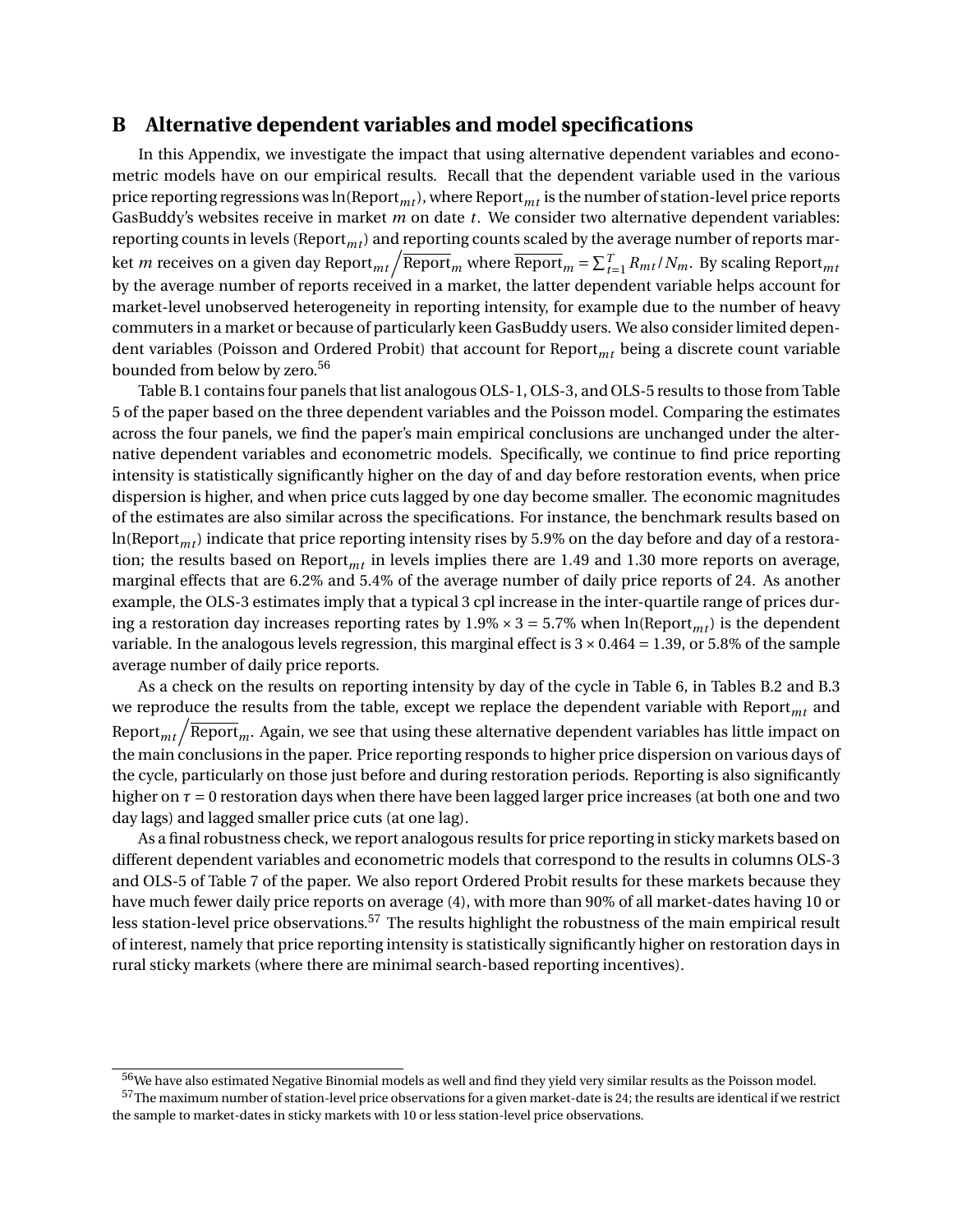## B Alternative dependent variables and model specifications

In this Appendix, we investigate the impact that using alternative dependent variables and econometric models have on our empirical results. Recall that the dependent variable used in the various price reporting regressions was $\ln(\text{Report}_{mt})$, where $\text{Report}_{mt}$ is the number of station-level price reports GasBuddy's websites receive in market $m$ on date $t$. We consider two alternative dependent variables: reporting counts in levels ($\text{Report}_{mt}$) and reporting counts scaled by the average number of reports market $m$ receives on a given day $\text{Report}_{mt} \big/ \overline{\text{Report}}_m$ where $\overline{\text{Report}}_m = \sum_{t=1}^{T} R_{mt}/N_m$. By scaling $\text{Report}_{mt}$ by the average number of reports received in a market, the latter dependent variable helps account for market-level unobserved heterogeneity in reporting intensity, for example due to the number of heavy commuters in a market or because of particularly keen GasBuddy users. We also consider limited dependent variables (Poisson and Ordered Probit) that account for $\text{Report}_{mt}$ being a discrete count variable bounded from below by zero.[56]

Table B.1 contains four panels that list analogous OLS-1, OLS-3, and OLS-5 results to those from Table 5 of the paper based on the three dependent variables and the Poisson model. Comparing the estimates across the four panels, we find the paper's main empirical conclusions are unchanged under the alternative dependent variables and econometric models. Specifically, we continue to find price reporting intensity is statistically significantly higher on the day of and day before restoration events, when price dispersion is higher, and when price cuts lagged by one day become smaller. The economic magnitudes of the estimates are also similar across the specifications. For instance, the benchmark results based on $\ln(\text{Report}_{mt})$ indicate that price reporting intensity rises by 5.9% on the day before and day of a restoration; the results based on $\text{Report}_{mt}$ in levels implies there are 1.49 and 1.30 more reports on average, marginal effects that are 6.2% and 5.4% of the average number of daily price reports of 24. As another example, the OLS-3 estimates imply that a typical 3 cpl increase in the inter-quartile range of prices during a restoration day increases reporting rates by $1.9\% \times 3 = 5.7\%$ when $\ln(\text{Report}_{mt})$ is the dependent variable. In the analogous levels regression, this marginal effect is $3 \times 0.464 = 1.39$, or 5.8% of the sample average number of daily price reports.

As a check on the results on reporting intensity by day of the cycle in Table 6, in Tables B.2 and B.3 we reproduce the results from the table, except we replace the dependent variable with $\text{Report}_{mt}$ and $\text{Report}_{mt} \big/ \overline{\text{Report}}_m$. Again, we see that using these alternative dependent variables has little impact on the main conclusions in the paper. Price reporting responds to higher price dispersion on various days of the cycle, particularly on those just before and during restoration periods. Reporting is also significantly higher on $\tau = 0$ restoration days when there have been lagged larger price increases (at both one and two day lags) and lagged smaller price cuts (at one lag).

As a final robustness check, we report analogous results for price reporting in sticky markets based on different dependent variables and econometric models that correspond to the results in columns OLS-3 and OLS-5 of Table 7 of the paper. We also report Ordered Probit results for these markets because they have much fewer daily price reports on average (4), with more than 90% of all market-dates having 10 or less station-level price observations.[57] The results highlight the robustness of the main empirical result of interest, namely that price reporting intensity is statistically significantly higher on restoration days in rural sticky markets (where there are minimal search-based reporting incentives).

[56] We have also estimated Negative Binomial models as well and find they yield very similar results as the Poisson model.

[57] The maximum number of station-level price observations for a given market-date is 24; the results are identical if we restrict the sample to market-dates in sticky markets with 10 or less station-level price observations.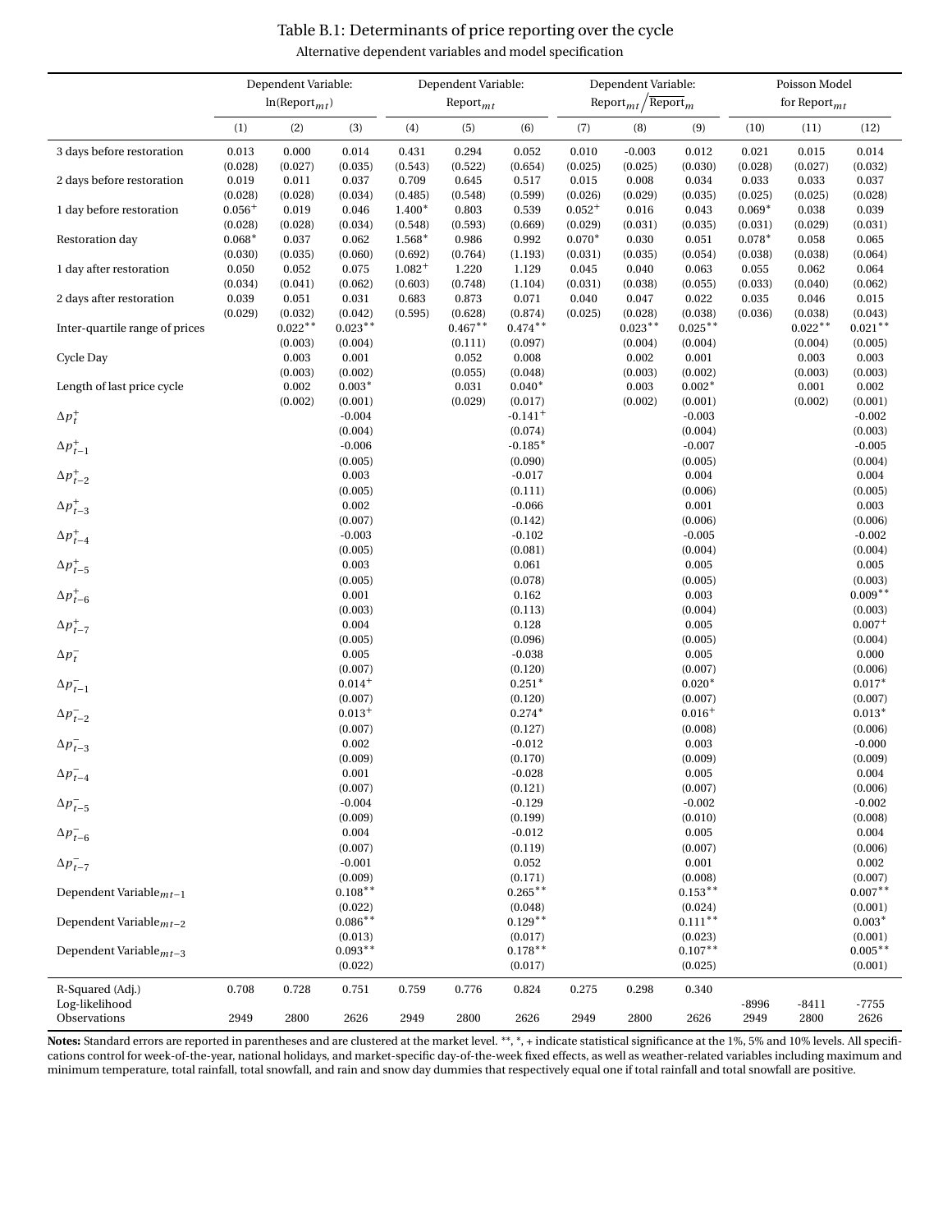Table B.1: Determinants of price reporting over the cycle

Alternative dependent variables and model specification

| | Dependent Variable: $\ln(\text{Report}_{mt})$ | | | Dependent Variable: $\text{Report}_{mt}$ | | | Dependent Variable: $\text{Report}_{mt}/\overline{\text{Report}}_{m}$ | | | Poisson Model for $\text{Report}_{mt}$ | | |
|---|---|---|---|---|---|---|---|---|---|---|---|---|
| | (1) | (2) | (3) | (4) | (5) | (6) | (7) | (8) | (9) | (10) | (11) | (12) |
| 3 days before restoration | 0.013 | 0.000 | 0.014 | 0.431 | 0.294 | 0.052 | 0.010 | -0.003 | 0.012 | 0.021 | 0.015 | 0.014 |
| | (0.028) | (0.027) | (0.035) | (0.543) | (0.522) | (0.654) | (0.025) | (0.025) | (0.030) | (0.028) | (0.027) | (0.032) |
| 2 days before restoration | 0.019 | 0.011 | 0.037 | 0.709 | 0.645 | 0.517 | 0.015 | 0.008 | 0.034 | 0.033 | 0.033 | 0.037 |
| | (0.028) | (0.028) | (0.034) | (0.485) | (0.548) | (0.599) | (0.026) | (0.029) | (0.035) | (0.025) | (0.025) | (0.028) |
| 1 day before restoration | $0.056^{+}$ | 0.019 | 0.046 | $1.400^{*}$ | 0.803 | 0.539 | $0.052^{+}$ | 0.016 | 0.043 | $0.069^{*}$ | 0.038 | 0.039 |
| | (0.028) | (0.028) | (0.034) | (0.548) | (0.593) | (0.669) | (0.029) | (0.031) | (0.035) | (0.031) | (0.029) | (0.031) |
| Restoration day | $0.068^{*}$ | 0.037 | 0.062 | $1.568^{*}$ | 0.986 | 0.992 | $0.070^{*}$ | 0.030 | 0.051 | $0.078^{*}$ | 0.058 | 0.065 |
| | (0.030) | (0.035) | (0.060) | (0.692) | (0.764) | (1.193) | (0.031) | (0.035) | (0.054) | (0.038) | (0.038) | (0.064) |
| 1 day after restoration | 0.050 | 0.052 | 0.075 | $1.082^{+}$ | 1.220 | 1.129 | 0.045 | 0.040 | 0.063 | 0.055 | 0.062 | 0.064 |
| | (0.034) | (0.041) | (0.062) | (0.603) | (0.748) | (1.104) | (0.031) | (0.038) | (0.055) | (0.033) | (0.040) | (0.062) |
| 2 days after restoration | 0.039 | 0.051 | 0.031 | 0.683 | 0.873 | 0.071 | 0.040 | 0.047 | 0.022 | 0.035 | 0.046 | 0.015 |
| | (0.029) | (0.032) | (0.042) | (0.595) | (0.628) | (0.874) | (0.025) | (0.028) | (0.038) | (0.036) | (0.038) | (0.043) |
| Inter-quartile range of prices | | $0.022^{**}$ | $0.023^{**}$ | | $0.467^{**}$ | $0.474^{**}$ | | $0.023^{**}$ | $0.025^{**}$ | | $0.022^{**}$ | $0.021^{**}$ |
| | | (0.003) | (0.004) | | (0.111) | (0.097) | | (0.004) | (0.004) | | (0.004) | (0.005) |
| Cycle Day | | 0.003 | 0.001 | | 0.052 | 0.008 | | 0.002 | 0.001 | | 0.003 | 0.003 |
| | | (0.003) | (0.002) | | (0.055) | (0.048) | | (0.003) | (0.002) | | (0.003) | (0.003) |
| Length of last price cycle | | 0.002 | $0.003^{*}$ | | 0.031 | $0.040^{*}$ | | 0.003 | $0.002^{*}$ | | 0.001 | 0.002 |
| | | (0.002) | (0.001) | | (0.029) | (0.017) | | (0.002) | (0.001) | | (0.002) | (0.001) |
| $\Delta p^{+}_{t}$ | | | -0.004 | | | $-0.141^{+}$ | | | -0.003 | | | -0.002 |
| | | | (0.004) | | | (0.074) | | | (0.004) | | | (0.003) |
| $\Delta p^{+}_{t-1}$ | | | -0.006 | | | $-0.185^{*}$ | | | -0.007 | | | -0.005 |
| | | | (0.005) | | | (0.090) | | | (0.005) | | | (0.004) |
| $\Delta p^{+}_{t-2}$ | | | 0.003 | | | -0.017 | | | 0.004 | | | 0.004 |
| | | | (0.005) | | | (0.111) | | | (0.006) | | | (0.005) |
| $\Delta p^{+}_{t-3}$ | | | 0.002 | | | -0.066 | | | 0.001 | | | 0.003 |
| | | | (0.007) | | | (0.142) | | | (0.006) | | | (0.006) |
| $\Delta p^{+}_{t-4}$ | | | -0.003 | | | -0.102 | | | -0.005 | | | -0.002 |
| | | | (0.005) | | | (0.081) | | | (0.004) | | | (0.004) |
| $\Delta p^{+}_{t-5}$ | | | 0.003 | | | 0.061 | | | 0.005 | | | 0.005 |
| | | | (0.005) | | | (0.078) | | | (0.005) | | | (0.003) |
| $\Delta p^{+}_{t-6}$ | | | 0.001 | | | 0.162 | | | 0.003 | | | $0.009^{**}$ |
| | | | (0.003) | | | (0.113) | | | (0.004) | | | (0.003) |
| $\Delta p^{+}_{t-7}$ | | | 0.004 | | | 0.128 | | | 0.005 | | | $0.007^{+}$ |
| | | | (0.005) | | | (0.096) | | | (0.005) | | | (0.004) |
| $\Delta p^{-}_{t}$ | | | 0.005 | | | -0.038 | | | 0.005 | | | 0.000 |
| | | | (0.007) | | | (0.120) | | | (0.007) | | | (0.006) |
| $\Delta p^{-}_{t-1}$ | | | $0.014^{+}$ | | | $0.251^{*}$ | | | $0.020^{*}$ | | | $0.017^{*}$ |
| | | | (0.007) | | | (0.120) | | | (0.007) | | | (0.007) |
| $\Delta p^{-}_{t-2}$ | | | $0.013^{+}$ | | | $0.274^{*}$ | | | $0.016^{+}$ | | | $0.013^{*}$ |
| | | | (0.007) | | | (0.127) | | | (0.008) | | | (0.006) |
| $\Delta p^{-}_{t-3}$ | | | 0.002 | | | -0.012 | | | 0.003 | | | -0.000 |
| | | | (0.009) | | | (0.170) | | | (0.009) | | | (0.009) |
| $\Delta p^{-}_{t-4}$ | | | 0.001 | | | -0.028 | | | 0.005 | | | 0.004 |
| | | | (0.007) | | | (0.121) | | | (0.007) | | | (0.006) |
| $\Delta p^{-}_{t-5}$ | | | -0.004 | | | -0.129 | | | -0.002 | | | -0.002 |
| | | | (0.009) | | | (0.199) | | | (0.010) | | | (0.008) |
| $\Delta p^{-}_{t-6}$ | | | 0.004 | | | -0.012 | | | 0.005 | | | 0.004 |
| | | | (0.007) | | | (0.119) | | | (0.007) | | | (0.006) |
| $\Delta p^{-}_{t-7}$ | | | -0.001 | | | 0.052 | | | 0.001 | | | 0.002 |
| | | | (0.009) | | | (0.171) | | | (0.008) | | | (0.007) |
| Dependent $\text{Variable}_{mt-1}$ | | | $0.108^{**}$ | | | $0.265^{**}$ | | | $0.153^{**}$ | | | $0.007^{**}$ |
| | | | (0.022) | | | (0.048) | | | (0.024) | | | (0.001) |
| Dependent $\text{Variable}_{mt-2}$ | | | $0.086^{**}$ | | | $0.129^{**}$ | | | $0.111^{**}$ | | | $0.003^{*}$ |
| | | | (0.013) | | | (0.017) | | | (0.023) | | | (0.001) |
| Dependent $\text{Variable}_{mt-3}$ | | | $0.093^{**}$ | | | $0.178^{**}$ | | | $0.107^{**}$ | | | $0.005^{**}$ |
| | | | (0.022) | | | (0.017) | | | (0.025) | | | (0.001) |
| R-Squared (Adj.) | 0.708 | 0.728 | 0.751 | 0.759 | 0.776 | 0.824 | 0.275 | 0.298 | 0.340 | | | |
| Log-likelihood | | | | | | | | | | -8996 | -8411 | -7755 |
| Observations | 2949 | 2800 | 2626 | 2949 | 2800 | 2626 | 2949 | 2800 | 2626 | 2949 | 2800 | 2626 |

**Notes:** Standard errors are reported in parentheses and are clustered at the market level. **, *, + indicate statistical significance at the 1%, 5% and 10% levels. All specifications control for week-of-the-year, national holidays, and market-specific day-of-the-week fixed effects, as well as weather-related variables including maximum and minimum temperature, total rainfall, total snowfall, and rain and snow day dummies that respectively equal one if total rainfall and total snowfall are positive.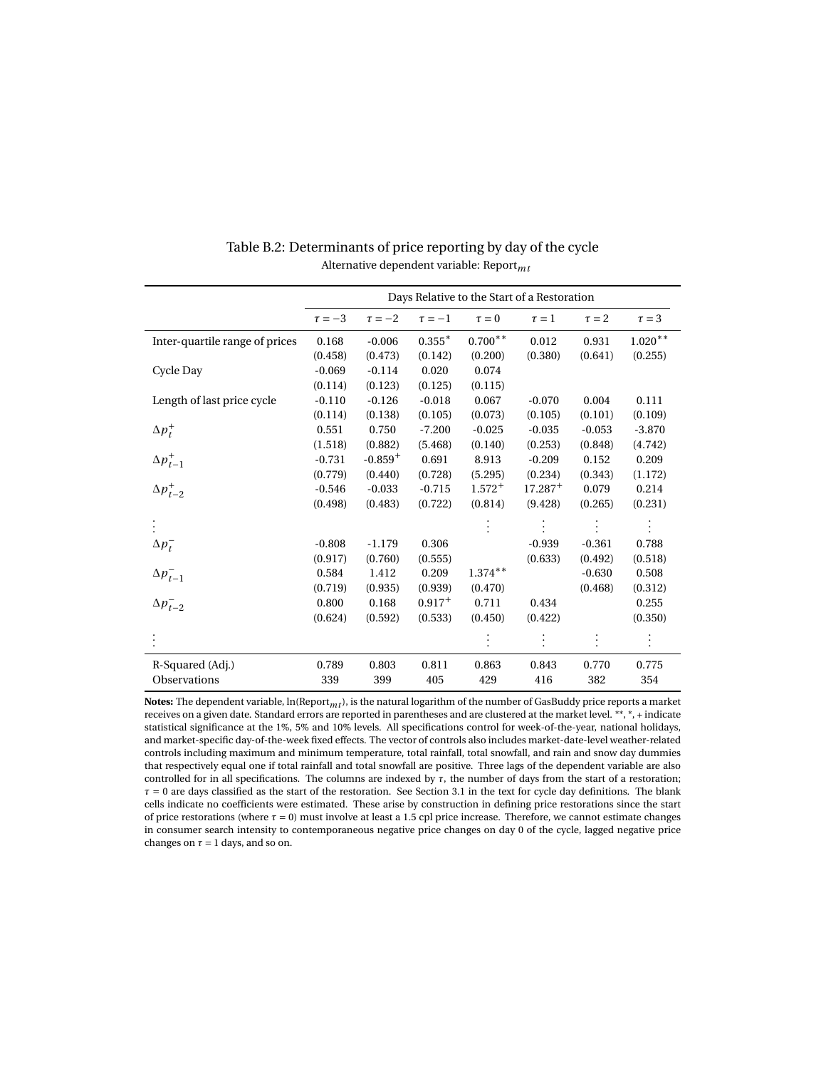Table B.2: Determinants of price reporting by day of the cycle

Alternative dependent variable: $\text{Report}_{mt}$

| | Days Relative to the Start of a Restoration | | | | | | |
|---|---|---|---|---|---|---|---|
| | $\tau=-3$ | $\tau=-2$ | $\tau=-1$ | $\tau=0$ | $\tau=1$ | $\tau=2$ | $\tau=3$ |
| Inter-quartile range of prices | 0.168 | -0.006 | $0.355^{*}$ | $0.700^{**}$ | 0.012 | 0.931 | $1.020^{**}$ |
| | (0.458) | (0.473) | (0.142) | (0.200) | (0.380) | (0.641) | (0.255) |
| Cycle Day | -0.069 | -0.114 | 0.020 | 0.074 | | | |
| | (0.114) | (0.123) | (0.125) | (0.115) | | | |
| Length of last price cycle | -0.110 | -0.126 | -0.018 | 0.067 | -0.070 | 0.004 | 0.111 |
| | (0.114) | (0.138) | (0.105) | (0.073) | (0.105) | (0.101) | (0.109) |
| $\Delta p_t^+$ | 0.551 | 0.750 | -7.200 | -0.025 | -0.035 | -0.053 | -3.870 |
| | (1.518) | (0.882) | (5.468) | (0.140) | (0.253) | (0.848) | (4.742) |
| $\Delta p_{t-1}^+$ | -0.731 | $-0.859^{+}$ | 0.691 | 8.913 | -0.209 | 0.152 | 0.209 |
| | (0.779) | (0.440) | (0.728) | (5.295) | (0.234) | (0.343) | (1.172) |
| $\Delta p_{t-2}^+$ | -0.546 | -0.033 | -0.715 | $1.572^{+}$ | $17.287^{+}$ | 0.079 | 0.214 |
| | (0.498) | (0.483) | (0.722) | (0.814) | (9.428) | (0.265) | (0.231) |
| ⋮ | | | | ⋮ | ⋮ | ⋮ | ⋮ |
| $\Delta p_t^-$ | -0.808 | -1.179 | 0.306 | | -0.939 | -0.361 | 0.788 |
| | (0.917) | (0.760) | (0.555) | | (0.633) | (0.492) | (0.518) |
| $\Delta p_{t-1}^-$ | 0.584 | 1.412 | 0.209 | $1.374^{**}$ | | -0.630 | 0.508 |
| | (0.719) | (0.935) | (0.939) | (0.470) | | (0.468) | (0.312) |
| $\Delta p_{t-2}^-$ | 0.800 | 0.168 | $0.917^{+}$ | 0.711 | 0.434 | | 0.255 |
| | (0.624) | (0.592) | (0.533) | (0.450) | (0.422) | | (0.350) |
| ⋮ | | | | ⋮ | ⋮ | ⋮ | ⋮ |
| R-Squared (Adj.) | 0.789 | 0.803 | 0.811 | 0.863 | 0.843 | 0.770 | 0.775 |
| Observations | 339 | 399 | 405 | 429 | 416 | 382 | 354 |

**Notes:** The dependent variable, $\ln(\text{Report}_{mt})$, is the natural logarithm of the number of GasBuddy price reports a market receives on a given date. Standard errors are reported in parentheses and are clustered at the market level. **, *, + indicate statistical significance at the 1%, 5% and 10% levels. All specifications control for week-of-the-year, national holidays, and market-specific day-of-the-week fixed effects. The vector of controls also includes market-date-level weather-related controls including maximum and minimum temperature, total rainfall, total snowfall, and rain and snow day dummies that respectively equal one if total rainfall and total snowfall are positive. Three lags of the dependent variable are also controlled for in all specifications. The columns are indexed by $\tau$, the number of days from the start of a restoration; $\tau = 0$ are days classified as the start of the restoration. See Section 3.1 in the text for cycle day definitions. The blank cells indicate no coefficients were estimated. These arise by construction in defining price restorations since the start of price restorations (where $\tau = 0$) must involve at least a 1.5 cpl price increase. Therefore, we cannot estimate changes in consumer search intensity to contemporaneous negative price changes on day 0 of the cycle, lagged negative price changes on $\tau = 1$ days, and so on.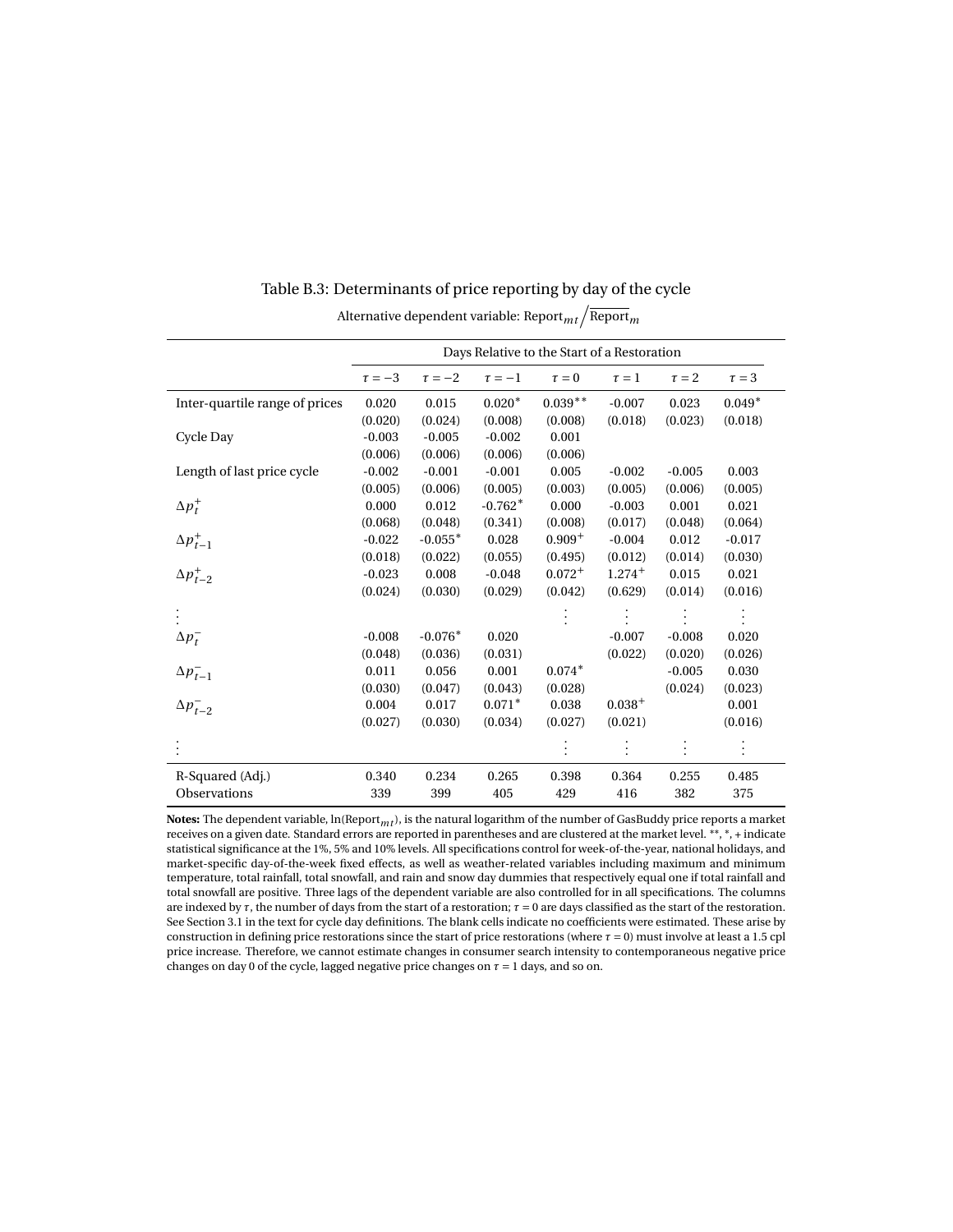Table B.3: Determinants of price reporting by day of the cycle

Alternative dependent variable: $\text{Report}_{mt} \big/ \overline{\text{Report}}_m$

| | Days Relative to the Start of a Restoration | | | | | | |
|---|---|---|---|---|---|---|---|
| | $\tau = -3$ | $\tau = -2$ | $\tau = -1$ | $\tau = 0$ | $\tau = 1$ | $\tau = 2$ | $\tau = 3$ |
| Inter-quartile range of prices | 0.020 | 0.015 | 0.020* | 0.039** | -0.007 | 0.023 | 0.049* |
| | (0.020) | (0.024) | (0.008) | (0.008) | (0.018) | (0.023) | (0.018) |
| Cycle Day | -0.003 | -0.005 | -0.002 | 0.001 | | | |
| | (0.006) | (0.006) | (0.006) | (0.006) | | | |
| Length of last price cycle | -0.002 | -0.001 | -0.001 | 0.005 | -0.002 | -0.005 | 0.003 |
| | (0.005) | (0.006) | (0.005) | (0.003) | (0.005) | (0.006) | (0.005) |
| $\Delta p_t^+$ | 0.000 | 0.012 | -0.762* | 0.000 | -0.003 | 0.001 | 0.021 |
| | (0.068) | (0.048) | (0.341) | (0.008) | (0.017) | (0.048) | (0.064) |
| $\Delta p_{t-1}^+$ | -0.022 | -0.055* | 0.028 | 0.909+ | -0.004 | 0.012 | -0.017 |
| | (0.018) | (0.022) | (0.055) | (0.495) | (0.012) | (0.014) | (0.030) |
| $\Delta p_{t-2}^+$ | -0.023 | 0.008 | -0.048 | 0.072+ | 1.274+ | 0.015 | 0.021 |
| | (0.024) | (0.030) | (0.029) | (0.042) | (0.629) | (0.014) | (0.016) |
| $\vdots$ | | | | $\vdots$ | $\vdots$ | $\vdots$ | $\vdots$ |
| $\Delta p_t^-$ | -0.008 | -0.076* | 0.020 | | -0.007 | -0.008 | 0.020 |
| | (0.048) | (0.036) | (0.031) | | (0.022) | (0.020) | (0.026) |
| $\Delta p_{t-1}^-$ | 0.011 | 0.056 | 0.001 | 0.074* | | -0.005 | 0.030 |
| | (0.030) | (0.047) | (0.043) | (0.028) | | (0.024) | (0.023) |
| $\Delta p_{t-2}^-$ | 0.004 | 0.017 | 0.071* | 0.038 | 0.038+ | | 0.001 |
| | (0.027) | (0.030) | (0.034) | (0.027) | (0.021) | | (0.016) |
| $\vdots$ | | | | $\vdots$ | $\vdots$ | $\vdots$ | $\vdots$ |
| R-Squared (Adj.) | 0.340 | 0.234 | 0.265 | 0.398 | 0.364 | 0.255 | 0.485 |
| Observations | 339 | 399 | 405 | 429 | 416 | 382 | 375 |

**Notes:** The dependent variable, $\ln(\text{Report}_{mt})$, is the natural logarithm of the number of GasBuddy price reports a market receives on a given date. Standard errors are reported in parentheses and are clustered at the market level. **, *, + indicate statistical significance at the 1%, 5% and 10% levels. All specifications control for week-of-the-year, national holidays, and market-specific day-of-the-week fixed effects, as well as weather-related variables including maximum and minimum temperature, total rainfall, total snowfall, and rain and snow day dummies that respectively equal one if total rainfall and total snowfall are positive. Three lags of the dependent variable are also controlled for in all specifications. The columns are indexed by $\tau$, the number of days from the start of a restoration; $\tau = 0$ are days classified as the start of the restoration. See Section 3.1 in the text for cycle day definitions. The blank cells indicate no coefficients were estimated. These arise by construction in defining price restorations since the start of price restorations (where $\tau = 0$) must involve at least a 1.5 cpl price increase. Therefore, we cannot estimate changes in consumer search intensity to contemporaneous negative price changes on day 0 of the cycle, lagged negative price changes on $\tau = 1$ days, and so on.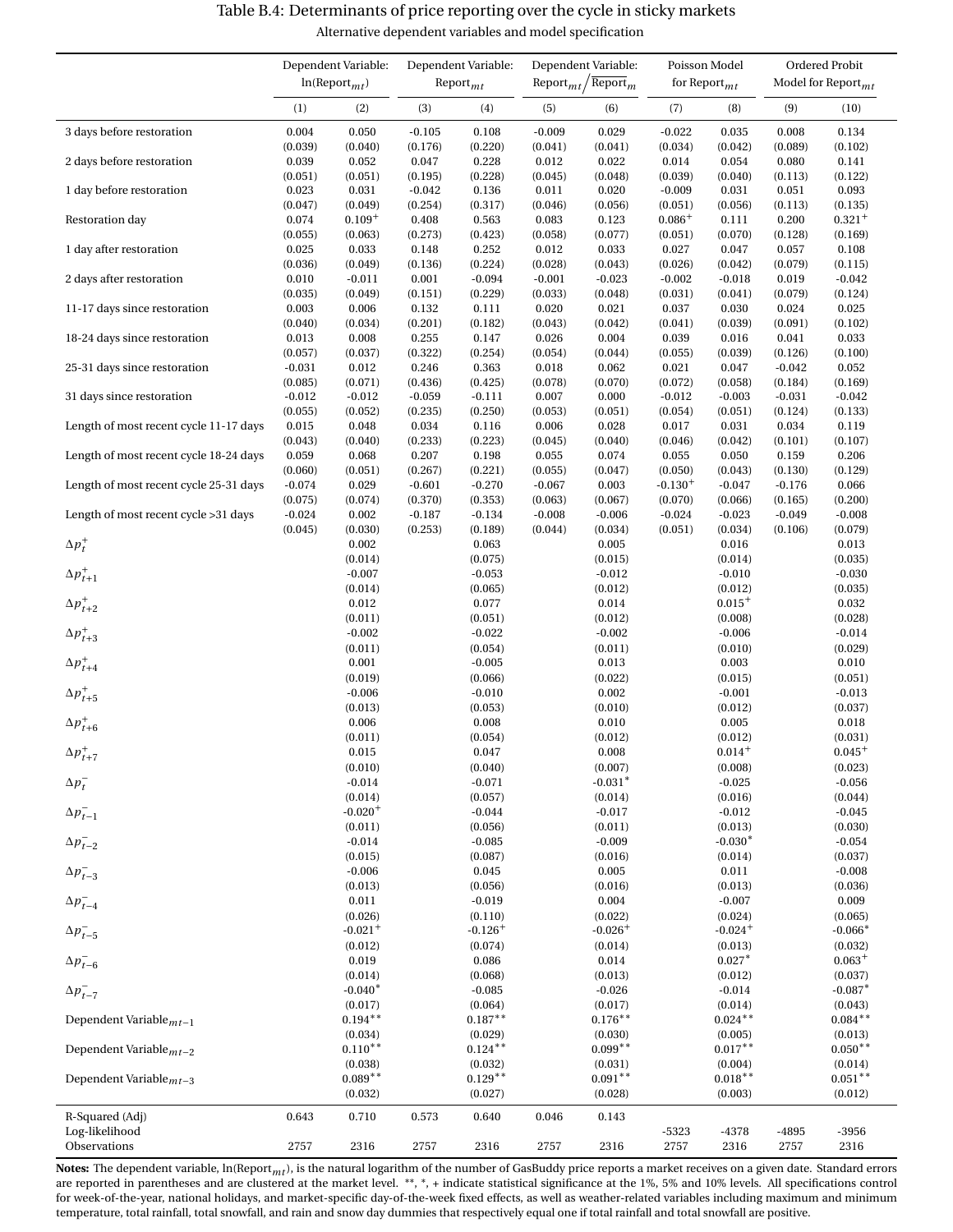# Table B.4: Determinants of price reporting over the cycle in sticky markets

Alternative dependent variables and model specification

| | Dependent Variable: ln(Report$_{mt}$) | | Dependent Variable: Report$_{mt}$ | | Dependent Variable: Report$_{mt}$/$\overline{\text{Report}}_m$ | | Poisson Model for Report$_{mt}$ | | Ordered Probit Model for Report$_{mt}$ | |
|---|---|---|---|---|---|---|---|---|---|---|
| | (1) | (2) | (3) | (4) | (5) | (6) | (7) | (8) | (9) | (10) |
| 3 days before restoration | 0.004 | 0.050 | -0.105 | 0.108 | -0.009 | 0.029 | -0.022 | 0.035 | 0.008 | 0.134 |
| | (0.039) | (0.040) | (0.176) | (0.220) | (0.041) | (0.041) | (0.034) | (0.042) | (0.089) | (0.102) |
| 2 days before restoration | 0.039 | 0.052 | 0.047 | 0.228 | 0.012 | 0.022 | 0.014 | 0.054 | 0.080 | 0.141 |
| | (0.051) | (0.051) | (0.195) | (0.228) | (0.045) | (0.048) | (0.039) | (0.040) | (0.113) | (0.122) |
| 1 day before restoration | 0.023 | 0.031 | -0.042 | 0.136 | 0.011 | 0.020 | -0.009 | 0.031 | 0.051 | 0.093 |
| | (0.047) | (0.049) | (0.254) | (0.317) | (0.046) | (0.056) | (0.051) | (0.056) | (0.113) | (0.135) |
| Restoration day | 0.074 | 0.109$^{+}$ | 0.408 | 0.563 | 0.083 | 0.123 | 0.086$^{+}$ | 0.111 | 0.200 | 0.321$^{+}$ |
| | (0.055) | (0.063) | (0.273) | (0.423) | (0.058) | (0.077) | (0.051) | (0.070) | (0.128) | (0.169) |
| 1 day after restoration | 0.025 | 0.033 | 0.148 | 0.252 | 0.012 | 0.033 | 0.027 | 0.047 | 0.057 | 0.108 |
| | (0.036) | (0.049) | (0.136) | (0.224) | (0.028) | (0.043) | (0.026) | (0.042) | (0.079) | (0.115) |
| 2 days after restoration | 0.010 | -0.011 | 0.001 | -0.094 | -0.001 | -0.023 | -0.002 | -0.018 | 0.019 | -0.042 |
| | (0.035) | (0.049) | (0.151) | (0.229) | (0.033) | (0.048) | (0.031) | (0.041) | (0.079) | (0.124) |
| 11-17 days since restoration | 0.003 | 0.006 | 0.132 | 0.111 | 0.020 | 0.021 | 0.037 | 0.030 | 0.024 | 0.025 |
| | (0.040) | (0.034) | (0.201) | (0.182) | (0.043) | (0.042) | (0.041) | (0.039) | (0.091) | (0.102) |
| 18-24 days since restoration | 0.013 | 0.008 | 0.255 | 0.147 | 0.026 | 0.004 | 0.039 | 0.016 | 0.041 | 0.033 |
| | (0.057) | (0.037) | (0.322) | (0.254) | (0.054) | (0.044) | (0.055) | (0.039) | (0.126) | (0.100) |
| 25-31 days since restoration | -0.031 | 0.012 | 0.246 | 0.363 | 0.018 | 0.062 | 0.021 | 0.047 | -0.042 | 0.052 |
| | (0.085) | (0.071) | (0.436) | (0.425) | (0.078) | (0.070) | (0.072) | (0.058) | (0.184) | (0.169) |
| 31 days since restoration | -0.012 | -0.012 | -0.059 | -0.111 | 0.007 | 0.000 | -0.012 | -0.003 | -0.031 | -0.042 |
| | (0.055) | (0.052) | (0.235) | (0.250) | (0.053) | (0.051) | (0.054) | (0.051) | (0.124) | (0.133) |
| Length of most recent cycle 11-17 days | 0.015 | 0.048 | 0.034 | 0.116 | 0.006 | 0.028 | 0.017 | 0.031 | 0.034 | 0.119 |
| | (0.043) | (0.040) | (0.233) | (0.223) | (0.045) | (0.040) | (0.046) | (0.042) | (0.101) | (0.107) |
| Length of most recent cycle 18-24 days | 0.059 | 0.068 | 0.207 | 0.198 | 0.055 | 0.074 | 0.055 | 0.050 | 0.159 | 0.206 |
| | (0.060) | (0.051) | (0.267) | (0.221) | (0.055) | (0.047) | (0.050) | (0.043) | (0.130) | (0.129) |
| Length of most recent cycle 25-31 days | -0.074 | 0.029 | -0.601 | -0.270 | -0.067 | 0.003 | -0.130$^{+}$ | -0.047 | -0.176 | 0.066 |
| | (0.075) | (0.074) | (0.370) | (0.353) | (0.063) | (0.067) | (0.070) | (0.066) | (0.165) | (0.200) |
| Length of most recent cycle >31 days | -0.024 | 0.002 | -0.187 | -0.134 | -0.008 | -0.006 | -0.024 | -0.023 | -0.049 | -0.008 |
| | (0.045) | (0.030) | (0.253) | (0.189) | (0.044) | (0.034) | (0.051) | (0.034) | (0.106) | (0.079) |
| $\Delta p_t^+$ | | 0.002 | | 0.063 | | 0.005 | | 0.016 | | 0.013 |
| | | (0.014) | | (0.075) | | (0.015) | | (0.014) | | (0.035) |
| $\Delta p_{t+1}^+$ | | -0.007 | | -0.053 | | -0.012 | | -0.010 | | -0.030 |
| | | (0.014) | | (0.065) | | (0.012) | | (0.012) | | (0.035) |
| $\Delta p_{t+2}^+$ | | 0.012 | | 0.077 | | 0.014 | | 0.015$^{+}$ | | 0.032 |
| | | (0.011) | | (0.051) | | (0.012) | | (0.008) | | (0.028) |
| $\Delta p_{t+3}^+$ | | -0.002 | | -0.022 | | -0.002 | | -0.006 | | -0.014 |
| | | (0.011) | | (0.054) | | (0.011) | | (0.010) | | (0.029) |
| $\Delta p_{t+4}^+$ | | 0.001 | | -0.005 | | 0.013 | | 0.003 | | 0.010 |
| | | (0.019) | | (0.066) | | (0.022) | | (0.015) | | (0.051) |
| $\Delta p_{t+5}^+$ | | -0.006 | | -0.010 | | 0.002 | | -0.001 | | -0.013 |
| | | (0.013) | | (0.053) | | (0.010) | | (0.012) | | (0.037) |
| $\Delta p_{t+6}^+$ | | 0.006 | | 0.008 | | 0.010 | | 0.005 | | 0.018 |
| | | (0.011) | | (0.054) | | (0.012) | | (0.012) | | (0.031) |
| $\Delta p_{t+7}^+$ | | 0.015 | | 0.047 | | 0.008 | | 0.014$^{+}$ | | 0.045$^{+}$ |
| | | (0.010) | | (0.040) | | (0.007) | | (0.008) | | (0.023) |
| $\Delta p_t^-$ | | -0.014 | | -0.071 | | -0.031$^{*}$ | | -0.025 | | -0.056 |
| | | (0.014) | | (0.057) | | (0.014) | | (0.016) | | (0.044) |
| $\Delta p_{t-1}^-$ | | -0.020$^{+}$ | | -0.044 | | -0.017 | | -0.012 | | -0.045 |
| | | (0.011) | | (0.056) | | (0.011) | | (0.013) | | (0.030) |
| $\Delta p_{t-2}^-$ | | -0.014 | | -0.085 | | -0.009 | | -0.030$^{*}$ | | -0.054 |
| | | (0.015) | | (0.087) | | (0.016) | | (0.014) | | (0.037) |
| $\Delta p_{t-3}^-$ | | -0.006 | | 0.045 | | 0.005 | | 0.011 | | -0.008 |
| | | (0.013) | | (0.056) | | (0.016) | | (0.013) | | (0.036) |
| $\Delta p_{t-4}^-$ | | 0.011 | | -0.019 | | 0.004 | | -0.007 | | 0.009 |
| | | (0.026) | | (0.110) | | (0.022) | | (0.024) | | (0.065) |
| $\Delta p_{t-5}^-$ | | -0.021$^{+}$ | | -0.126$^{+}$ | | -0.026$^{+}$ | | -0.024$^{+}$ | | -0.066$^{*}$ |
| | | (0.012) | | (0.074) | | (0.014) | | (0.013) | | (0.032) |
| $\Delta p_{t-6}^-$ | | 0.019 | | 0.086 | | 0.014 | | 0.027$^{*}$ | | 0.063$^{+}$ |
| | | (0.014) | | (0.068) | | (0.013) | | (0.012) | | (0.037) |
| $\Delta p_{t-7}^-$ | | -0.040$^{*}$ | | -0.085 | | -0.026 | | -0.014 | | -0.087$^{*}$ |
| | | (0.017) | | (0.064) | | (0.017) | | (0.014) | | (0.043) |
| Dependent Variable$_{mt-1}$ | | 0.194$^{**}$ | | 0.187$^{**}$ | | 0.176$^{**}$ | | 0.024$^{**}$ | | 0.084$^{**}$ |
| | | (0.034) | | (0.029) | | (0.030) | | (0.005) | | (0.013) |
| Dependent Variable$_{mt-2}$ | | 0.110$^{**}$ | | 0.124$^{**}$ | | 0.099$^{**}$ | | 0.017$^{**}$ | | 0.050$^{**}$ |
| | | (0.038) | | (0.032) | | (0.031) | | (0.004) | | (0.014) |
| Dependent Variable$_{mt-3}$ | | 0.089$^{**}$ | | 0.129$^{**}$ | | 0.091$^{**}$ | | 0.018$^{**}$ | | 0.051$^{**}$ |
| | | (0.032) | | (0.027) | | (0.028) | | (0.003) | | (0.012) |
| R-Squared (Adj) | 0.643 | 0.710 | 0.573 | 0.640 | 0.046 | 0.143 | | | | |
| Log-likelihood | | | | | | | -5323 | -4378 | -4895 | -3956 |
| Observations | 2757 | 2316 | 2757 | 2316 | 2757 | 2316 | 2757 | 2316 | 2757 | 2316 |

**Notes:** The dependent variable, ln(Report$_{mt}$), is the natural logarithm of the number of GasBuddy price reports a market receives on a given date. Standard errors are reported in parentheses and are clustered at the market level. **, *, + indicate statistical significance at the 1%, 5% and 10% levels. All specifications control for week-of-the-year, national holidays, and market-specific day-of-the-week fixed effects, as well as weather-related variables including maximum and minimum temperature, total rainfall, total snowfall, and rain and snow day dummies that respectively equal one if total rainfall and total snowfall are positive.